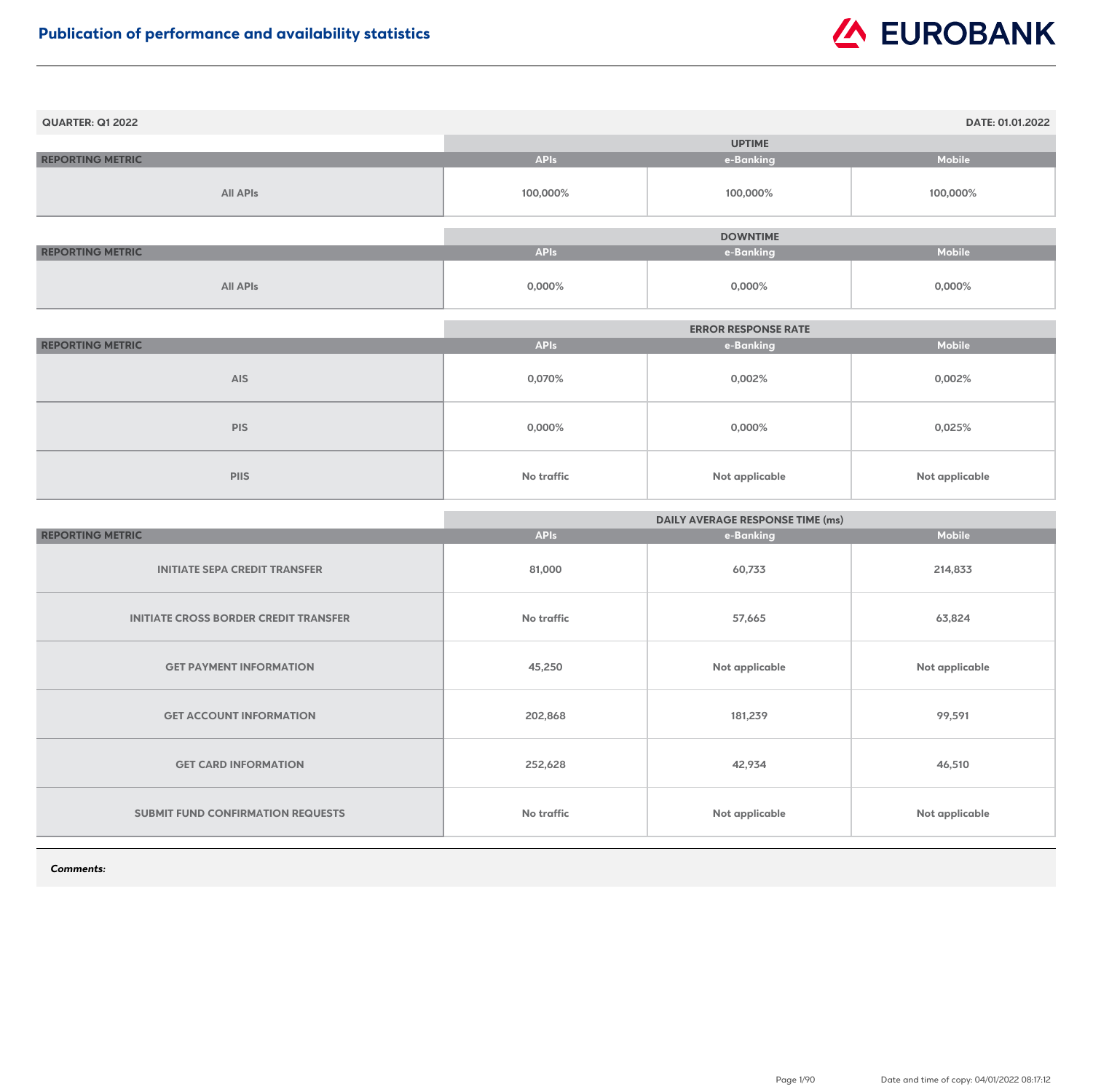# Publication of performance and availability statistics

**QUARTER: Q1 2022** **DATE: 01.01.2022**

| REPORTING METRIC | UPTIME | | |
|---|---|---|---|
| | APIs | e-Banking | Mobile |
| All APIs | 100,000% | 100,000% | 100,000% |

| REPORTING METRIC | DOWNTIME | | |
|---|---|---|---|
| | APIs | e-Banking | Mobile |
| All APIs | 0,000% | 0,000% | 0,000% |

| REPORTING METRIC | ERROR RESPONSE RATE | | |
|---|---|---|---|
| | APIs | e-Banking | Mobile |
| AIS | 0,070% | 0,002% | 0,002% |
| PIS | 0,000% | 0,000% | 0,025% |
| PIIS | No traffic | Not applicable | Not applicable |

| REPORTING METRIC | DAILY AVERAGE RESPONSE TIME (ms) | | |
|---|---|---|---|
| | APIs | e-Banking | Mobile |
| INITIATE SEPA CREDIT TRANSFER | 81,000 | 60,733 | 214,833 |
| INITIATE CROSS BORDER CREDIT TRANSFER | No traffic | 57,665 | 63,824 |
| GET PAYMENT INFORMATION | 45,250 | Not applicable | Not applicable |
| GET ACCOUNT INFORMATION | 202,868 | 181,239 | 99,591 |
| GET CARD INFORMATION | 252,628 | 42,934 | 46,510 |
| SUBMIT FUND CONFIRMATION REQUESTS | No traffic | Not applicable | Not applicable |

***Comments:***

Date and time of copy: 04/01/2022 08:17:12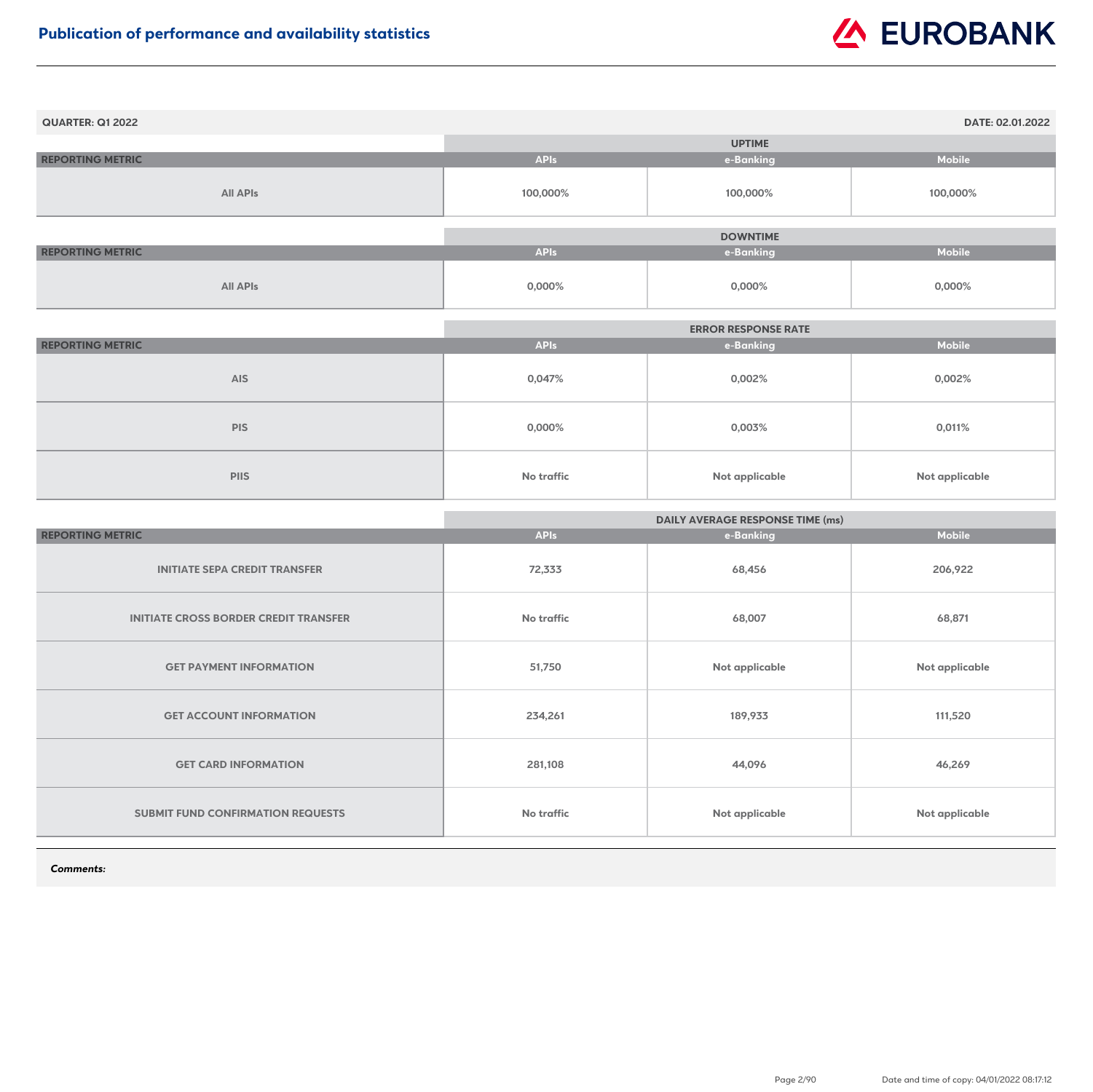# Publication of performance and availability statistics

**QUARTER: Q1 2022** **DATE: 02.01.2022**

| REPORTING METRIC | UPTIME | | |
|---|---|---|---|
| | APIs | e-Banking | Mobile |
| All APIs | 100,000% | 100,000% | 100,000% |

| REPORTING METRIC | DOWNTIME | | |
|---|---|---|---|
| | APIs | e-Banking | Mobile |
| All APIs | 0,000% | 0,000% | 0,000% |

| REPORTING METRIC | ERROR RESPONSE RATE | | |
|---|---|---|---|
| | APIs | e-Banking | Mobile |
| AIS | 0,047% | 0,002% | 0,002% |
| PIS | 0,000% | 0,003% | 0,011% |
| PIIS | No traffic | Not applicable | Not applicable |

| REPORTING METRIC | DAILY AVERAGE RESPONSE TIME (ms) | | |
|---|---|---|---|
| | APIs | e-Banking | Mobile |
| INITIATE SEPA CREDIT TRANSFER | 72,333 | 68,456 | 206,922 |
| INITIATE CROSS BORDER CREDIT TRANSFER | No traffic | 68,007 | 68,871 |
| GET PAYMENT INFORMATION | 51,750 | Not applicable | Not applicable |
| GET ACCOUNT INFORMATION | 234,261 | 189,933 | 111,520 |
| GET CARD INFORMATION | 281,108 | 44,096 | 46,269 |
| SUBMIT FUND CONFIRMATION REQUESTS | No traffic | Not applicable | Not applicable |

***Comments:***

Date and time of copy: 04/01/2022 08:17:12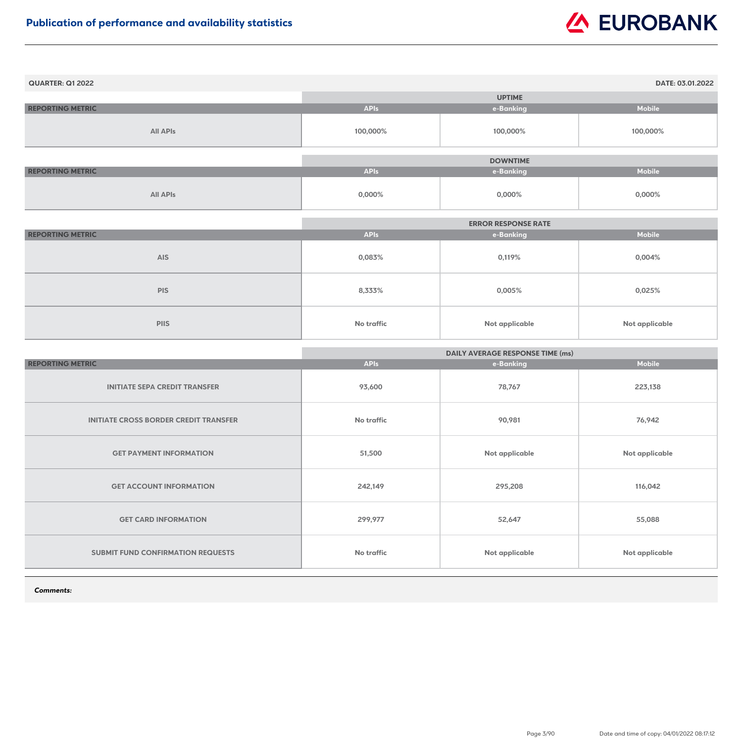# Publication of performance and availability statistics

**QUARTER: Q1 2022** **DATE: 03.01.2022**

| | UPTIME | | |
|---|---|---|---|
| **REPORTING METRIC** | **APIs** | **e-Banking** | **Mobile** |
| All APIs | 100,000% | 100,000% | 100,000% |

| | DOWNTIME | | |
|---|---|---|---|
| **REPORTING METRIC** | **APIs** | **e-Banking** | **Mobile** |
| All APIs | 0,000% | 0,000% | 0,000% |

| | ERROR RESPONSE RATE | | |
|---|---|---|---|
| **REPORTING METRIC** | **APIs** | **e-Banking** | **Mobile** |
| AIS | 0,083% | 0,119% | 0,004% |
| PIS | 8,333% | 0,005% | 0,025% |
| PIIS | No traffic | Not applicable | Not applicable |

| | DAILY AVERAGE RESPONSE TIME (ms) | | |
|---|---|---|---|
| **REPORTING METRIC** | **APIs** | **e-Banking** | **Mobile** |
| INITIATE SEPA CREDIT TRANSFER | 93,600 | 78,767 | 223,138 |
| INITIATE CROSS BORDER CREDIT TRANSFER | No traffic | 90,981 | 76,942 |
| GET PAYMENT INFORMATION | 51,500 | Not applicable | Not applicable |
| GET ACCOUNT INFORMATION | 242,149 | 295,208 | 116,042 |
| GET CARD INFORMATION | 299,977 | 52,647 | 55,088 |
| SUBMIT FUND CONFIRMATION REQUESTS | No traffic | Not applicable | Not applicable |

***Comments:***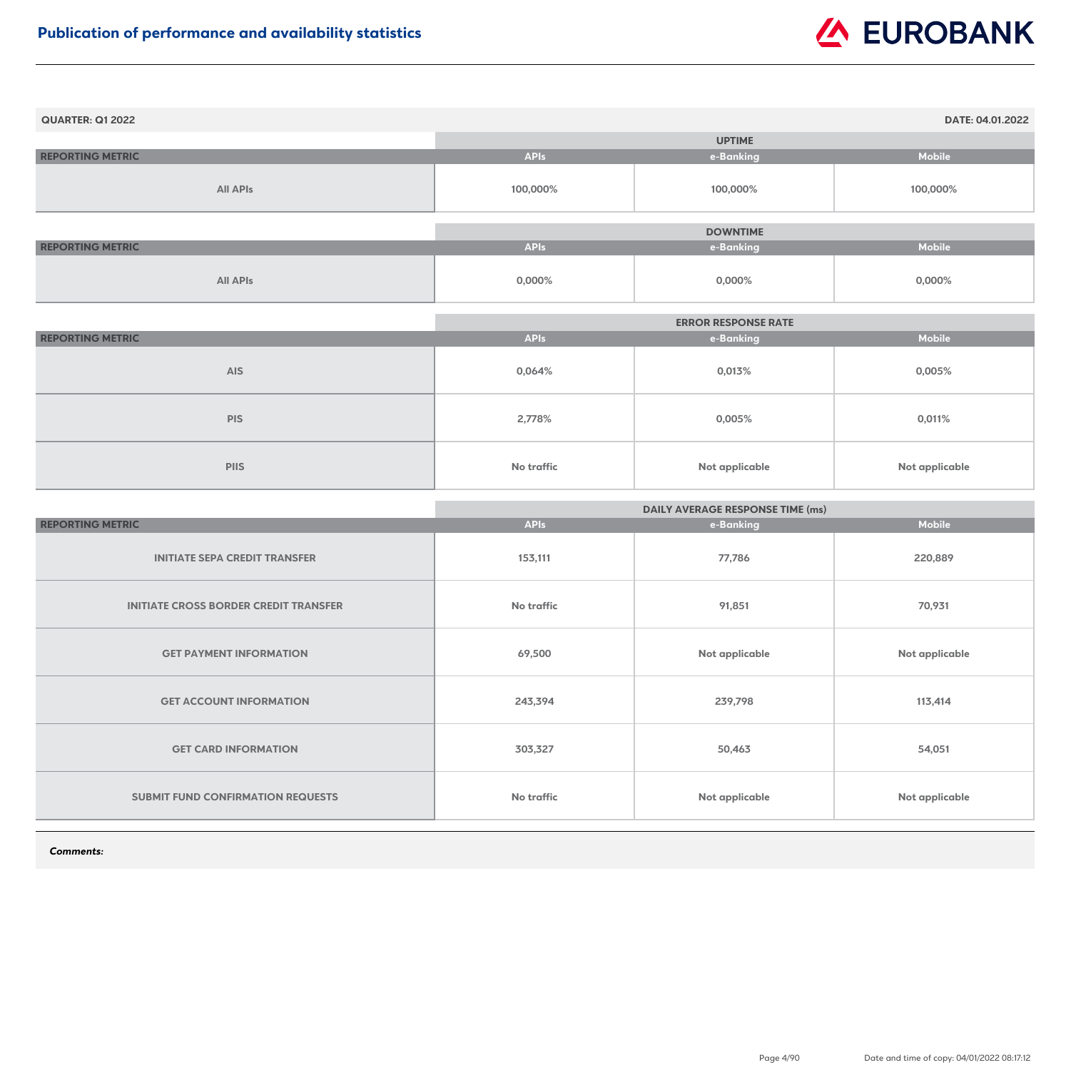# Publication of performance and availability statistics

**QUARTER: Q1 2022** | **DATE: 04.01.2022**

| | UPTIME | | |
|---|---|---|---|
| **REPORTING METRIC** | **APIs** | **e-Banking** | **Mobile** |
| All APIs | 100,000% | 100,000% | 100,000% |

| | DOWNTIME | | |
|---|---|---|---|
| **REPORTING METRIC** | **APIs** | **e-Banking** | **Mobile** |
| All APIs | 0,000% | 0,000% | 0,000% |

| | ERROR RESPONSE RATE | | |
|---|---|---|---|
| **REPORTING METRIC** | **APIs** | **e-Banking** | **Mobile** |
| AIS | 0,064% | 0,013% | 0,005% |
| PIS | 2,778% | 0,005% | 0,011% |
| PIIS | No traffic | Not applicable | Not applicable |

| | DAILY AVERAGE RESPONSE TIME (ms) | | |
|---|---|---|---|
| **REPORTING METRIC** | **APIs** | **e-Banking** | **Mobile** |
| INITIATE SEPA CREDIT TRANSFER | 153,111 | 77,786 | 220,889 |
| INITIATE CROSS BORDER CREDIT TRANSFER | No traffic | 91,851 | 70,931 |
| GET PAYMENT INFORMATION | 69,500 | Not applicable | Not applicable |
| GET ACCOUNT INFORMATION | 243,394 | 239,798 | 113,414 |
| GET CARD INFORMATION | 303,327 | 50,463 | 54,051 |
| SUBMIT FUND CONFIRMATION REQUESTS | No traffic | Not applicable | Not applicable |

***Comments:***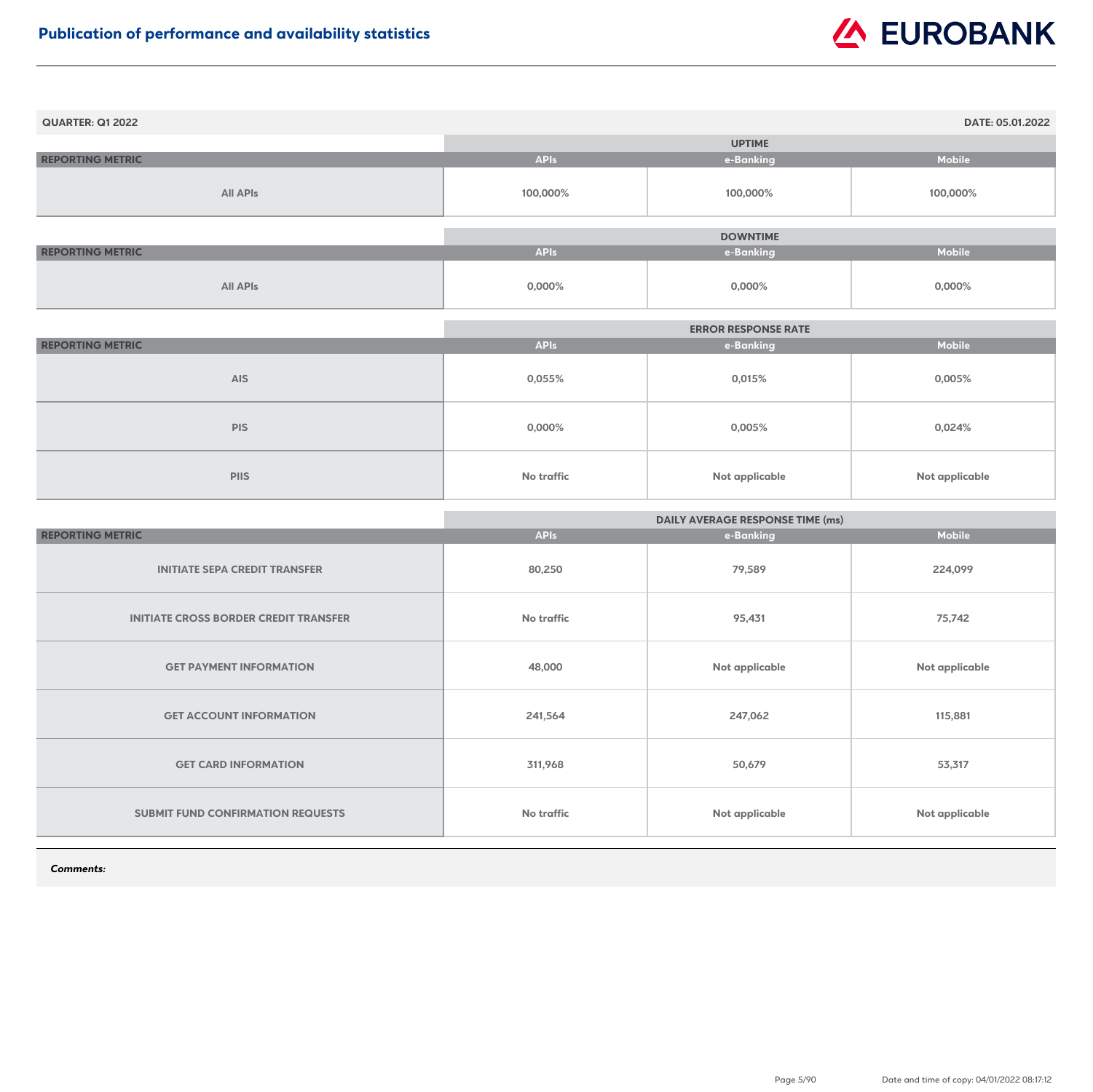# Publication of performance and availability statistics

**QUARTER: Q1 2022** **DATE: 05.01.2022**

| REPORTING METRIC | UPTIME | | |
|---|---|---|---|
| | APIs | e-Banking | Mobile |
| All APIs | 100,000% | 100,000% | 100,000% |

| REPORTING METRIC | DOWNTIME | | |
|---|---|---|---|
| | APIs | e-Banking | Mobile |
| All APIs | 0,000% | 0,000% | 0,000% |

| REPORTING METRIC | ERROR RESPONSE RATE | | |
|---|---|---|---|
| | APIs | e-Banking | Mobile |
| AIS | 0,055% | 0,015% | 0,005% |
| PIS | 0,000% | 0,005% | 0,024% |
| PIIS | No traffic | Not applicable | Not applicable |

| REPORTING METRIC | DAILY AVERAGE RESPONSE TIME (ms) | | |
|---|---|---|---|
| | APIs | e-Banking | Mobile |
| INITIATE SEPA CREDIT TRANSFER | 80,250 | 79,589 | 224,099 |
| INITIATE CROSS BORDER CREDIT TRANSFER | No traffic | 95,431 | 75,742 |
| GET PAYMENT INFORMATION | 48,000 | Not applicable | Not applicable |
| GET ACCOUNT INFORMATION | 241,564 | 247,062 | 115,881 |
| GET CARD INFORMATION | 311,968 | 50,679 | 53,317 |
| SUBMIT FUND CONFIRMATION REQUESTS | No traffic | Not applicable | Not applicable |

***Comments:***

Date and time of copy: 04/01/2022 08:17:12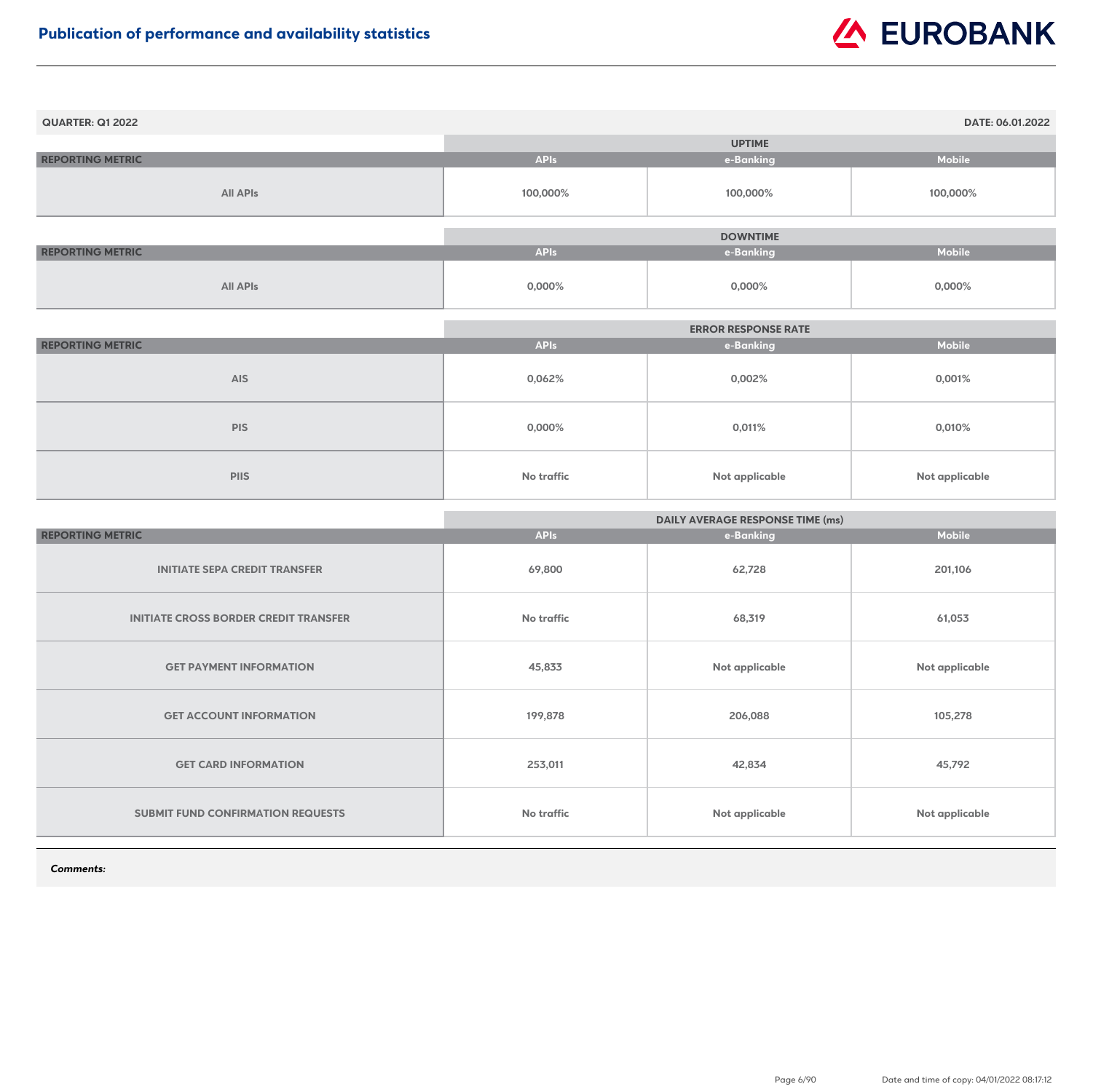# Publication of performance and availability statistics

**QUARTER: Q1 2022** | **DATE: 06.01.2022**

| | UPTIME | | |
|---|---|---|---|
| **REPORTING METRIC** | **APIs** | **e-Banking** | **Mobile** |
| All APIs | 100,000% | 100,000% | 100,000% |

| | DOWNTIME | | |
|---|---|---|---|
| **REPORTING METRIC** | **APIs** | **e-Banking** | **Mobile** |
| All APIs | 0,000% | 0,000% | 0,000% |

| | ERROR RESPONSE RATE | | |
|---|---|---|---|
| **REPORTING METRIC** | **APIs** | **e-Banking** | **Mobile** |
| AIS | 0,062% | 0,002% | 0,001% |
| PIS | 0,000% | 0,011% | 0,010% |
| PIIS | No traffic | Not applicable | Not applicable |

| | DAILY AVERAGE RESPONSE TIME (ms) | | |
|---|---|---|---|
| **REPORTING METRIC** | **APIs** | **e-Banking** | **Mobile** |
| INITIATE SEPA CREDIT TRANSFER | 69,800 | 62,728 | 201,106 |
| INITIATE CROSS BORDER CREDIT TRANSFER | No traffic | 68,319 | 61,053 |
| GET PAYMENT INFORMATION | 45,833 | Not applicable | Not applicable |
| GET ACCOUNT INFORMATION | 199,878 | 206,088 | 105,278 |
| GET CARD INFORMATION | 253,011 | 42,834 | 45,792 |
| SUBMIT FUND CONFIRMATION REQUESTS | No traffic | Not applicable | Not applicable |

***Comments:***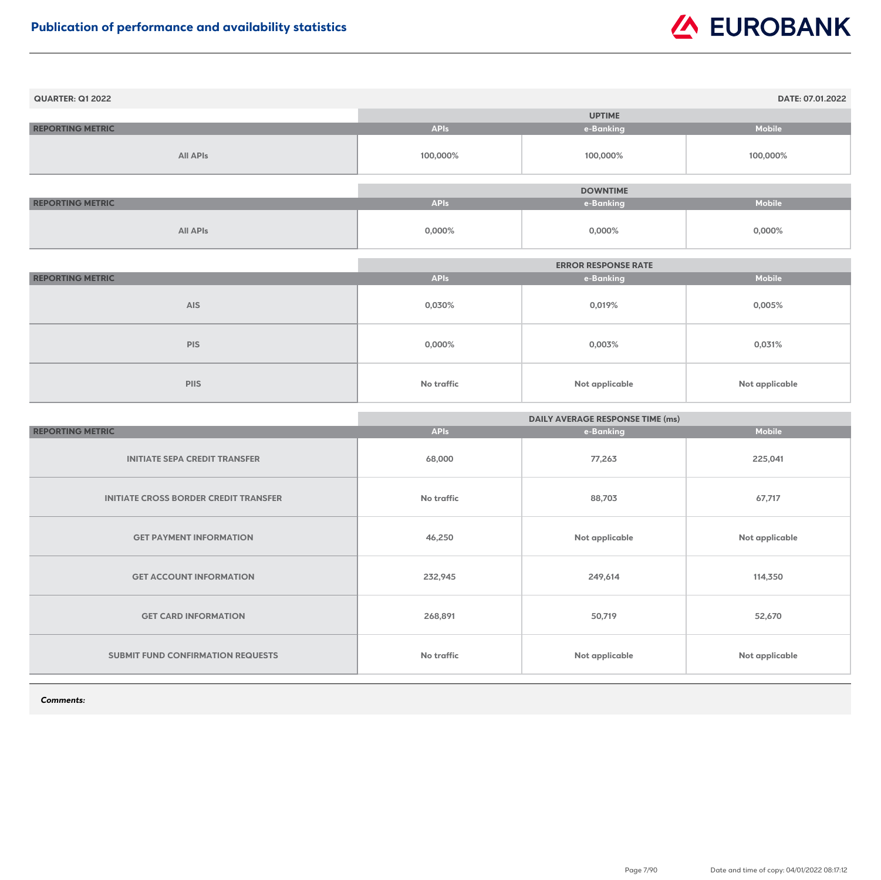# Publication of performance and availability statistics

**QUARTER: Q1 2022** **DATE: 07.01.2022**

| REPORTING METRIC | UPTIME | | |
|---|---|---|---|
| | APIs | e-Banking | Mobile |
| All APIs | 100,000% | 100,000% | 100,000% |

| REPORTING METRIC | DOWNTIME | | |
|---|---|---|---|
| | APIs | e-Banking | Mobile |
| All APIs | 0,000% | 0,000% | 0,000% |

| REPORTING METRIC | ERROR RESPONSE RATE | | |
|---|---|---|---|
| | APIs | e-Banking | Mobile |
| AIS | 0,030% | 0,019% | 0,005% |
| PIS | 0,000% | 0,003% | 0,031% |
| PIIS | No traffic | Not applicable | Not applicable |

| REPORTING METRIC | DAILY AVERAGE RESPONSE TIME (ms) | | |
|---|---|---|---|
| | APIs | e-Banking | Mobile |
| INITIATE SEPA CREDIT TRANSFER | 68,000 | 77,263 | 225,041 |
| INITIATE CROSS BORDER CREDIT TRANSFER | No traffic | 88,703 | 67,717 |
| GET PAYMENT INFORMATION | 46,250 | Not applicable | Not applicable |
| GET ACCOUNT INFORMATION | 232,945 | 249,614 | 114,350 |
| GET CARD INFORMATION | 268,891 | 50,719 | 52,670 |
| SUBMIT FUND CONFIRMATION REQUESTS | No traffic | Not applicable | Not applicable |

***Comments:***

Date and time of copy: 04/01/2022 08:17:12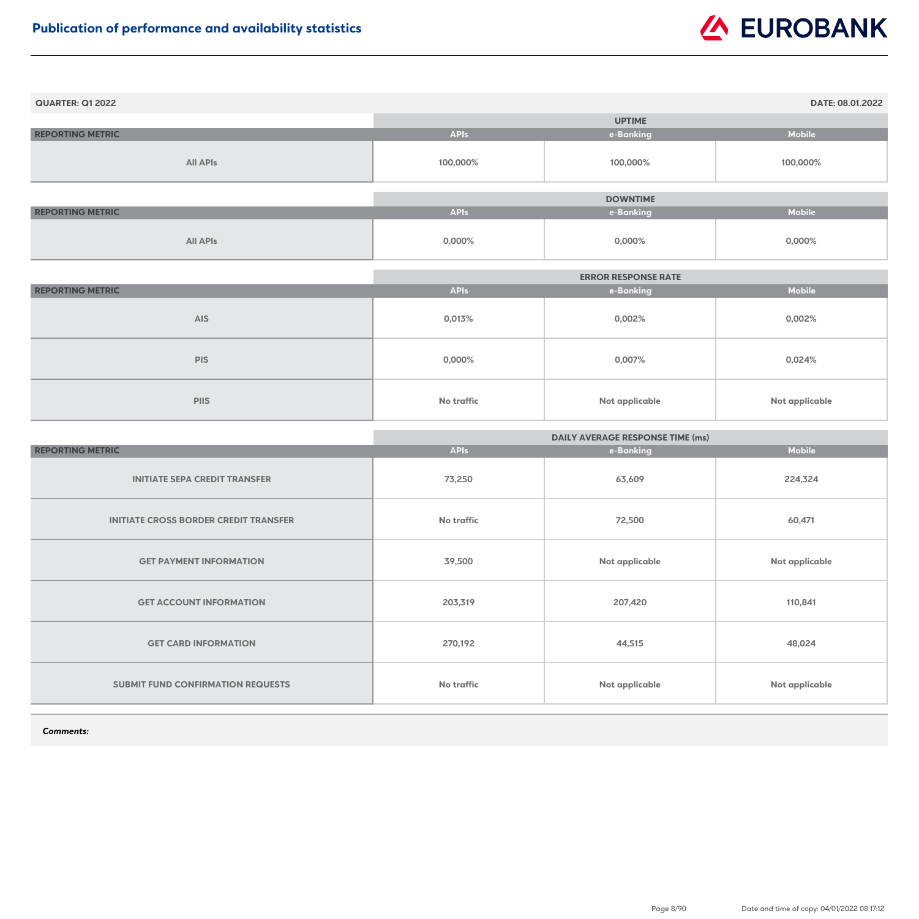# Publication of performance and availability statistics

**QUARTER: Q1 2022** **DATE: 08.01.2022**

| REPORTING METRIC | UPTIME | | |
|---|---|---|---|
| | APIs | e-Banking | Mobile |
| All APIs | 100,000% | 100,000% | 100,000% |

| REPORTING METRIC | DOWNTIME | | |
|---|---|---|---|
| | APIs | e-Banking | Mobile |
| All APIs | 0,000% | 0,000% | 0,000% |

| REPORTING METRIC | ERROR RESPONSE RATE | | |
|---|---|---|---|
| | APIs | e-Banking | Mobile |
| AIS | 0,013% | 0,002% | 0,002% |
| PIS | 0,000% | 0,007% | 0,024% |
| PIIS | No traffic | Not applicable | Not applicable |

| REPORTING METRIC | DAILY AVERAGE RESPONSE TIME (ms) | | |
|---|---|---|---|
| | APIs | e-Banking | Mobile |
| INITIATE SEPA CREDIT TRANSFER | 73,250 | 63,609 | 224,324 |
| INITIATE CROSS BORDER CREDIT TRANSFER | No traffic | 72,500 | 60,471 |
| GET PAYMENT INFORMATION | 39,500 | Not applicable | Not applicable |
| GET ACCOUNT INFORMATION | 203,319 | 207,420 | 110,841 |
| GET CARD INFORMATION | 270,192 | 44,515 | 48,024 |
| SUBMIT FUND CONFIRMATION REQUESTS | No traffic | Not applicable | Not applicable |

***Comments:***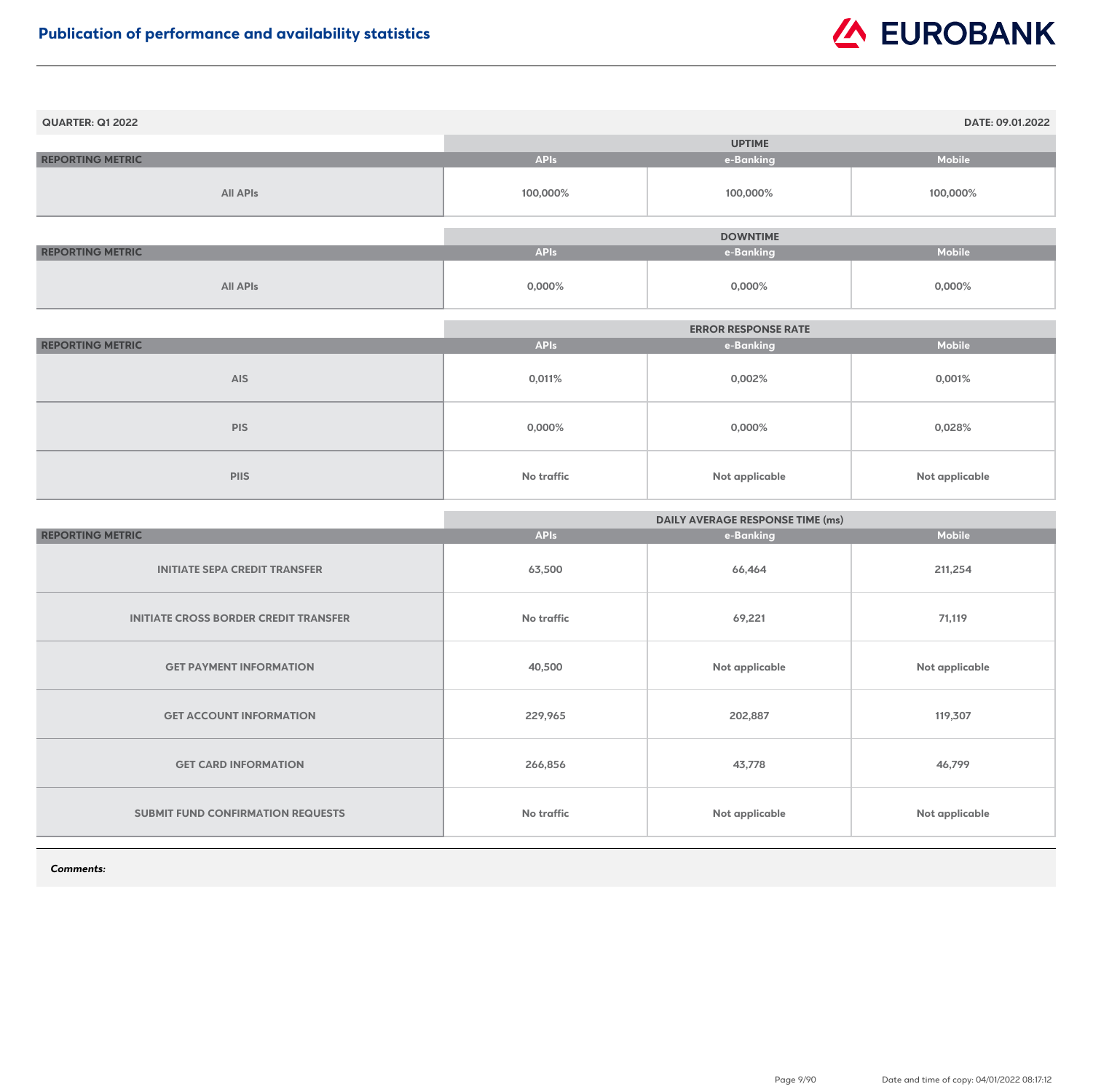## Publication of performance and availability statistics

**QUARTER: Q1 2022** | **DATE: 09.01.2022**

| REPORTING METRIC | UPTIME | | |
|---|---|---|---|
| | APIs | e-Banking | Mobile |
| All APIs | 100,000% | 100,000% | 100,000% |

| REPORTING METRIC | DOWNTIME | | |
|---|---|---|---|
| | APIs | e-Banking | Mobile |
| All APIs | 0,000% | 0,000% | 0,000% |

| REPORTING METRIC | ERROR RESPONSE RATE | | |
|---|---|---|---|
| | APIs | e-Banking | Mobile |
| AIS | 0,011% | 0,002% | 0,001% |
| PIS | 0,000% | 0,000% | 0,028% |
| PIIS | No traffic | Not applicable | Not applicable |

| REPORTING METRIC | DAILY AVERAGE RESPONSE TIME (ms) | | |
|---|---|---|---|
| | APIs | e-Banking | Mobile |
| INITIATE SEPA CREDIT TRANSFER | 63,500 | 66,464 | 211,254 |
| INITIATE CROSS BORDER CREDIT TRANSFER | No traffic | 69,221 | 71,119 |
| GET PAYMENT INFORMATION | 40,500 | Not applicable | Not applicable |
| GET ACCOUNT INFORMATION | 229,965 | 202,887 | 119,307 |
| GET CARD INFORMATION | 266,856 | 43,778 | 46,799 |
| SUBMIT FUND CONFIRMATION REQUESTS | No traffic | Not applicable | Not applicable |

***Comments:***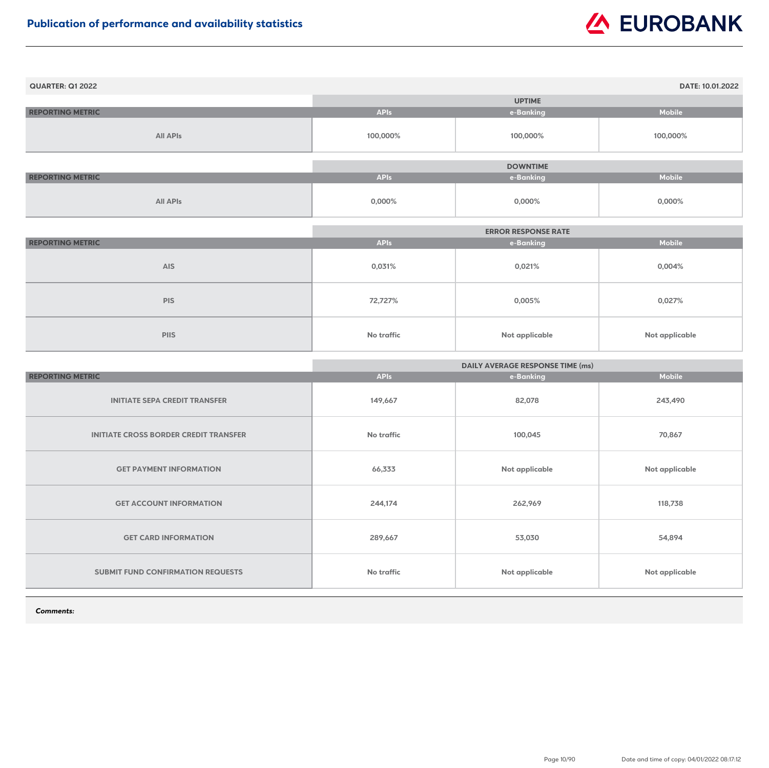# Publication of performance and availability statistics

**QUARTER: Q1 2022** **DATE: 10.01.2022**

| REPORTING METRIC | UPTIME | | |
|---|---|---|---|
| | APIs | e-Banking | Mobile |
| All APIs | 100,000% | 100,000% | 100,000% |

| REPORTING METRIC | DOWNTIME | | |
|---|---|---|---|
| | APIs | e-Banking | Mobile |
| All APIs | 0,000% | 0,000% | 0,000% |

| REPORTING METRIC | ERROR RESPONSE RATE | | |
|---|---|---|---|
| | APIs | e-Banking | Mobile |
| AIS | 0,031% | 0,021% | 0,004% |
| PIS | 72,727% | 0,005% | 0,027% |
| PIIS | No traffic | Not applicable | Not applicable |

| REPORTING METRIC | DAILY AVERAGE RESPONSE TIME (ms) | | |
|---|---|---|---|
| | APIs | e-Banking | Mobile |
| INITIATE SEPA CREDIT TRANSFER | 149,667 | 82,078 | 243,490 |
| INITIATE CROSS BORDER CREDIT TRANSFER | No traffic | 100,045 | 70,867 |
| GET PAYMENT INFORMATION | 66,333 | Not applicable | Not applicable |
| GET ACCOUNT INFORMATION | 244,174 | 262,969 | 118,738 |
| GET CARD INFORMATION | 289,667 | 53,030 | 54,894 |
| SUBMIT FUND CONFIRMATION REQUESTS | No traffic | Not applicable | Not applicable |

***Comments:***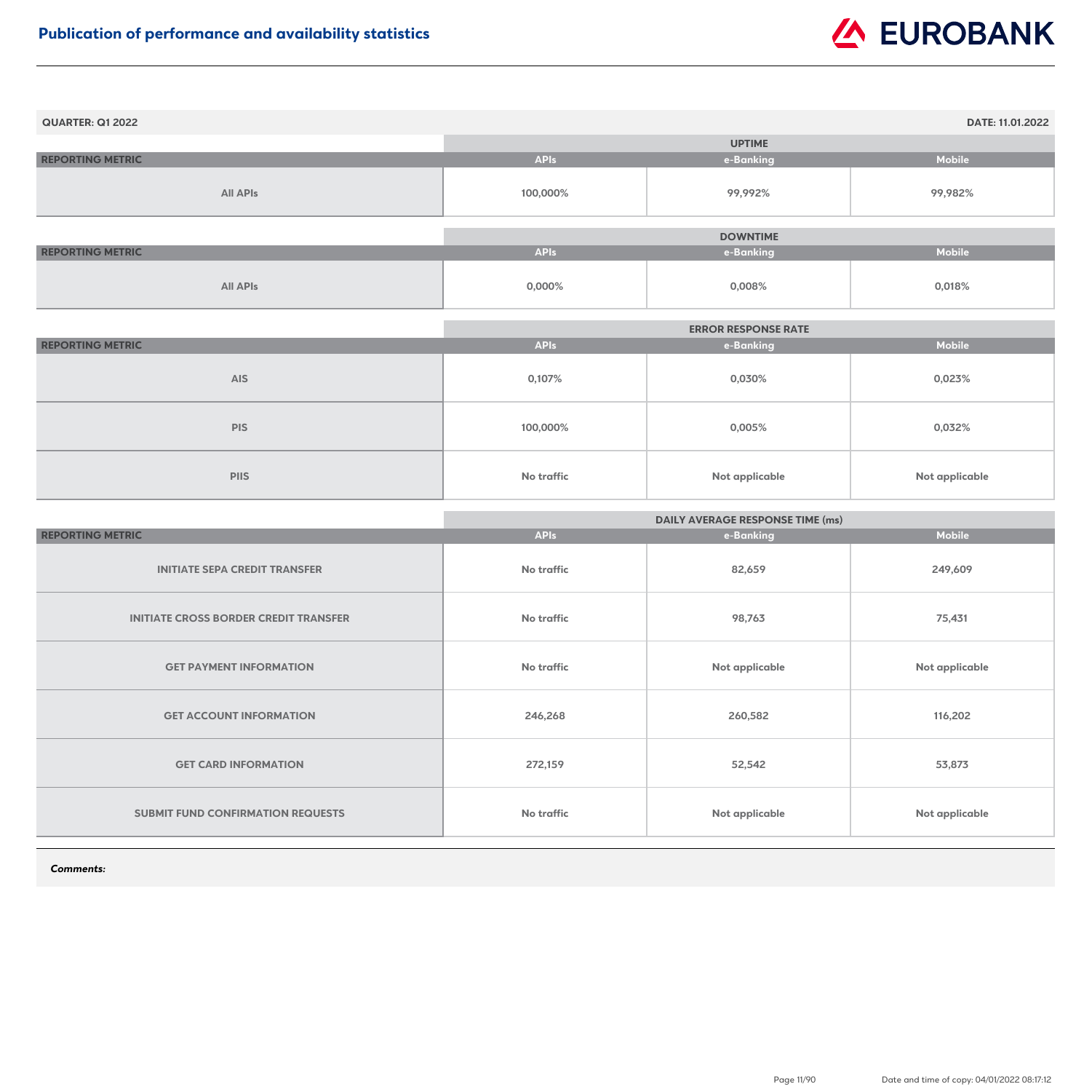# Publication of performance and availability statistics

**QUARTER: Q1 2022** | **DATE: 11.01.2022**

| REPORTING METRIC | UPTIME | | |
|---|---|---|---|
| | APIs | e-Banking | Mobile |
| All APIs | 100,000% | 99,992% | 99,982% |

| REPORTING METRIC | DOWNTIME | | |
|---|---|---|---|
| | APIs | e-Banking | Mobile |
| All APIs | 0,000% | 0,008% | 0,018% |

| REPORTING METRIC | ERROR RESPONSE RATE | | |
|---|---|---|---|
| | APIs | e-Banking | Mobile |
| AIS | 0,107% | 0,030% | 0,023% |
| PIS | 100,000% | 0,005% | 0,032% |
| PIIS | No traffic | Not applicable | Not applicable |

| REPORTING METRIC | DAILY AVERAGE RESPONSE TIME (ms) | | |
|---|---|---|---|
| | APIs | e-Banking | Mobile |
| INITIATE SEPA CREDIT TRANSFER | No traffic | 82,659 | 249,609 |
| INITIATE CROSS BORDER CREDIT TRANSFER | No traffic | 98,763 | 75,431 |
| GET PAYMENT INFORMATION | No traffic | Not applicable | Not applicable |
| GET ACCOUNT INFORMATION | 246,268 | 260,582 | 116,202 |
| GET CARD INFORMATION | 272,159 | 52,542 | 53,873 |
| SUBMIT FUND CONFIRMATION REQUESTS | No traffic | Not applicable | Not applicable |

***Comments:***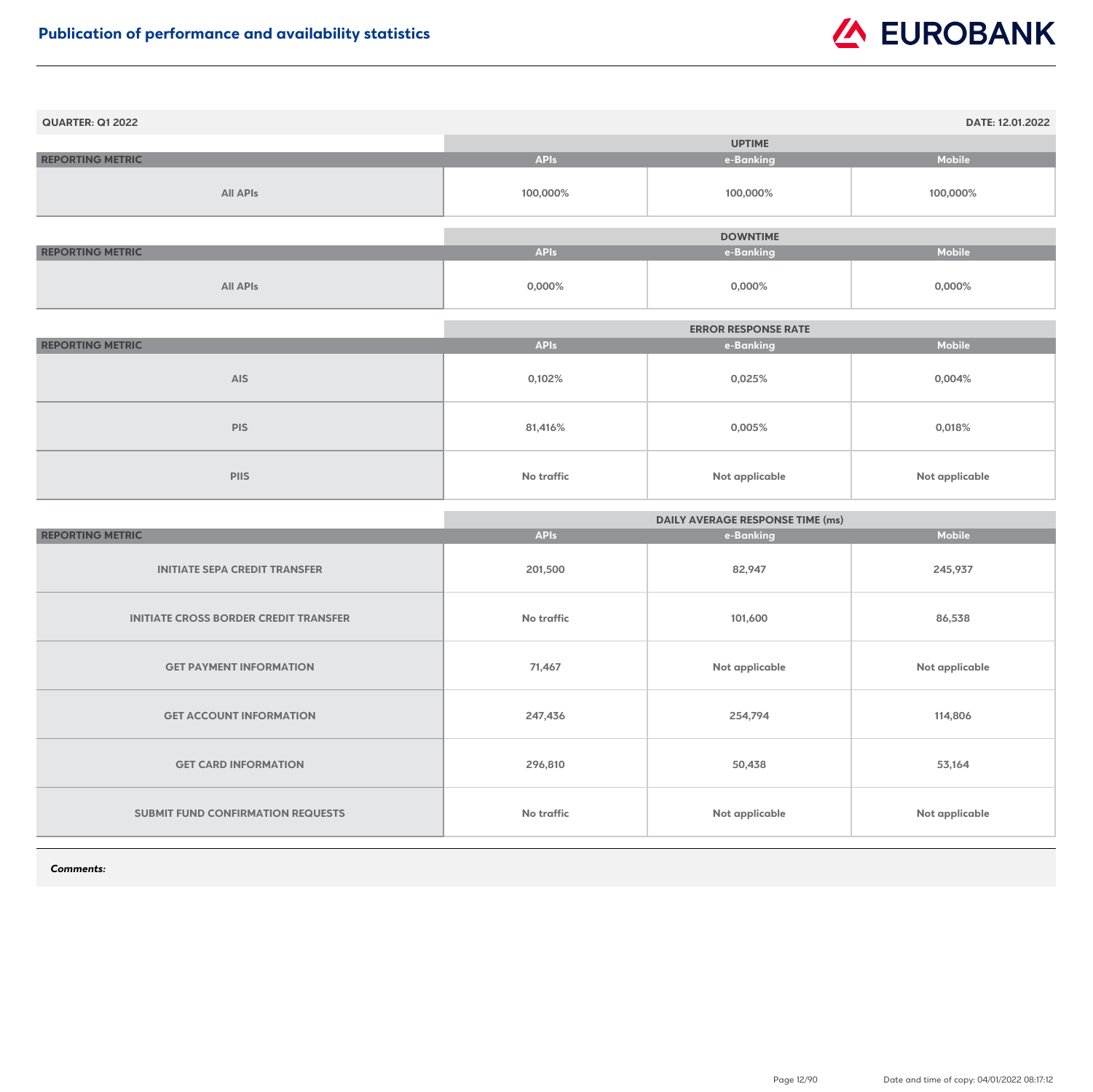## Publication of performance and availability statistics

EUROBANK

**QUARTER: Q1 2022** **DATE: 12.01.2022**

| REPORTING METRIC | UPTIME | | |
|---|---|---|---|
| | APIs | e-Banking | Mobile |
| All APIs | 100,000% | 100,000% | 100,000% |

| REPORTING METRIC | DOWNTIME | | |
|---|---|---|---|
| | APIs | e-Banking | Mobile |
| All APIs | 0,000% | 0,000% | 0,000% |

| REPORTING METRIC | ERROR RESPONSE RATE | | |
|---|---|---|---|
| | APIs | e-Banking | Mobile |
| AIS | 0,102% | 0,025% | 0,004% |
| PIS | 81,416% | 0,005% | 0,018% |
| PIIS | No traffic | Not applicable | Not applicable |

| REPORTING METRIC | DAILY AVERAGE RESPONSE TIME (ms) | | |
|---|---|---|---|
| | APIs | e-Banking | Mobile |
| INITIATE SEPA CREDIT TRANSFER | 201,500 | 82,947 | 245,937 |
| INITIATE CROSS BORDER CREDIT TRANSFER | No traffic | 101,600 | 86,538 |
| GET PAYMENT INFORMATION | 71,467 | Not applicable | Not applicable |
| GET ACCOUNT INFORMATION | 247,436 | 254,794 | 114,806 |
| GET CARD INFORMATION | 296,810 | 50,438 | 53,164 |
| SUBMIT FUND CONFIRMATION REQUESTS | No traffic | Not applicable | Not applicable |

***Comments:***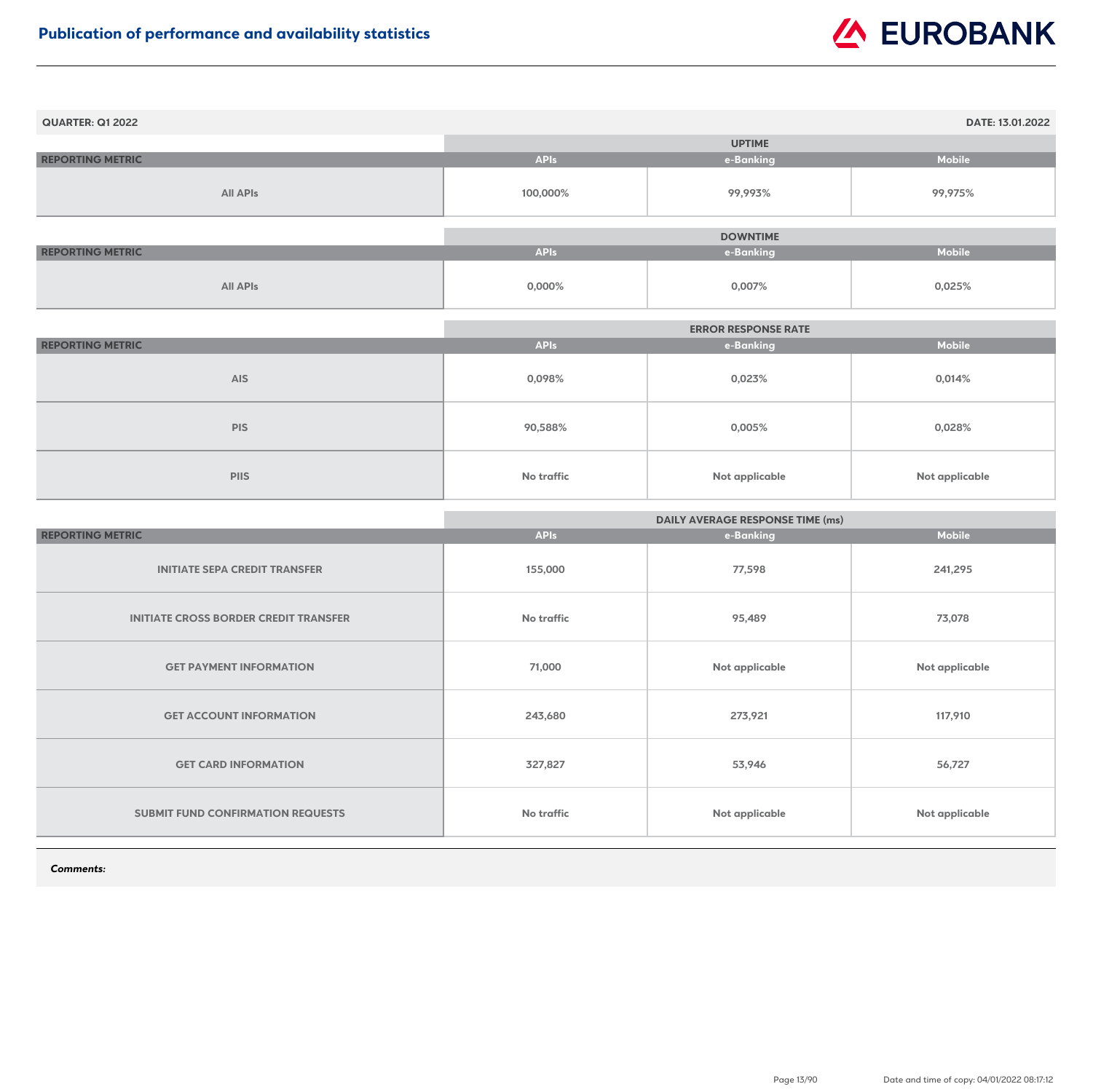## Publication of performance and availability statistics

**QUARTER: Q1 2022** **DATE: 13.01.2022**

| REPORTING METRIC | UPTIME | | |
|---|---|---|---|
| | APIs | e-Banking | Mobile |
| All APIs | 100,000% | 99,993% | 99,975% |

| REPORTING METRIC | DOWNTIME | | |
|---|---|---|---|
| | APIs | e-Banking | Mobile |
| All APIs | 0,000% | 0,007% | 0,025% |

| REPORTING METRIC | ERROR RESPONSE RATE | | |
|---|---|---|---|
| | APIs | e-Banking | Mobile |
| AIS | 0,098% | 0,023% | 0,014% |
| PIS | 90,588% | 0,005% | 0,028% |
| PIIS | No traffic | Not applicable | Not applicable |

| REPORTING METRIC | DAILY AVERAGE RESPONSE TIME (ms) | | |
|---|---|---|---|
| | APIs | e-Banking | Mobile |
| INITIATE SEPA CREDIT TRANSFER | 155,000 | 77,598 | 241,295 |
| INITIATE CROSS BORDER CREDIT TRANSFER | No traffic | 95,489 | 73,078 |
| GET PAYMENT INFORMATION | 71,000 | Not applicable | Not applicable |
| GET ACCOUNT INFORMATION | 243,680 | 273,921 | 117,910 |
| GET CARD INFORMATION | 327,827 | 53,946 | 56,727 |
| SUBMIT FUND CONFIRMATION REQUESTS | No traffic | Not applicable | Not applicable |

***Comments:***

Date and time of copy: 04/01/2022 08:17:12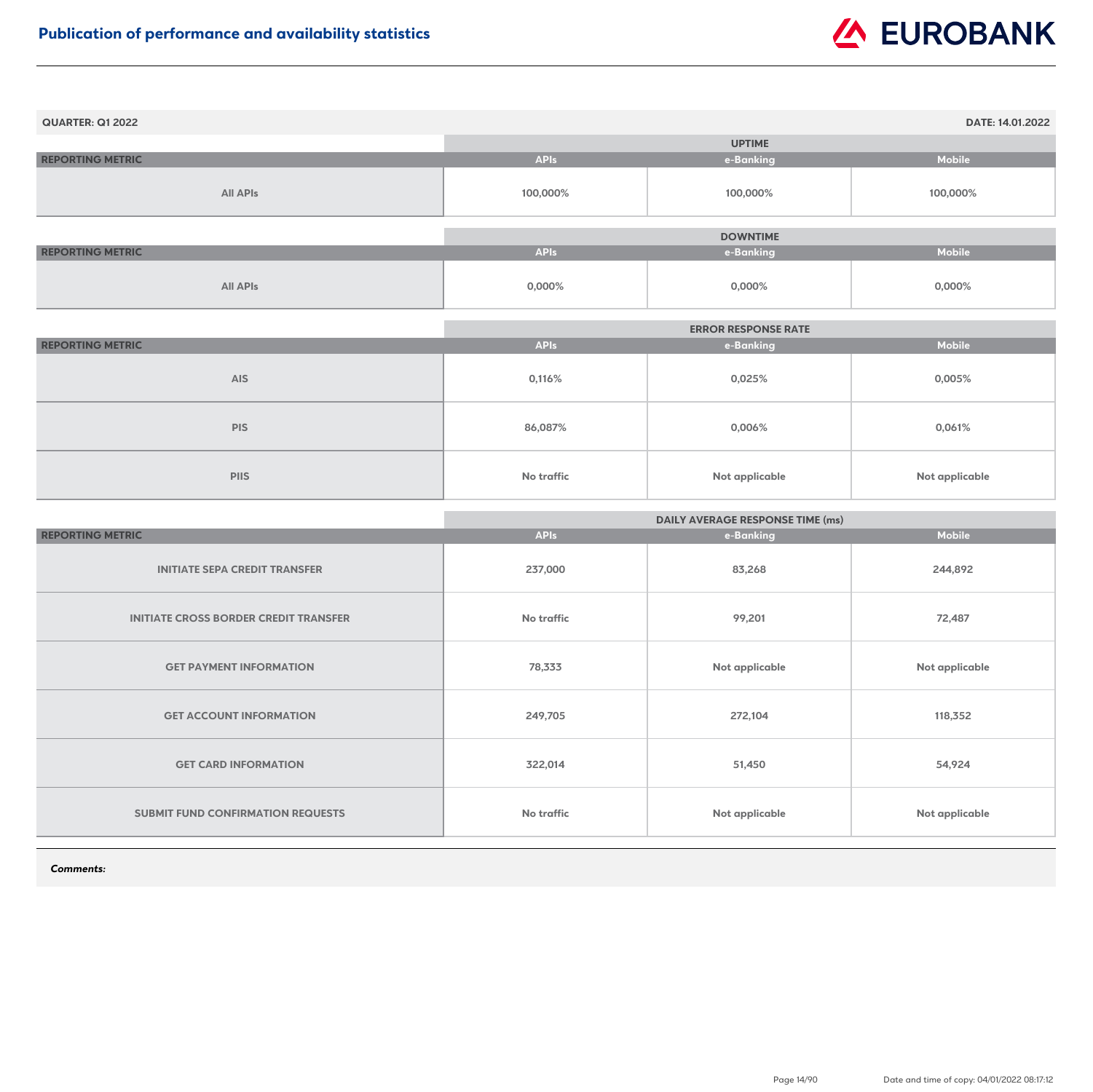# Publication of performance and availability statistics

**QUARTER: Q1 2022** | **DATE: 14.01.2022**

| REPORTING METRIC | UPTIME | | |
|---|---|---|---|
| | APIs | e-Banking | Mobile |
| All APIs | 100,000% | 100,000% | 100,000% |

| REPORTING METRIC | DOWNTIME | | |
|---|---|---|---|
| | APIs | e-Banking | Mobile |
| All APIs | 0,000% | 0,000% | 0,000% |

| REPORTING METRIC | ERROR RESPONSE RATE | | |
|---|---|---|---|
| | APIs | e-Banking | Mobile |
| AIS | 0,116% | 0,025% | 0,005% |
| PIS | 86,087% | 0,006% | 0,061% |
| PIIS | No traffic | Not applicable | Not applicable |

| REPORTING METRIC | DAILY AVERAGE RESPONSE TIME (ms) | | |
|---|---|---|---|
| | APIs | e-Banking | Mobile |
| INITIATE SEPA CREDIT TRANSFER | 237,000 | 83,268 | 244,892 |
| INITIATE CROSS BORDER CREDIT TRANSFER | No traffic | 99,201 | 72,487 |
| GET PAYMENT INFORMATION | 78,333 | Not applicable | Not applicable |
| GET ACCOUNT INFORMATION | 249,705 | 272,104 | 118,352 |
| GET CARD INFORMATION | 322,014 | 51,450 | 54,924 |
| SUBMIT FUND CONFIRMATION REQUESTS | No traffic | Not applicable | Not applicable |

***Comments:***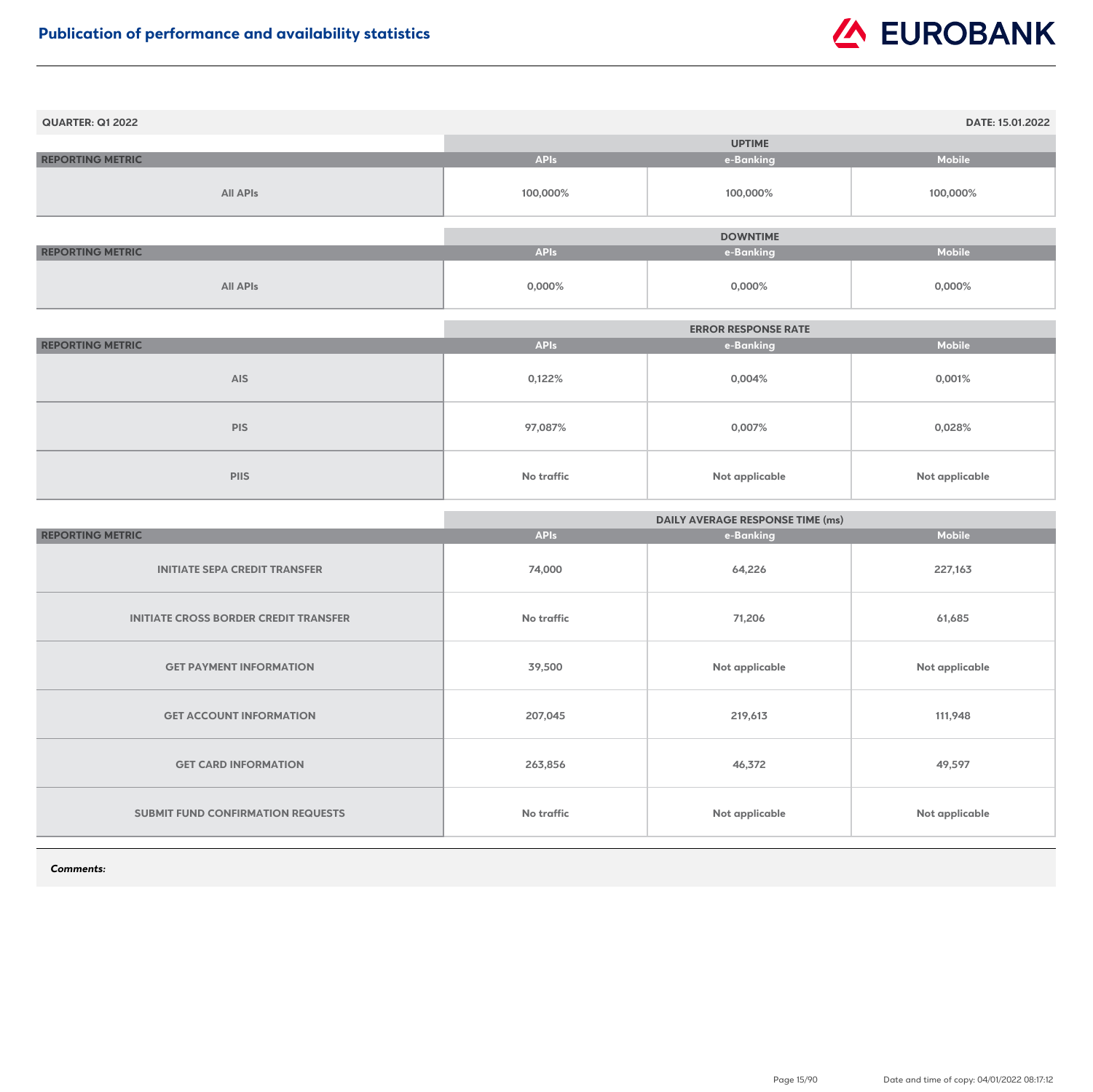# Publication of performance and availability statistics

**QUARTER: Q1 2022** | **DATE: 15.01.2022**

| REPORTING METRIC | UPTIME | | |
|---|---|---|---|
| | APIs | e-Banking | Mobile |
| All APIs | 100,000% | 100,000% | 100,000% |

| REPORTING METRIC | DOWNTIME | | |
|---|---|---|---|
| | APIs | e-Banking | Mobile |
| All APIs | 0,000% | 0,000% | 0,000% |

| REPORTING METRIC | ERROR RESPONSE RATE | | |
|---|---|---|---|
| | APIs | e-Banking | Mobile |
| AIS | 0,122% | 0,004% | 0,001% |
| PIS | 97,087% | 0,007% | 0,028% |
| PIIS | No traffic | Not applicable | Not applicable |

| REPORTING METRIC | DAILY AVERAGE RESPONSE TIME (ms) | | |
|---|---|---|---|
| | APIs | e-Banking | Mobile |
| INITIATE SEPA CREDIT TRANSFER | 74,000 | 64,226 | 227,163 |
| INITIATE CROSS BORDER CREDIT TRANSFER | No traffic | 71,206 | 61,685 |
| GET PAYMENT INFORMATION | 39,500 | Not applicable | Not applicable |
| GET ACCOUNT INFORMATION | 207,045 | 219,613 | 111,948 |
| GET CARD INFORMATION | 263,856 | 46,372 | 49,597 |
| SUBMIT FUND CONFIRMATION REQUESTS | No traffic | Not applicable | Not applicable |

***Comments:***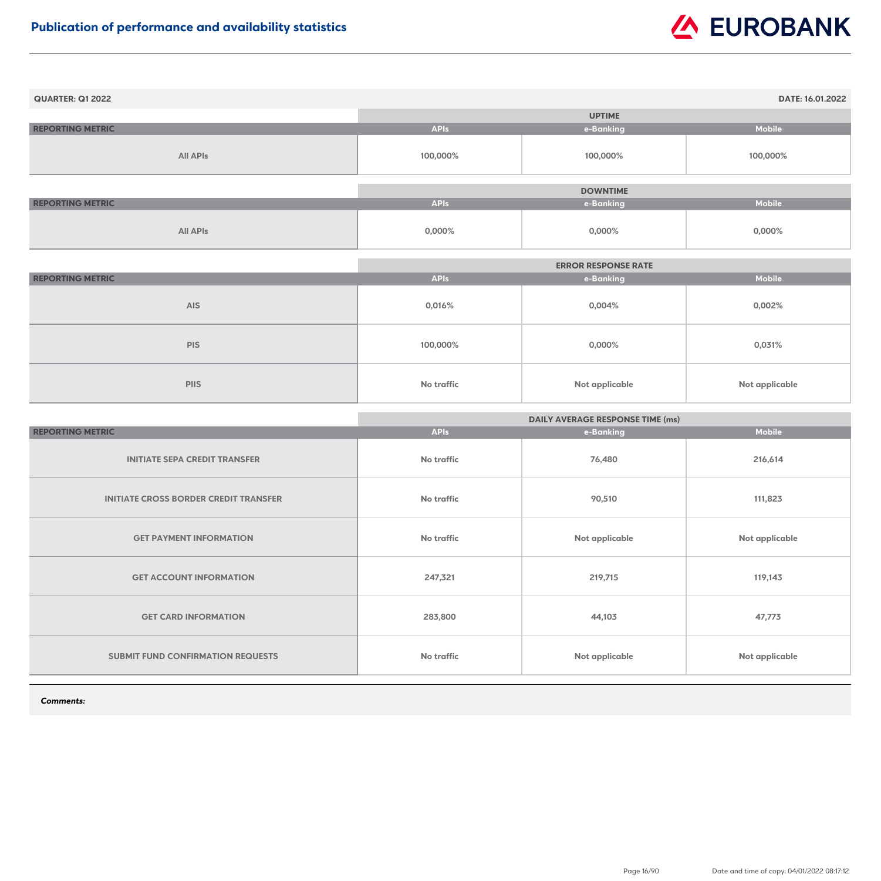# Publication of performance and availability statistics

**QUARTER: Q1 2022** | **DATE: 16.01.2022**

| REPORTING METRIC | UPTIME | | |
|---|---|---|---|
| | APIs | e-Banking | Mobile |
| All APIs | 100,000% | 100,000% | 100,000% |

| REPORTING METRIC | DOWNTIME | | |
|---|---|---|---|
| | APIs | e-Banking | Mobile |
| All APIs | 0,000% | 0,000% | 0,000% |

| REPORTING METRIC | ERROR RESPONSE RATE | | |
|---|---|---|---|
| | APIs | e-Banking | Mobile |
| AIS | 0,016% | 0,004% | 0,002% |
| PIS | 100,000% | 0,000% | 0,031% |
| PIIS | No traffic | Not applicable | Not applicable |

| REPORTING METRIC | DAILY AVERAGE RESPONSE TIME (ms) | | |
|---|---|---|---|
| | APIs | e-Banking | Mobile |
| INITIATE SEPA CREDIT TRANSFER | No traffic | 76,480 | 216,614 |
| INITIATE CROSS BORDER CREDIT TRANSFER | No traffic | 90,510 | 111,823 |
| GET PAYMENT INFORMATION | No traffic | Not applicable | Not applicable |
| GET ACCOUNT INFORMATION | 247,321 | 219,715 | 119,143 |
| GET CARD INFORMATION | 283,800 | 44,103 | 47,773 |
| SUBMIT FUND CONFIRMATION REQUESTS | No traffic | Not applicable | Not applicable |

***Comments:***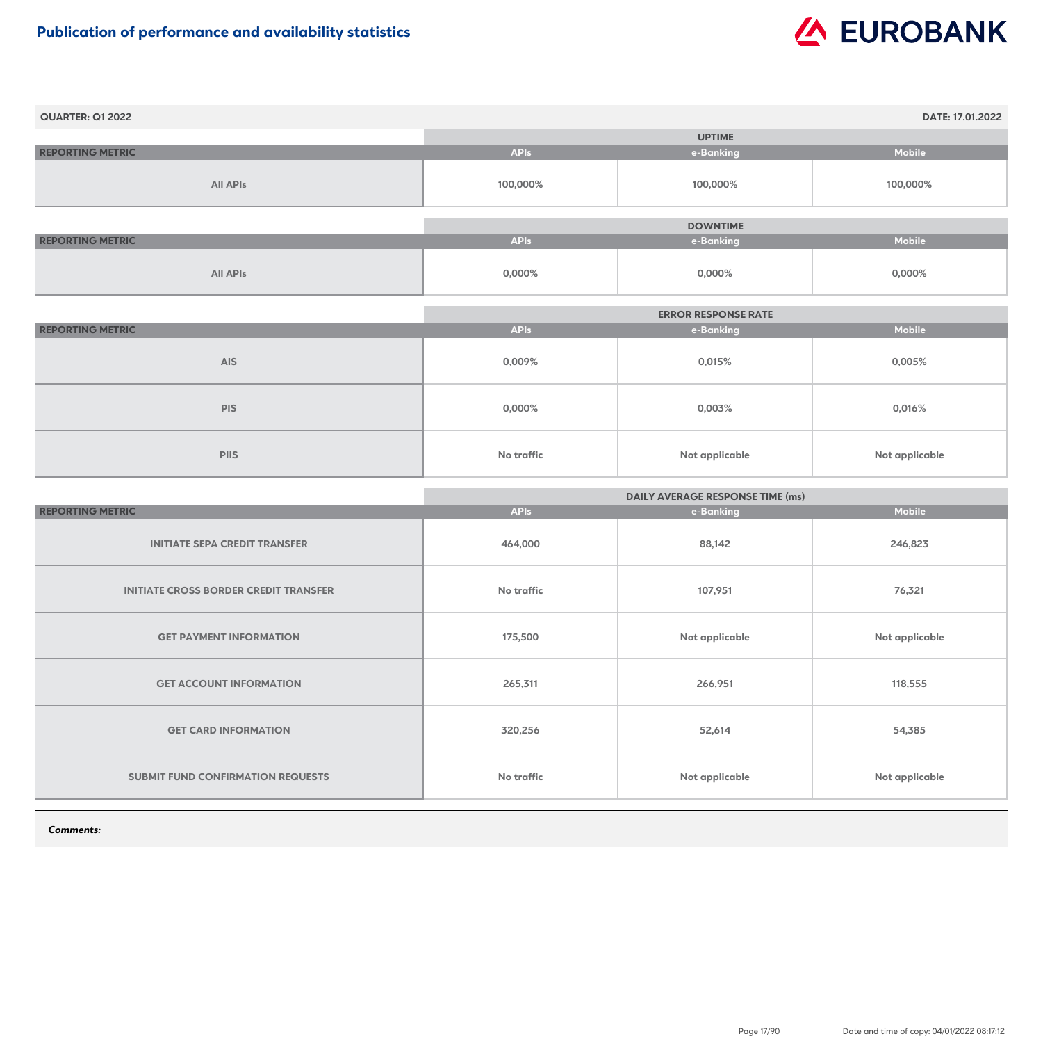**Publication of performance and availability statistics**

**QUARTER: Q1 2022** — **DATE: 17.01.2022**

| REPORTING METRIC | UPTIME | | |
|---|---|---|---|
| | APIs | e-Banking | Mobile |
| All APIs | 100,000% | 100,000% | 100,000% |

| REPORTING METRIC | DOWNTIME | | |
|---|---|---|---|
| | APIs | e-Banking | Mobile |
| All APIs | 0,000% | 0,000% | 0,000% |

| REPORTING METRIC | ERROR RESPONSE RATE | | |
|---|---|---|---|
| | APIs | e-Banking | Mobile |
| AIS | 0,009% | 0,015% | 0,005% |
| PIS | 0,000% | 0,003% | 0,016% |
| PIIS | No traffic | Not applicable | Not applicable |

| REPORTING METRIC | DAILY AVERAGE RESPONSE TIME (ms) | | |
|---|---|---|---|
| | APIs | e-Banking | Mobile |
| INITIATE SEPA CREDIT TRANSFER | 464,000 | 88,142 | 246,823 |
| INITIATE CROSS BORDER CREDIT TRANSFER | No traffic | 107,951 | 76,321 |
| GET PAYMENT INFORMATION | 175,500 | Not applicable | Not applicable |
| GET ACCOUNT INFORMATION | 265,311 | 266,951 | 118,555 |
| GET CARD INFORMATION | 320,256 | 52,614 | 54,385 |
| SUBMIT FUND CONFIRMATION REQUESTS | No traffic | Not applicable | Not applicable |

***Comments:***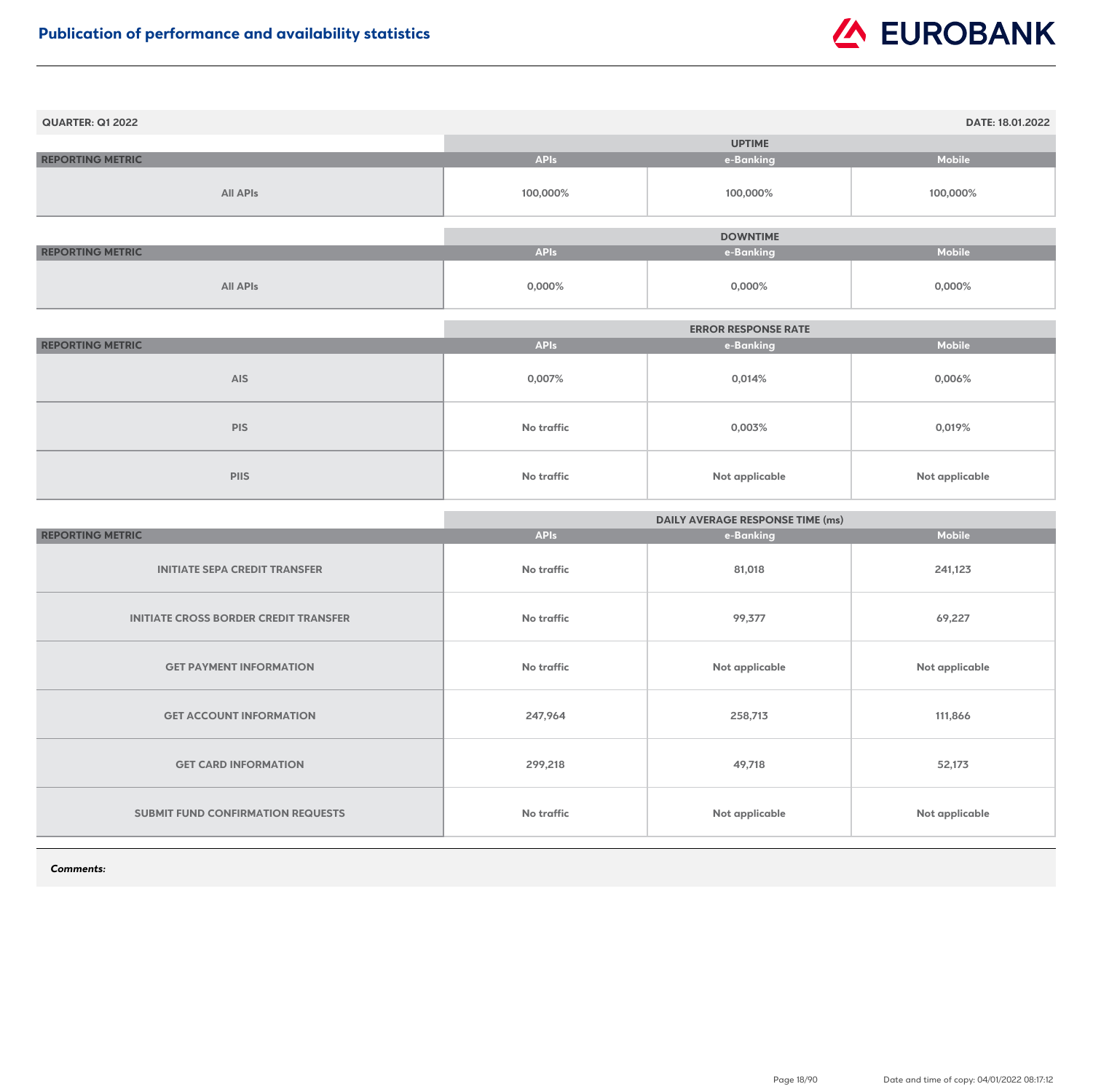# Publication of performance and availability statistics

**QUARTER: Q1 2022** **DATE: 18.01.2022**

| REPORTING METRIC | UPTIME | | |
|---|---|---|---|
| | APIs | e-Banking | Mobile |
| All APIs | 100,000% | 100,000% | 100,000% |

| REPORTING METRIC | DOWNTIME | | |
|---|---|---|---|
| | APIs | e-Banking | Mobile |
| All APIs | 0,000% | 0,000% | 0,000% |

| REPORTING METRIC | ERROR RESPONSE RATE | | |
|---|---|---|---|
| | APIs | e-Banking | Mobile |
| AIS | 0,007% | 0,014% | 0,006% |
| PIS | No traffic | 0,003% | 0,019% |
| PIIS | No traffic | Not applicable | Not applicable |

| REPORTING METRIC | DAILY AVERAGE RESPONSE TIME (ms) | | |
|---|---|---|---|
| | APIs | e-Banking | Mobile |
| INITIATE SEPA CREDIT TRANSFER | No traffic | 81,018 | 241,123 |
| INITIATE CROSS BORDER CREDIT TRANSFER | No traffic | 99,377 | 69,227 |
| GET PAYMENT INFORMATION | No traffic | Not applicable | Not applicable |
| GET ACCOUNT INFORMATION | 247,964 | 258,713 | 111,866 |
| GET CARD INFORMATION | 299,218 | 49,718 | 52,173 |
| SUBMIT FUND CONFIRMATION REQUESTS | No traffic | Not applicable | Not applicable |

***Comments:***

Date and time of copy: 04/01/2022 08:17:12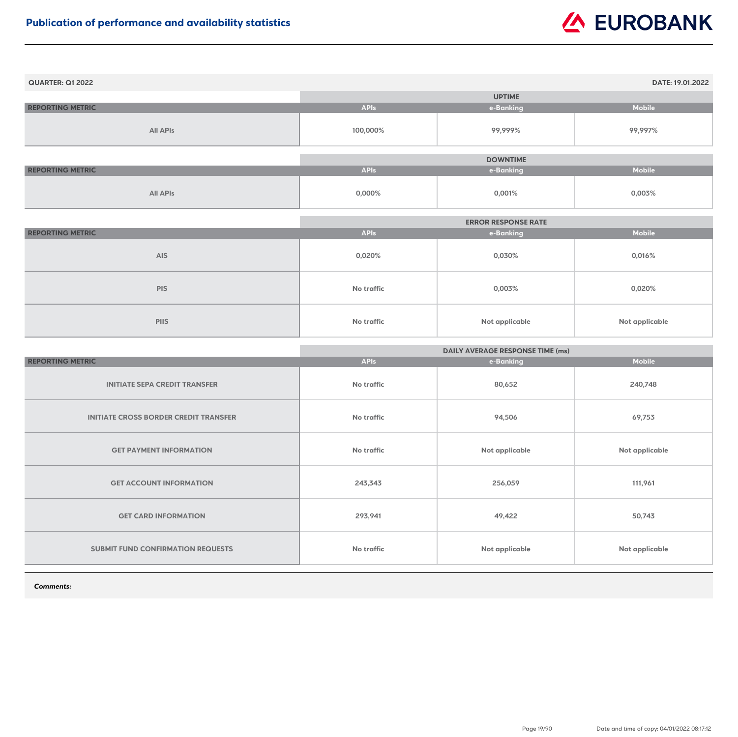# Publication of performance and availability statistics

**QUARTER: Q1 2022** | **DATE: 19.01.2022**

| REPORTING METRIC | UPTIME | | |
|---|---|---|---|
| | APIs | e-Banking | Mobile |
| All APIs | 100,000% | 99,999% | 99,997% |

| REPORTING METRIC | DOWNTIME | | |
|---|---|---|---|
| | APIs | e-Banking | Mobile |
| All APIs | 0,000% | 0,001% | 0,003% |

| REPORTING METRIC | ERROR RESPONSE RATE | | |
|---|---|---|---|
| | APIs | e-Banking | Mobile |
| AIS | 0,020% | 0,030% | 0,016% |
| PIS | No traffic | 0,003% | 0,020% |
| PIIS | No traffic | Not applicable | Not applicable |

| REPORTING METRIC | DAILY AVERAGE RESPONSE TIME (ms) | | |
|---|---|---|---|
| | APIs | e-Banking | Mobile |
| INITIATE SEPA CREDIT TRANSFER | No traffic | 80,652 | 240,748 |
| INITIATE CROSS BORDER CREDIT TRANSFER | No traffic | 94,506 | 69,753 |
| GET PAYMENT INFORMATION | No traffic | Not applicable | Not applicable |
| GET ACCOUNT INFORMATION | 243,343 | 256,059 | 111,961 |
| GET CARD INFORMATION | 293,941 | 49,422 | 50,743 |
| SUBMIT FUND CONFIRMATION REQUESTS | No traffic | Not applicable | Not applicable |

***Comments:***

Date and time of copy: 04/01/2022 08:17:12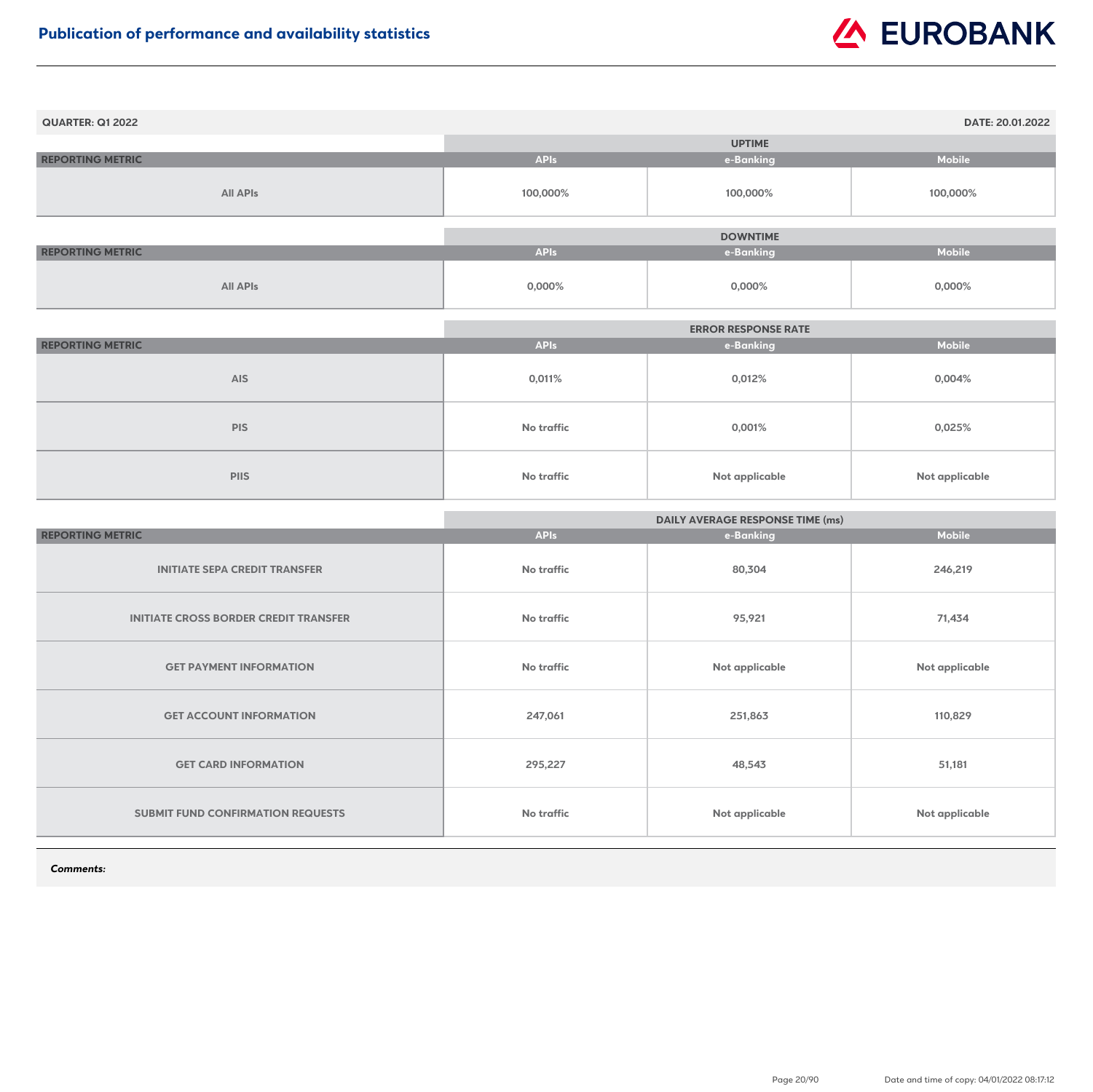# Publication of performance and availability statistics

**QUARTER: Q1 2022** **DATE: 20.01.2022**

| | UPTIME | | |
|---|---|---|---|
| **REPORTING METRIC** | **APIs** | **e-Banking** | **Mobile** |
| All APIs | 100,000% | 100,000% | 100,000% |

| | DOWNTIME | | |
|---|---|---|---|
| **REPORTING METRIC** | **APIs** | **e-Banking** | **Mobile** |
| All APIs | 0,000% | 0,000% | 0,000% |

| | ERROR RESPONSE RATE | | |
|---|---|---|---|
| **REPORTING METRIC** | **APIs** | **e-Banking** | **Mobile** |
| AIS | 0,011% | 0,012% | 0,004% |
| PIS | No traffic | 0,001% | 0,025% |
| PIIS | No traffic | Not applicable | Not applicable |

| | DAILY AVERAGE RESPONSE TIME (ms) | | |
|---|---|---|---|
| **REPORTING METRIC** | **APIs** | **e-Banking** | **Mobile** |
| INITIATE SEPA CREDIT TRANSFER | No traffic | 80,304 | 246,219 |
| INITIATE CROSS BORDER CREDIT TRANSFER | No traffic | 95,921 | 71,434 |
| GET PAYMENT INFORMATION | No traffic | Not applicable | Not applicable |
| GET ACCOUNT INFORMATION | 247,061 | 251,863 | 110,829 |
| GET CARD INFORMATION | 295,227 | 48,543 | 51,181 |
| SUBMIT FUND CONFIRMATION REQUESTS | No traffic | Not applicable | Not applicable |

***Comments:***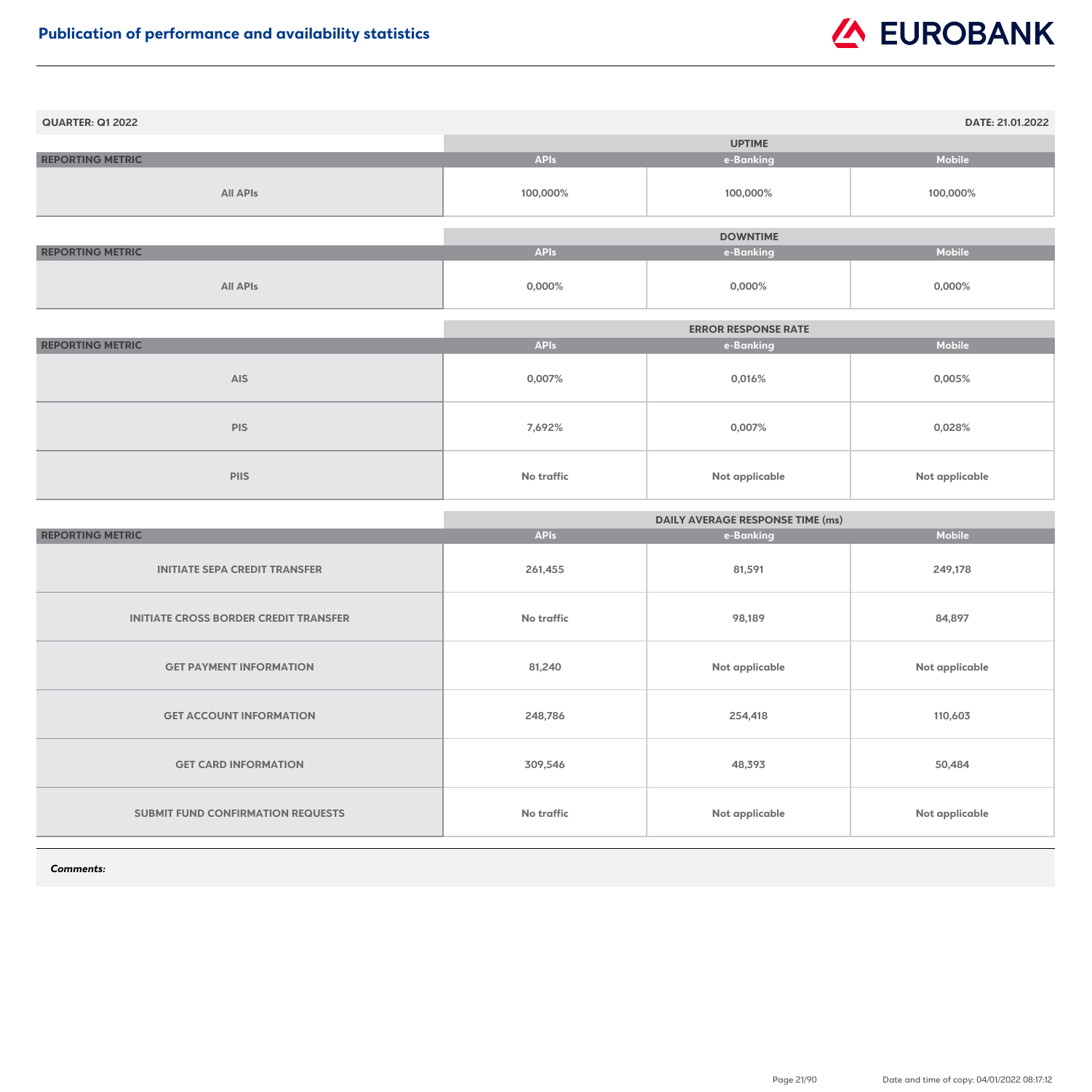## Publication of performance and availability statistics

**QUARTER: Q1 2022** | **DATE: 21.01.2022**

| REPORTING METRIC | UPTIME | | |
|---|---|---|---|
| | APIs | e-Banking | Mobile |
| All APIs | 100,000% | 100,000% | 100,000% |

| REPORTING METRIC | DOWNTIME | | |
|---|---|---|---|
| | APIs | e-Banking | Mobile |
| All APIs | 0,000% | 0,000% | 0,000% |

| REPORTING METRIC | ERROR RESPONSE RATE | | |
|---|---|---|---|
| | APIs | e-Banking | Mobile |
| AIS | 0,007% | 0,016% | 0,005% |
| PIS | 7,692% | 0,007% | 0,028% |
| PIIS | No traffic | Not applicable | Not applicable |

| REPORTING METRIC | DAILY AVERAGE RESPONSE TIME (ms) | | |
|---|---|---|---|
| | APIs | e-Banking | Mobile |
| INITIATE SEPA CREDIT TRANSFER | 261,455 | 81,591 | 249,178 |
| INITIATE CROSS BORDER CREDIT TRANSFER | No traffic | 98,189 | 84,897 |
| GET PAYMENT INFORMATION | 81,240 | Not applicable | Not applicable |
| GET ACCOUNT INFORMATION | 248,786 | 254,418 | 110,603 |
| GET CARD INFORMATION | 309,546 | 48,393 | 50,484 |
| SUBMIT FUND CONFIRMATION REQUESTS | No traffic | Not applicable | Not applicable |

***Comments:***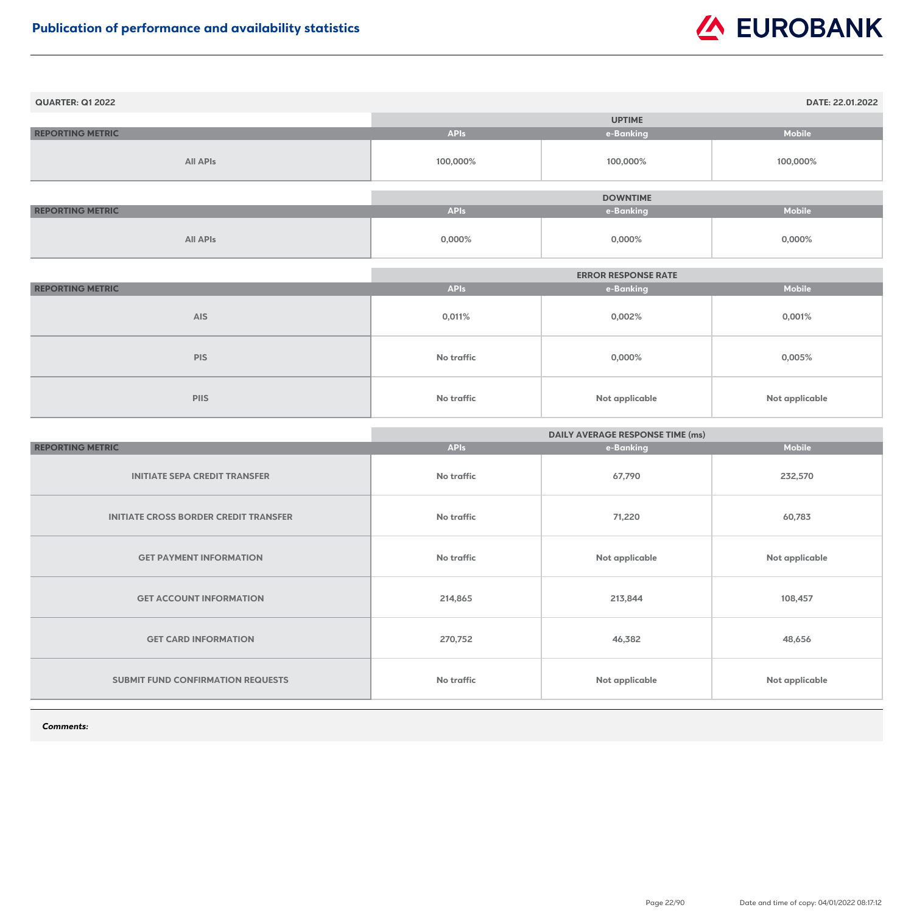# Publication of performance and availability statistics

**QUARTER: Q1 2022** | **DATE: 22.01.2022**

| | UPTIME | | |
|---|---|---|---|
| **REPORTING METRIC** | **APIs** | **e-Banking** | **Mobile** |
| All APIs | 100,000% | 100,000% | 100,000% |

| | DOWNTIME | | |
|---|---|---|---|
| **REPORTING METRIC** | **APIs** | **e-Banking** | **Mobile** |
| All APIs | 0,000% | 0,000% | 0,000% |

| | ERROR RESPONSE RATE | | |
|---|---|---|---|
| **REPORTING METRIC** | **APIs** | **e-Banking** | **Mobile** |
| AIS | 0,011% | 0,002% | 0,001% |
| PIS | No traffic | 0,000% | 0,005% |
| PIIS | No traffic | Not applicable | Not applicable |

| | DAILY AVERAGE RESPONSE TIME (ms) | | |
|---|---|---|---|
| **REPORTING METRIC** | **APIs** | **e-Banking** | **Mobile** |
| INITIATE SEPA CREDIT TRANSFER | No traffic | 67,790 | 232,570 |
| INITIATE CROSS BORDER CREDIT TRANSFER | No traffic | 71,220 | 60,783 |
| GET PAYMENT INFORMATION | No traffic | Not applicable | Not applicable |
| GET ACCOUNT INFORMATION | 214,865 | 213,844 | 108,457 |
| GET CARD INFORMATION | 270,752 | 46,382 | 48,656 |
| SUBMIT FUND CONFIRMATION REQUESTS | No traffic | Not applicable | Not applicable |

***Comments:***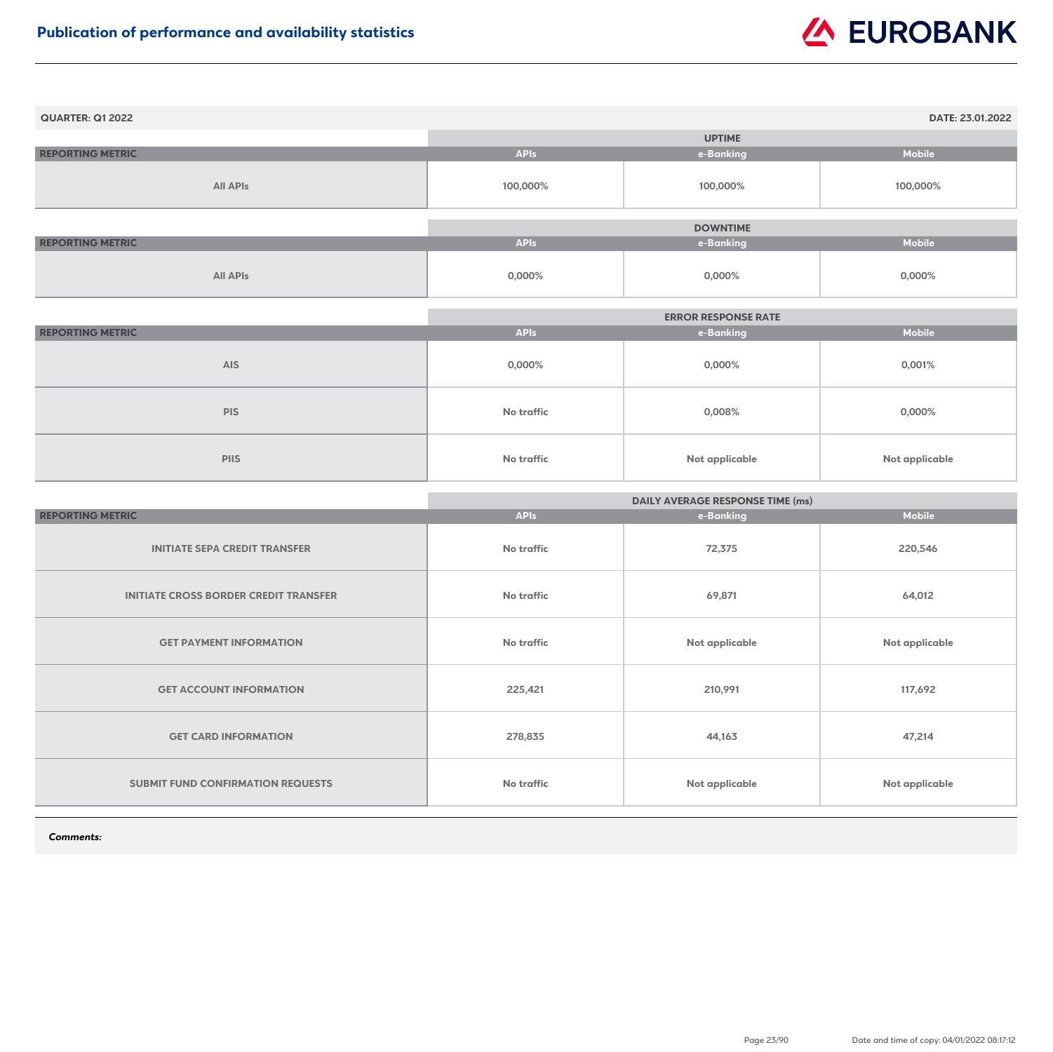# Publication of performance and availability statistics

**QUARTER: Q1 2022** | **DATE: 23.01.2022**

| REPORTING METRIC | UPTIME | | |
|---|---|---|---|
| | APIs | e-Banking | Mobile |
| All APIs | 100,000% | 100,000% | 100,000% |

| REPORTING METRIC | DOWNTIME | | |
|---|---|---|---|
| | APIs | e-Banking | Mobile |
| All APIs | 0,000% | 0,000% | 0,000% |

| REPORTING METRIC | ERROR RESPONSE RATE | | |
|---|---|---|---|
| | APIs | e-Banking | Mobile |
| AIS | 0,000% | 0,000% | 0,001% |
| PIS | No traffic | 0,008% | 0,000% |
| PIIS | No traffic | Not applicable | Not applicable |

| REPORTING METRIC | DAILY AVERAGE RESPONSE TIME (ms) | | |
|---|---|---|---|
| | APIs | e-Banking | Mobile |
| INITIATE SEPA CREDIT TRANSFER | No traffic | 72,375 | 220,546 |
| INITIATE CROSS BORDER CREDIT TRANSFER | No traffic | 69,871 | 64,012 |
| GET PAYMENT INFORMATION | No traffic | Not applicable | Not applicable |
| GET ACCOUNT INFORMATION | 225,421 | 210,991 | 117,692 |
| GET CARD INFORMATION | 278,835 | 44,163 | 47,214 |
| SUBMIT FUND CONFIRMATION REQUESTS | No traffic | Not applicable | Not applicable |

***Comments:***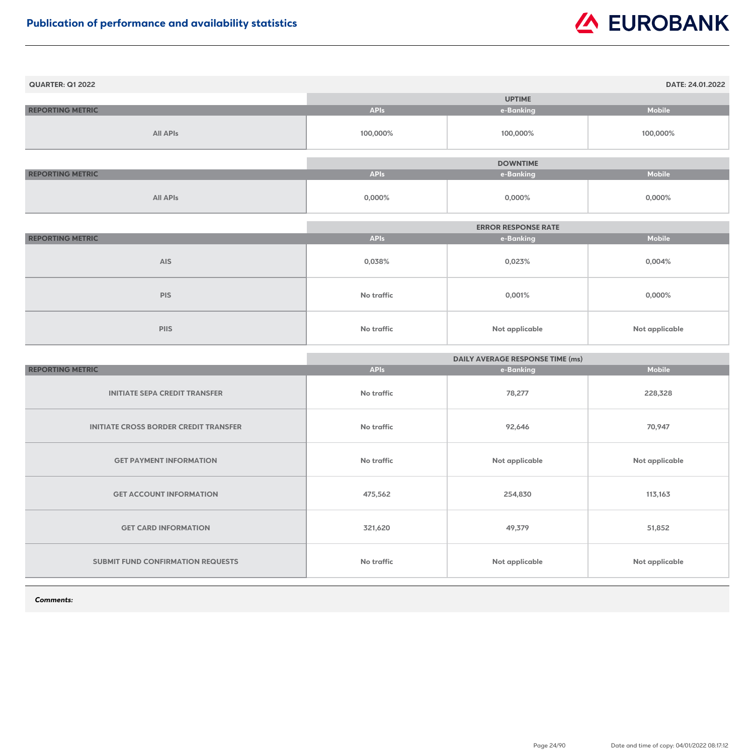# Publication of performance and availability statistics

**QUARTER: Q1 2022** | **DATE: 24.01.2022**

| REPORTING METRIC | UPTIME | | |
|---|---|---|---|
| | APIs | e-Banking | Mobile |
| All APIs | 100,000% | 100,000% | 100,000% |

| REPORTING METRIC | DOWNTIME | | |
|---|---|---|---|
| | APIs | e-Banking | Mobile |
| All APIs | 0,000% | 0,000% | 0,000% |

| REPORTING METRIC | ERROR RESPONSE RATE | | |
|---|---|---|---|
| | APIs | e-Banking | Mobile |
| AIS | 0,038% | 0,023% | 0,004% |
| PIS | No traffic | 0,001% | 0,000% |
| PIIS | No traffic | Not applicable | Not applicable |

| REPORTING METRIC | DAILY AVERAGE RESPONSE TIME (ms) | | |
|---|---|---|---|
| | APIs | e-Banking | Mobile |
| INITIATE SEPA CREDIT TRANSFER | No traffic | 78,277 | 228,328 |
| INITIATE CROSS BORDER CREDIT TRANSFER | No traffic | 92,646 | 70,947 |
| GET PAYMENT INFORMATION | No traffic | Not applicable | Not applicable |
| GET ACCOUNT INFORMATION | 475,562 | 254,830 | 113,163 |
| GET CARD INFORMATION | 321,620 | 49,379 | 51,852 |
| SUBMIT FUND CONFIRMATION REQUESTS | No traffic | Not applicable | Not applicable |

***Comments:***

Date and time of copy: 04/01/2022 08:17:12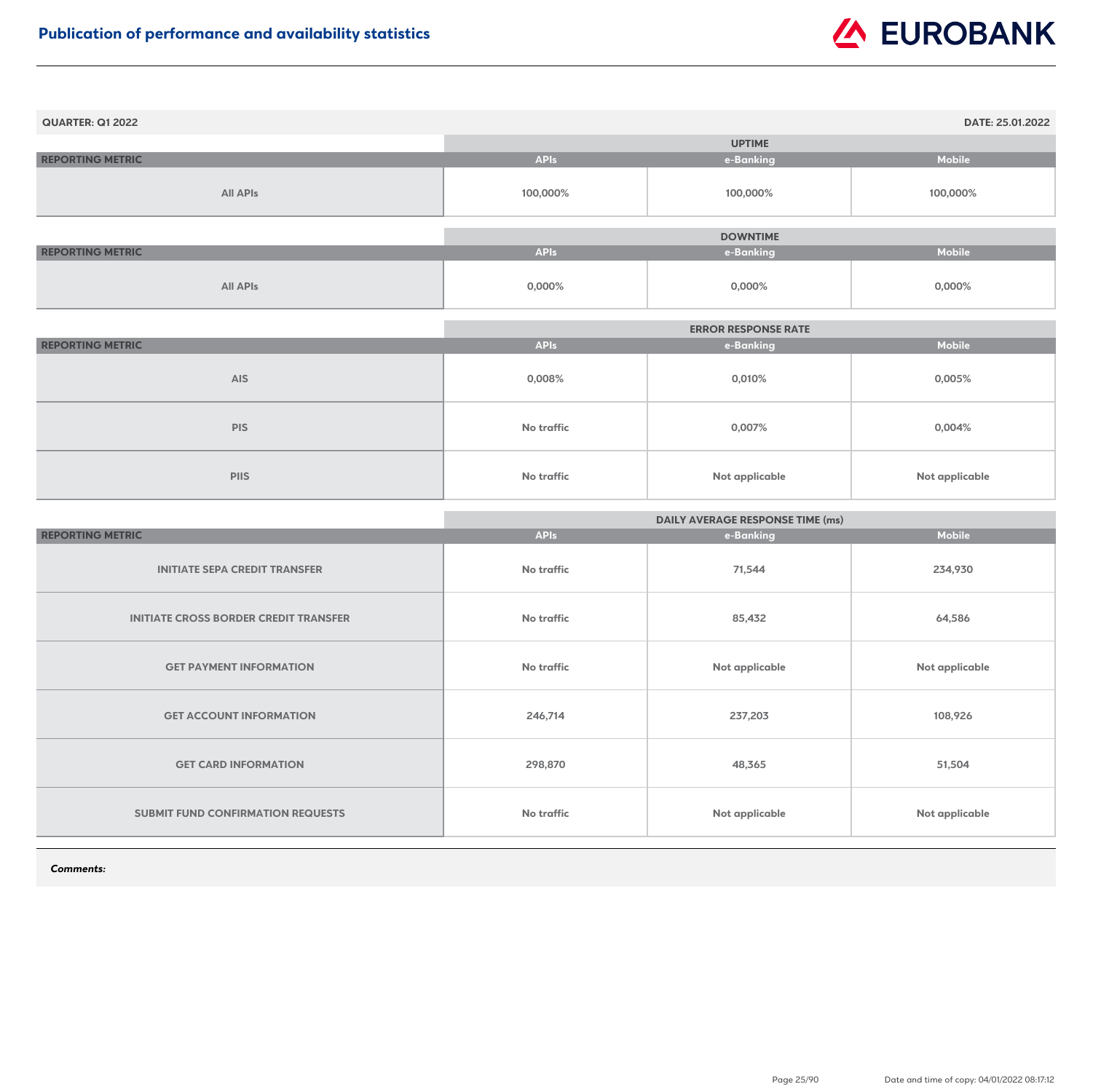# Publication of performance and availability statistics

**QUARTER: Q1 2022** | **DATE: 25.01.2022**

| REPORTING METRIC | UPTIME | | |
|---|---|---|---|
| | APIs | e-Banking | Mobile |
| All APIs | 100,000% | 100,000% | 100,000% |

| REPORTING METRIC | DOWNTIME | | |
|---|---|---|---|
| | APIs | e-Banking | Mobile |
| All APIs | 0,000% | 0,000% | 0,000% |

| REPORTING METRIC | ERROR RESPONSE RATE | | |
|---|---|---|---|
| | APIs | e-Banking | Mobile |
| AIS | 0,008% | 0,010% | 0,005% |
| PIS | No traffic | 0,007% | 0,004% |
| PIIS | No traffic | Not applicable | Not applicable |

| REPORTING METRIC | DAILY AVERAGE RESPONSE TIME (ms) | | |
|---|---|---|---|
| | APIs | e-Banking | Mobile |
| INITIATE SEPA CREDIT TRANSFER | No traffic | 71,544 | 234,930 |
| INITIATE CROSS BORDER CREDIT TRANSFER | No traffic | 85,432 | 64,586 |
| GET PAYMENT INFORMATION | No traffic | Not applicable | Not applicable |
| GET ACCOUNT INFORMATION | 246,714 | 237,203 | 108,926 |
| GET CARD INFORMATION | 298,870 | 48,365 | 51,504 |
| SUBMIT FUND CONFIRMATION REQUESTS | No traffic | Not applicable | Not applicable |

***Comments:***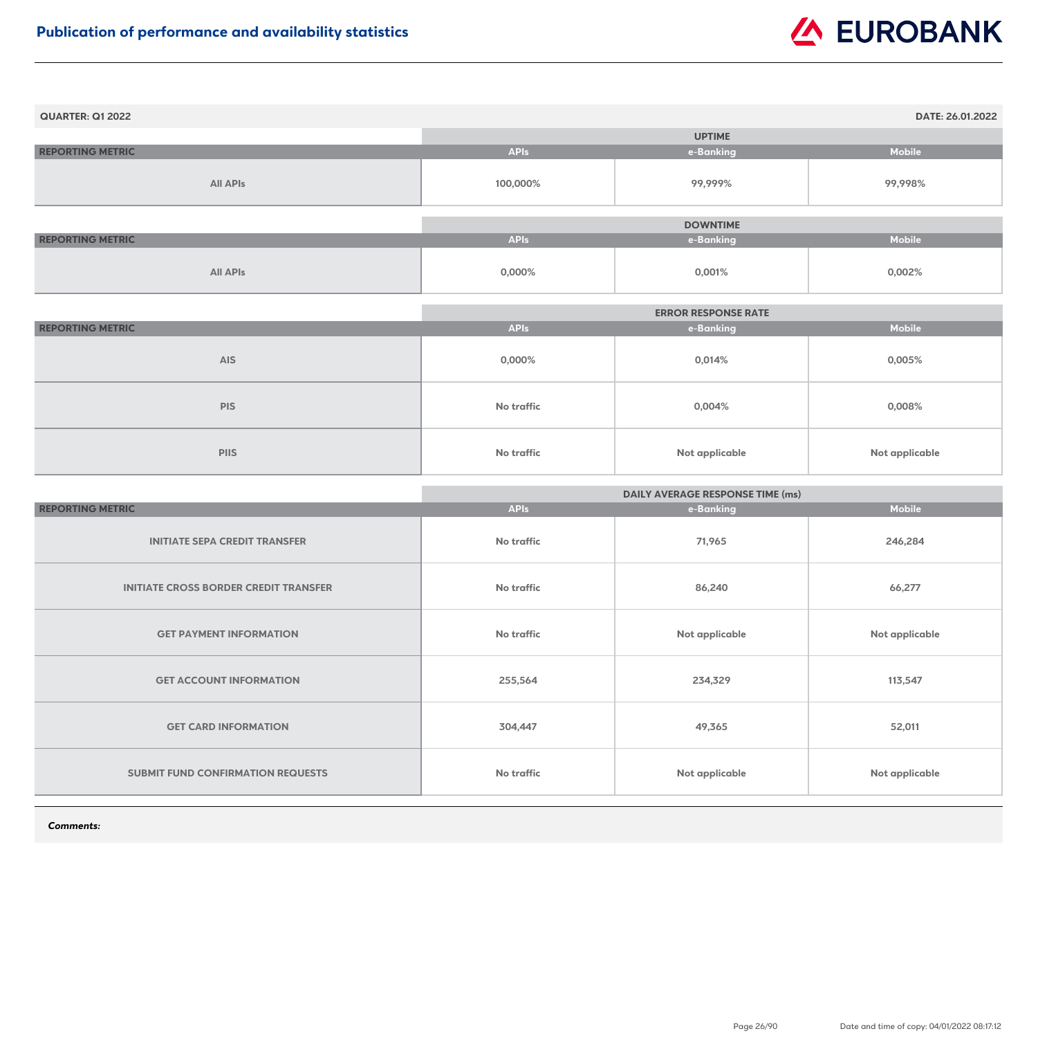# Publication of performance and availability statistics

**QUARTER: Q1 2022** **DATE: 26.01.2022**

| | UPTIME | | |
|---|---|---|---|
| **REPORTING METRIC** | **APIs** | **e-Banking** | **Mobile** |
| All APIs | 100,000% | 99,999% | 99,998% |

| | DOWNTIME | | |
|---|---|---|---|
| **REPORTING METRIC** | **APIs** | **e-Banking** | **Mobile** |
| All APIs | 0,000% | 0,001% | 0,002% |

| | ERROR RESPONSE RATE | | |
|---|---|---|---|
| **REPORTING METRIC** | **APIs** | **e-Banking** | **Mobile** |
| AIS | 0,000% | 0,014% | 0,005% |
| PIS | No traffic | 0,004% | 0,008% |
| PIIS | No traffic | Not applicable | Not applicable |

| | DAILY AVERAGE RESPONSE TIME (ms) | | |
|---|---|---|---|
| **REPORTING METRIC** | **APIs** | **e-Banking** | **Mobile** |
| INITIATE SEPA CREDIT TRANSFER | No traffic | 71,965 | 246,284 |
| INITIATE CROSS BORDER CREDIT TRANSFER | No traffic | 86,240 | 66,277 |
| GET PAYMENT INFORMATION | No traffic | Not applicable | Not applicable |
| GET ACCOUNT INFORMATION | 255,564 | 234,329 | 113,547 |
| GET CARD INFORMATION | 304,447 | 49,365 | 52,011 |
| SUBMIT FUND CONFIRMATION REQUESTS | No traffic | Not applicable | Not applicable |

***Comments:***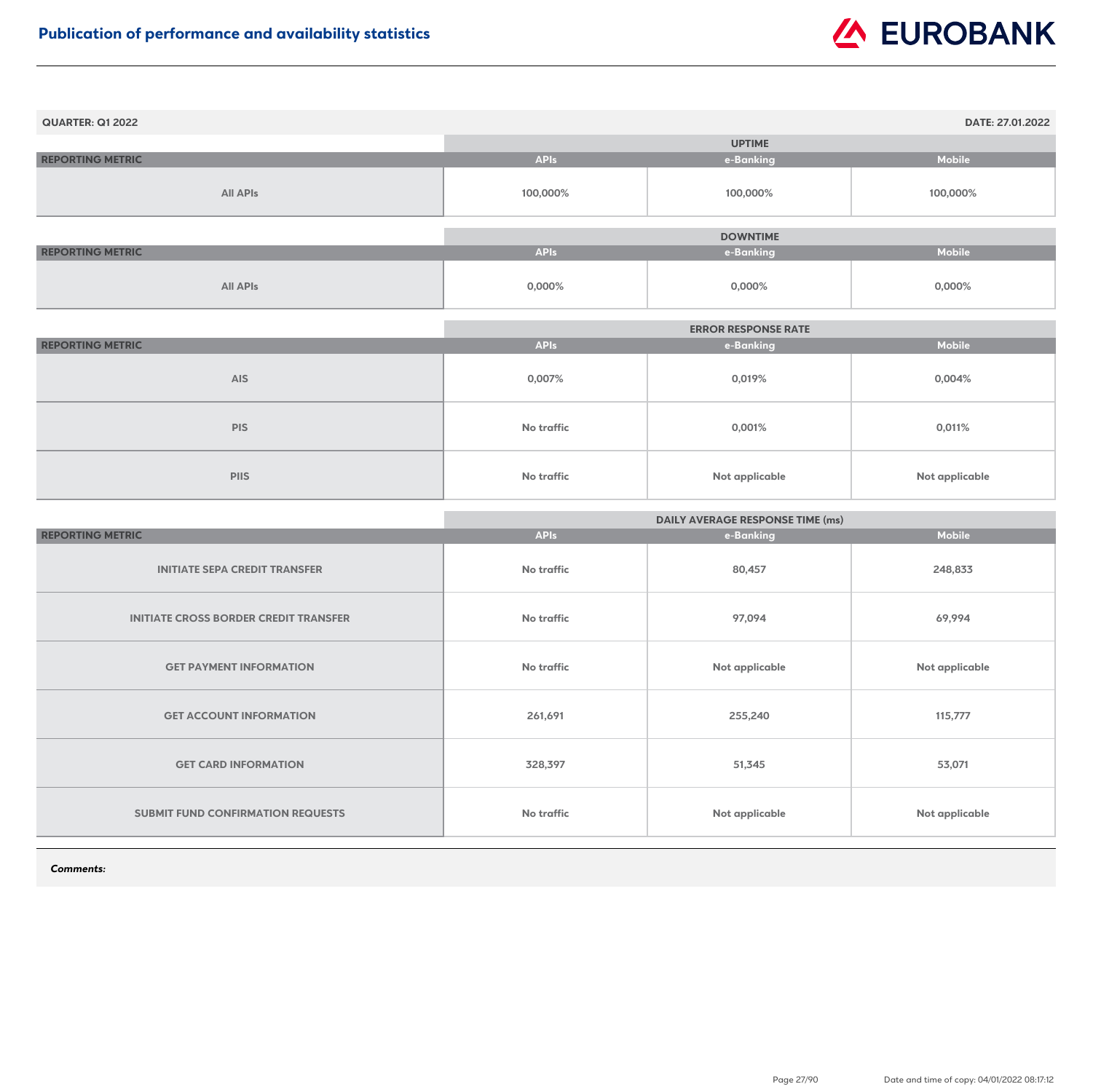# Publication of performance and availability statistics

**QUARTER: Q1 2022** | **DATE: 27.01.2022**

| REPORTING METRIC | UPTIME | | |
|---|---|---|---|
| | APIs | e-Banking | Mobile |
| All APIs | 100,000% | 100,000% | 100,000% |

| REPORTING METRIC | DOWNTIME | | |
|---|---|---|---|
| | APIs | e-Banking | Mobile |
| All APIs | 0,000% | 0,000% | 0,000% |

| REPORTING METRIC | ERROR RESPONSE RATE | | |
|---|---|---|---|
| | APIs | e-Banking | Mobile |
| AIS | 0,007% | 0,019% | 0,004% |
| PIS | No traffic | 0,001% | 0,011% |
| PIIS | No traffic | Not applicable | Not applicable |

| REPORTING METRIC | DAILY AVERAGE RESPONSE TIME (ms) | | |
|---|---|---|---|
| | APIs | e-Banking | Mobile |
| INITIATE SEPA CREDIT TRANSFER | No traffic | 80,457 | 248,833 |
| INITIATE CROSS BORDER CREDIT TRANSFER | No traffic | 97,094 | 69,994 |
| GET PAYMENT INFORMATION | No traffic | Not applicable | Not applicable |
| GET ACCOUNT INFORMATION | 261,691 | 255,240 | 115,777 |
| GET CARD INFORMATION | 328,397 | 51,345 | 53,071 |
| SUBMIT FUND CONFIRMATION REQUESTS | No traffic | Not applicable | Not applicable |

***Comments:***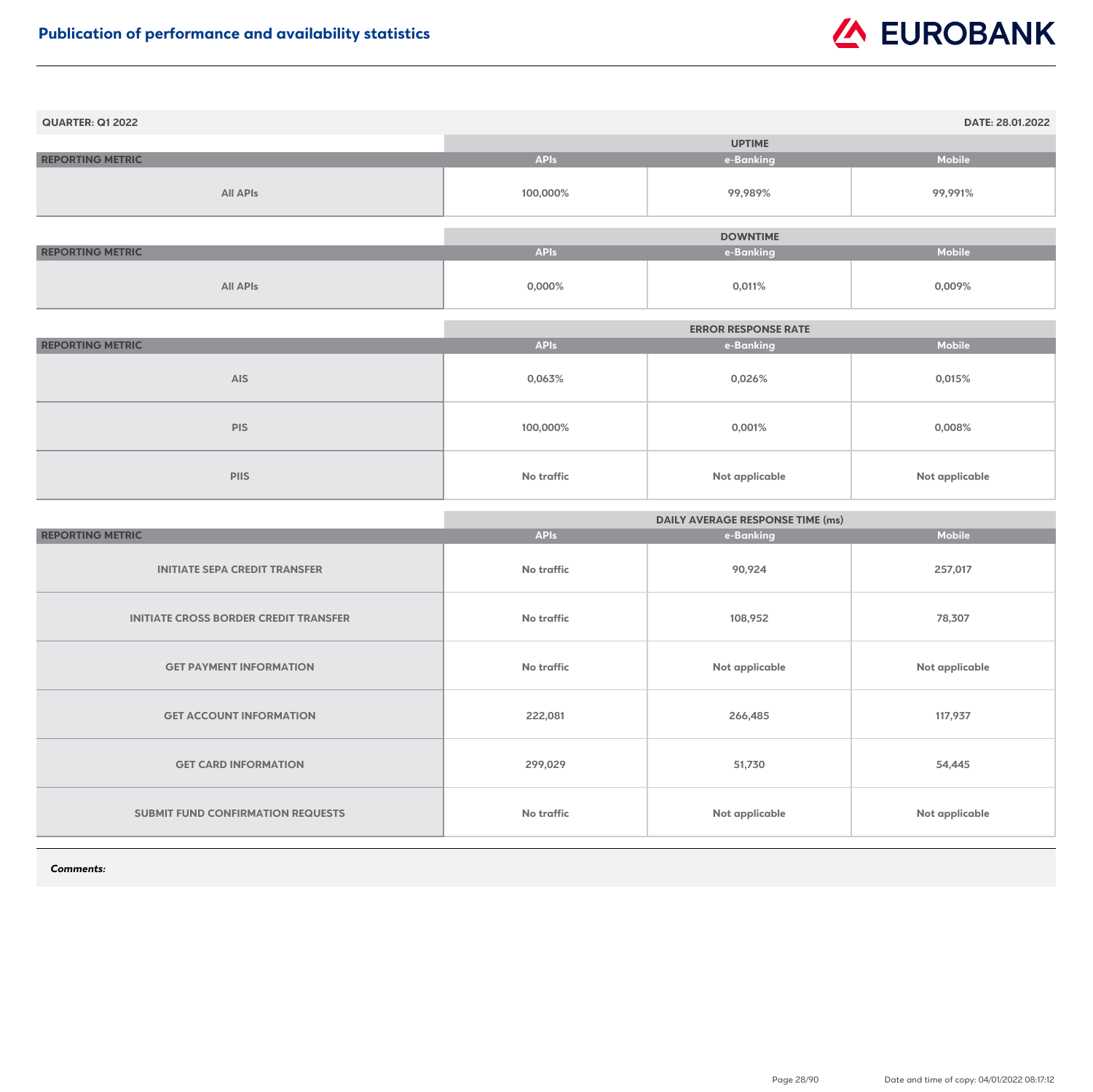# Publication of performance and availability statistics

**QUARTER: Q1 2022** — **DATE: 28.01.2022**

| REPORTING METRIC | UPTIME | | |
|---|---|---|---|
| | APIs | e-Banking | Mobile |
| All APIs | 100,000% | 99,989% | 99,991% |

| REPORTING METRIC | DOWNTIME | | |
|---|---|---|---|
| | APIs | e-Banking | Mobile |
| All APIs | 0,000% | 0,011% | 0,009% |

| REPORTING METRIC | ERROR RESPONSE RATE | | |
|---|---|---|---|
| | APIs | e-Banking | Mobile |
| AIS | 0,063% | 0,026% | 0,015% |
| PIS | 100,000% | 0,001% | 0,008% |
| PIIS | No traffic | Not applicable | Not applicable |

| REPORTING METRIC | DAILY AVERAGE RESPONSE TIME (ms) | | |
|---|---|---|---|
| | APIs | e-Banking | Mobile |
| INITIATE SEPA CREDIT TRANSFER | No traffic | 90,924 | 257,017 |
| INITIATE CROSS BORDER CREDIT TRANSFER | No traffic | 108,952 | 78,307 |
| GET PAYMENT INFORMATION | No traffic | Not applicable | Not applicable |
| GET ACCOUNT INFORMATION | 222,081 | 266,485 | 117,937 |
| GET CARD INFORMATION | 299,029 | 51,730 | 54,445 |
| SUBMIT FUND CONFIRMATION REQUESTS | No traffic | Not applicable | Not applicable |

***Comments:***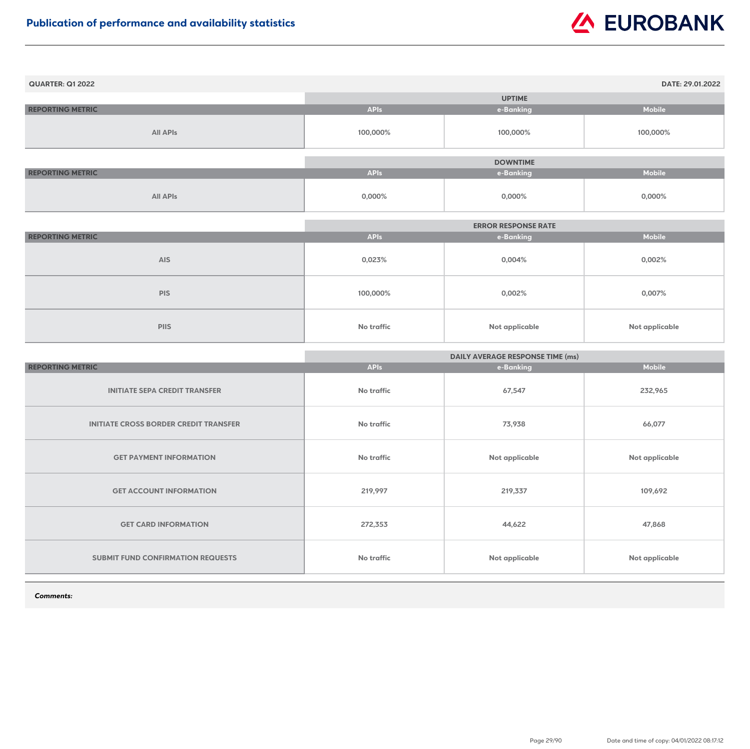# Publication of performance and availability statistics

**QUARTER: Q1 2022** **DATE: 29.01.2022**

| REPORTING METRIC | UPTIME | | |
|---|---|---|---|
| | APIs | e-Banking | Mobile |
| All APIs | 100,000% | 100,000% | 100,000% |

| REPORTING METRIC | DOWNTIME | | |
|---|---|---|---|
| | APIs | e-Banking | Mobile |
| All APIs | 0,000% | 0,000% | 0,000% |

| REPORTING METRIC | ERROR RESPONSE RATE | | |
|---|---|---|---|
| | APIs | e-Banking | Mobile |
| AIS | 0,023% | 0,004% | 0,002% |
| PIS | 100,000% | 0,002% | 0,007% |
| PIIS | No traffic | Not applicable | Not applicable |

| REPORTING METRIC | DAILY AVERAGE RESPONSE TIME (ms) | | |
|---|---|---|---|
| | APIs | e-Banking | Mobile |
| INITIATE SEPA CREDIT TRANSFER | No traffic | 67,547 | 232,965 |
| INITIATE CROSS BORDER CREDIT TRANSFER | No traffic | 73,938 | 66,077 |
| GET PAYMENT INFORMATION | No traffic | Not applicable | Not applicable |
| GET ACCOUNT INFORMATION | 219,997 | 219,337 | 109,692 |
| GET CARD INFORMATION | 272,353 | 44,622 | 47,868 |
| SUBMIT FUND CONFIRMATION REQUESTS | No traffic | Not applicable | Not applicable |

***Comments:***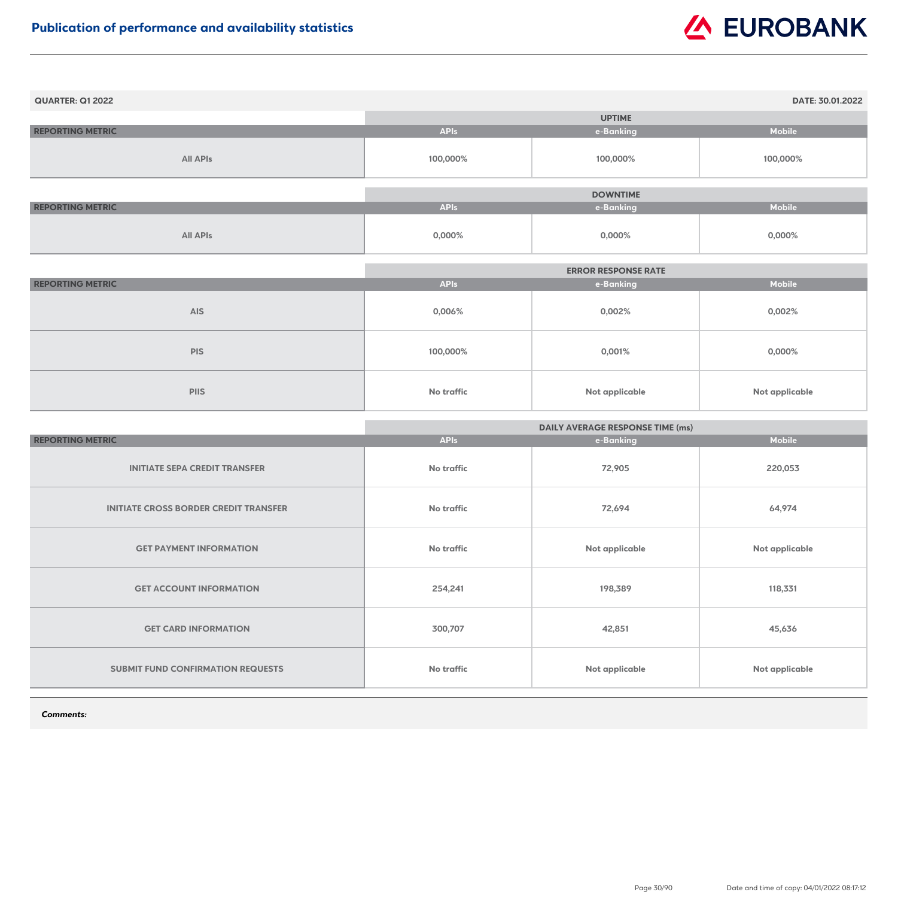## Publication of performance and availability statistics

**QUARTER: Q1 2022** | **DATE: 30.01.2022**

| REPORTING METRIC | UPTIME | | |
|---|---|---|---|
| | APIs | e-Banking | Mobile |
| All APIs | 100,000% | 100,000% | 100,000% |

| REPORTING METRIC | DOWNTIME | | |
|---|---|---|---|
| | APIs | e-Banking | Mobile |
| All APIs | 0,000% | 0,000% | 0,000% |

| REPORTING METRIC | ERROR RESPONSE RATE | | |
|---|---|---|---|
| | APIs | e-Banking | Mobile |
| AIS | 0,006% | 0,002% | 0,002% |
| PIS | 100,000% | 0,001% | 0,000% |
| PIIS | No traffic | Not applicable | Not applicable |

| REPORTING METRIC | DAILY AVERAGE RESPONSE TIME (ms) | | |
|---|---|---|---|
| | APIs | e-Banking | Mobile |
| INITIATE SEPA CREDIT TRANSFER | No traffic | 72,905 | 220,053 |
| INITIATE CROSS BORDER CREDIT TRANSFER | No traffic | 72,694 | 64,974 |
| GET PAYMENT INFORMATION | No traffic | Not applicable | Not applicable |
| GET ACCOUNT INFORMATION | 254,241 | 198,389 | 118,331 |
| GET CARD INFORMATION | 300,707 | 42,851 | 45,636 |
| SUBMIT FUND CONFIRMATION REQUESTS | No traffic | Not applicable | Not applicable |

***Comments:***

Date and time of copy: 04/01/2022 08:17:12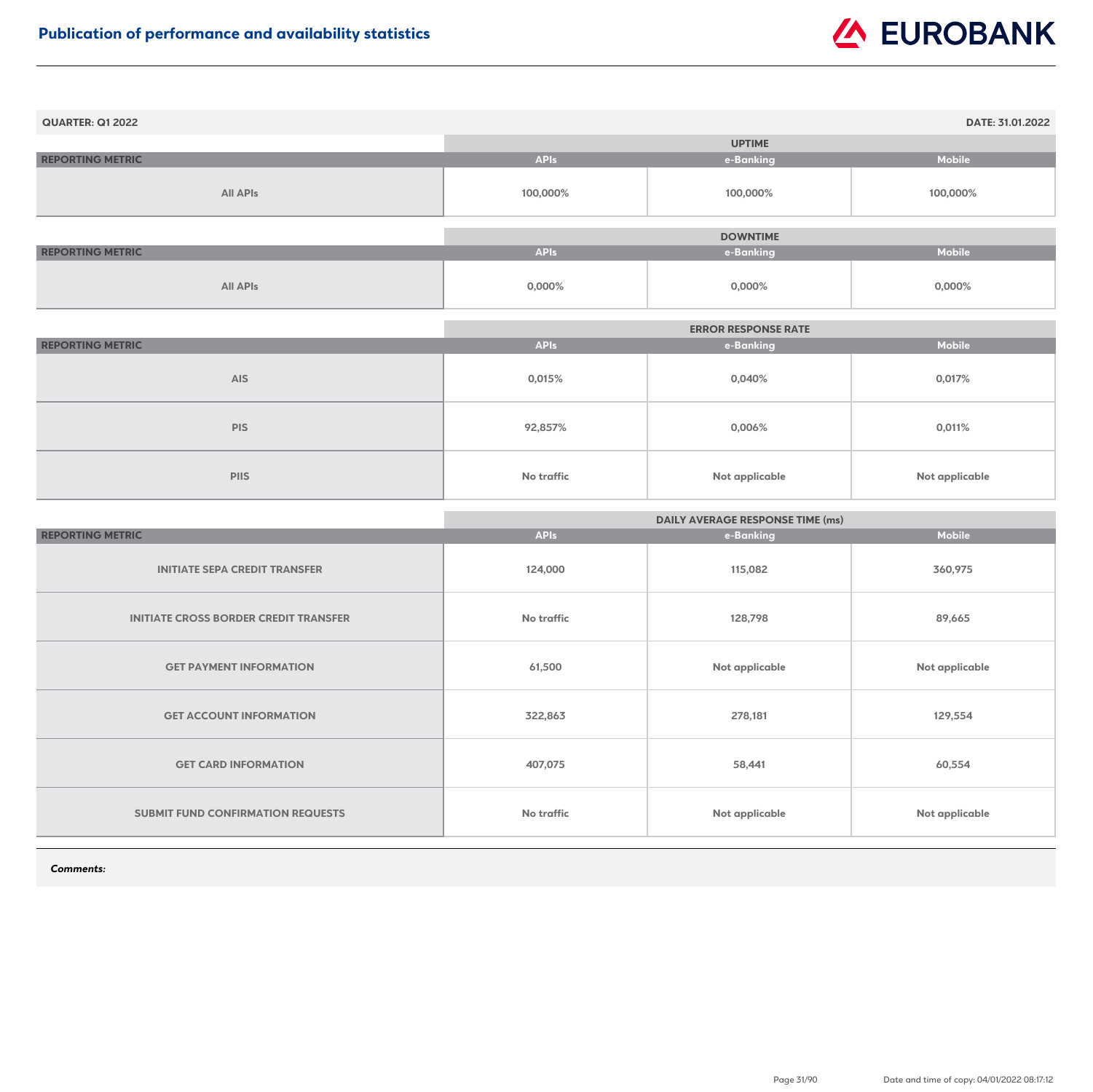# Publication of performance and availability statistics

**QUARTER: Q1 2022** | **DATE: 31.01.2022**

| REPORTING METRIC | UPTIME | | |
|---|---|---|---|
| | APIs | e-Banking | Mobile |
| All APIs | 100,000% | 100,000% | 100,000% |

| REPORTING METRIC | DOWNTIME | | |
|---|---|---|---|
| | APIs | e-Banking | Mobile |
| All APIs | 0,000% | 0,000% | 0,000% |

| REPORTING METRIC | ERROR RESPONSE RATE | | |
|---|---|---|---|
| | APIs | e-Banking | Mobile |
| AIS | 0,015% | 0,040% | 0,017% |
| PIS | 92,857% | 0,006% | 0,011% |
| PIIS | No traffic | Not applicable | Not applicable |

| REPORTING METRIC | DAILY AVERAGE RESPONSE TIME (ms) | | |
|---|---|---|---|
| | APIs | e-Banking | Mobile |
| INITIATE SEPA CREDIT TRANSFER | 124,000 | 115,082 | 360,975 |
| INITIATE CROSS BORDER CREDIT TRANSFER | No traffic | 128,798 | 89,665 |
| GET PAYMENT INFORMATION | 61,500 | Not applicable | Not applicable |
| GET ACCOUNT INFORMATION | 322,863 | 278,181 | 129,554 |
| GET CARD INFORMATION | 407,075 | 58,441 | 60,554 |
| SUBMIT FUND CONFIRMATION REQUESTS | No traffic | Not applicable | Not applicable |

***Comments:***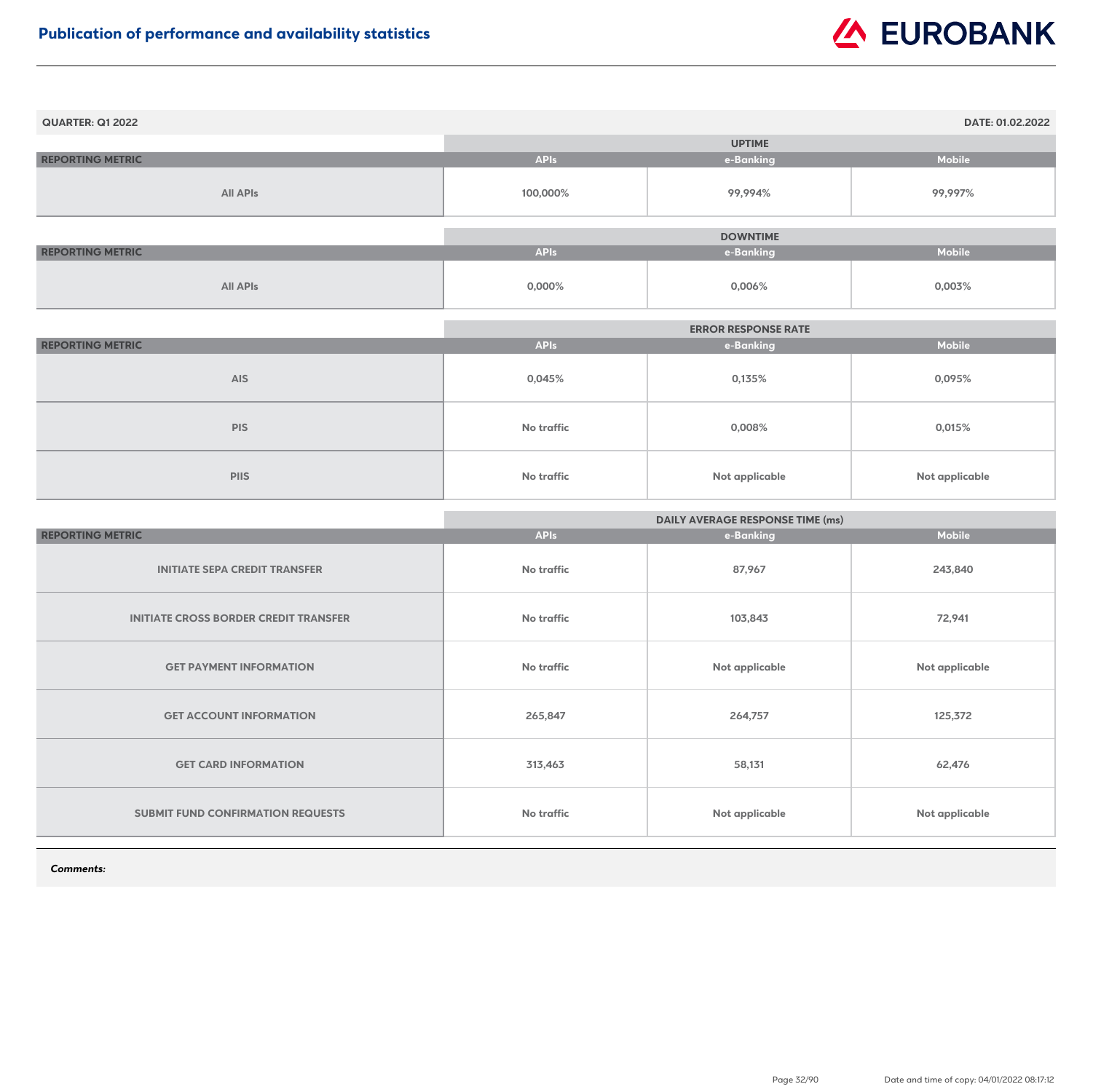## Publication of performance and availability statistics

**QUARTER: Q1 2022** | **DATE: 01.02.2022**

| REPORTING METRIC | UPTIME | | |
|---|---|---|---|
| | APIs | e-Banking | Mobile |
| All APIs | 100,000% | 99,994% | 99,997% |

| REPORTING METRIC | DOWNTIME | | |
|---|---|---|---|
| | APIs | e-Banking | Mobile |
| All APIs | 0,000% | 0,006% | 0,003% |

| REPORTING METRIC | ERROR RESPONSE RATE | | |
|---|---|---|---|
| | APIs | e-Banking | Mobile |
| AIS | 0,045% | 0,135% | 0,095% |
| PIS | No traffic | 0,008% | 0,015% |
| PIIS | No traffic | Not applicable | Not applicable |

| REPORTING METRIC | DAILY AVERAGE RESPONSE TIME (ms) | | |
|---|---|---|---|
| | APIs | e-Banking | Mobile |
| INITIATE SEPA CREDIT TRANSFER | No traffic | 87,967 | 243,840 |
| INITIATE CROSS BORDER CREDIT TRANSFER | No traffic | 103,843 | 72,941 |
| GET PAYMENT INFORMATION | No traffic | Not applicable | Not applicable |
| GET ACCOUNT INFORMATION | 265,847 | 264,757 | 125,372 |
| GET CARD INFORMATION | 313,463 | 58,131 | 62,476 |
| SUBMIT FUND CONFIRMATION REQUESTS | No traffic | Not applicable | Not applicable |

***Comments:***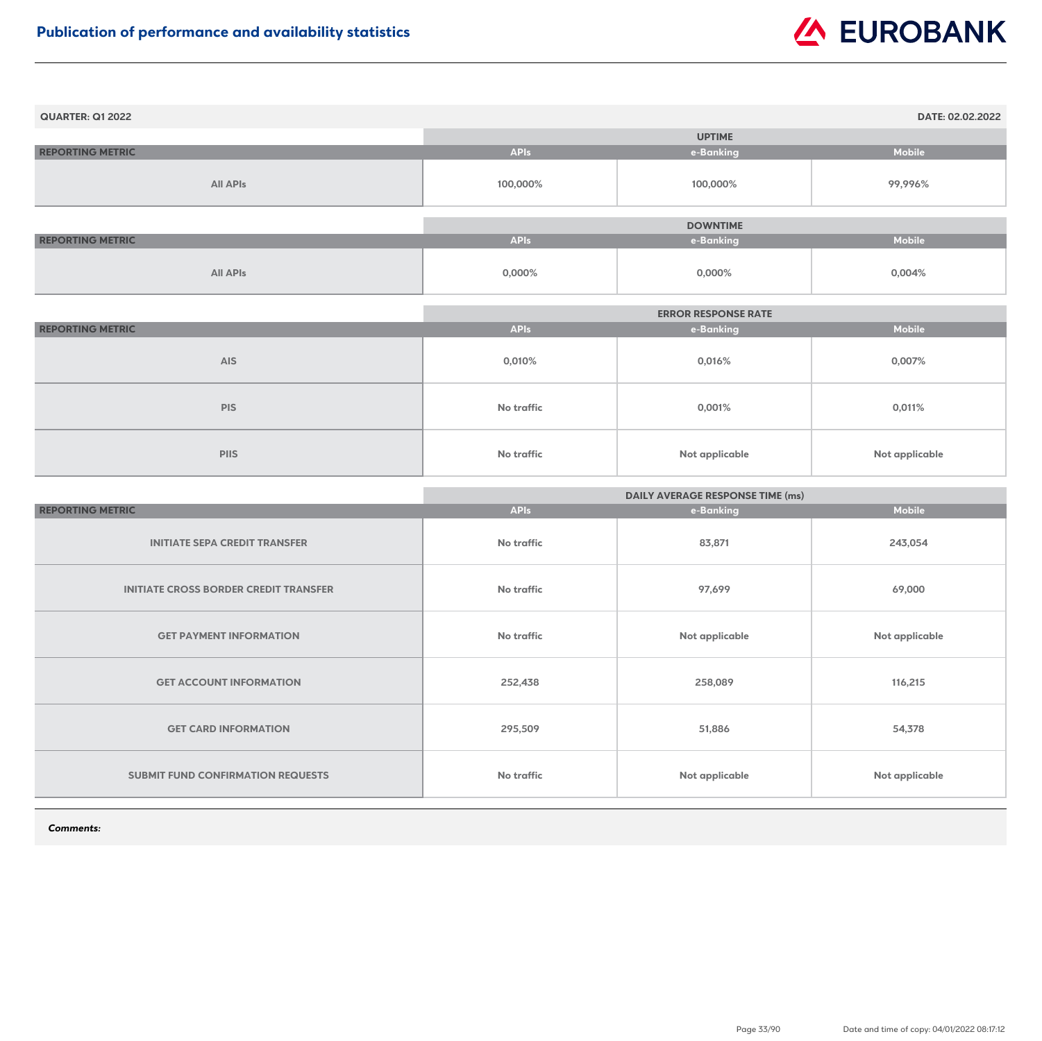## Publication of performance and availability statistics

**QUARTER: Q1 2022** **DATE: 02.02.2022**

| REPORTING METRIC | UPTIME | | |
|---|---|---|---|
| | APIs | e-Banking | Mobile |
| All APIs | 100,000% | 100,000% | 99,996% |

| REPORTING METRIC | DOWNTIME | | |
|---|---|---|---|
| | APIs | e-Banking | Mobile |
| All APIs | 0,000% | 0,000% | 0,004% |

| REPORTING METRIC | ERROR RESPONSE RATE | | |
|---|---|---|---|
| | APIs | e-Banking | Mobile |
| AIS | 0,010% | 0,016% | 0,007% |
| PIS | No traffic | 0,001% | 0,011% |
| PIIS | No traffic | Not applicable | Not applicable |

| REPORTING METRIC | DAILY AVERAGE RESPONSE TIME (ms) | | |
|---|---|---|---|
| | APIs | e-Banking | Mobile |
| INITIATE SEPA CREDIT TRANSFER | No traffic | 83,871 | 243,054 |
| INITIATE CROSS BORDER CREDIT TRANSFER | No traffic | 97,699 | 69,000 |
| GET PAYMENT INFORMATION | No traffic | Not applicable | Not applicable |
| GET ACCOUNT INFORMATION | 252,438 | 258,089 | 116,215 |
| GET CARD INFORMATION | 295,509 | 51,886 | 54,378 |
| SUBMIT FUND CONFIRMATION REQUESTS | No traffic | Not applicable | Not applicable |

***Comments:***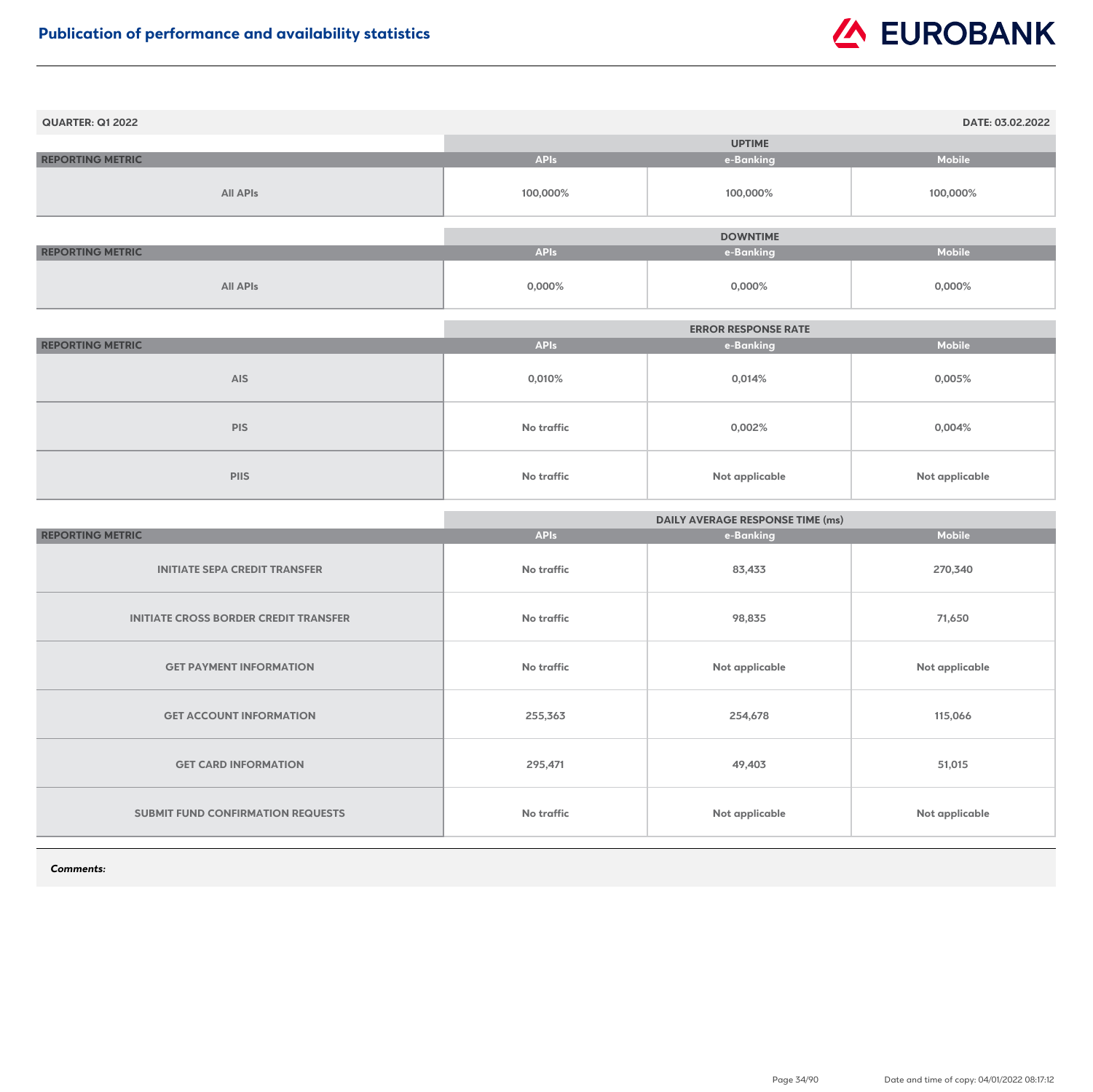# Publication of performance and availability statistics

EUROBANK

**QUARTER: Q1 2022** | **DATE: 03.02.2022**

| REPORTING METRIC | UPTIME | | |
|---|---|---|---|
| | APIs | e-Banking | Mobile |
| All APIs | 100,000% | 100,000% | 100,000% |

| REPORTING METRIC | DOWNTIME | | |
|---|---|---|---|
| | APIs | e-Banking | Mobile |
| All APIs | 0,000% | 0,000% | 0,000% |

| REPORTING METRIC | ERROR RESPONSE RATE | | |
|---|---|---|---|
| | APIs | e-Banking | Mobile |
| AIS | 0,010% | 0,014% | 0,005% |
| PIS | No traffic | 0,002% | 0,004% |
| PIIS | No traffic | Not applicable | Not applicable |

| REPORTING METRIC | DAILY AVERAGE RESPONSE TIME (ms) | | |
|---|---|---|---|
| | APIs | e-Banking | Mobile |
| INITIATE SEPA CREDIT TRANSFER | No traffic | 83,433 | 270,340 |
| INITIATE CROSS BORDER CREDIT TRANSFER | No traffic | 98,835 | 71,650 |
| GET PAYMENT INFORMATION | No traffic | Not applicable | Not applicable |
| GET ACCOUNT INFORMATION | 255,363 | 254,678 | 115,066 |
| GET CARD INFORMATION | 295,471 | 49,403 | 51,015 |
| SUBMIT FUND CONFIRMATION REQUESTS | No traffic | Not applicable | Not applicable |

***Comments:***

Date and time of copy: 04/01/2022 08:17:12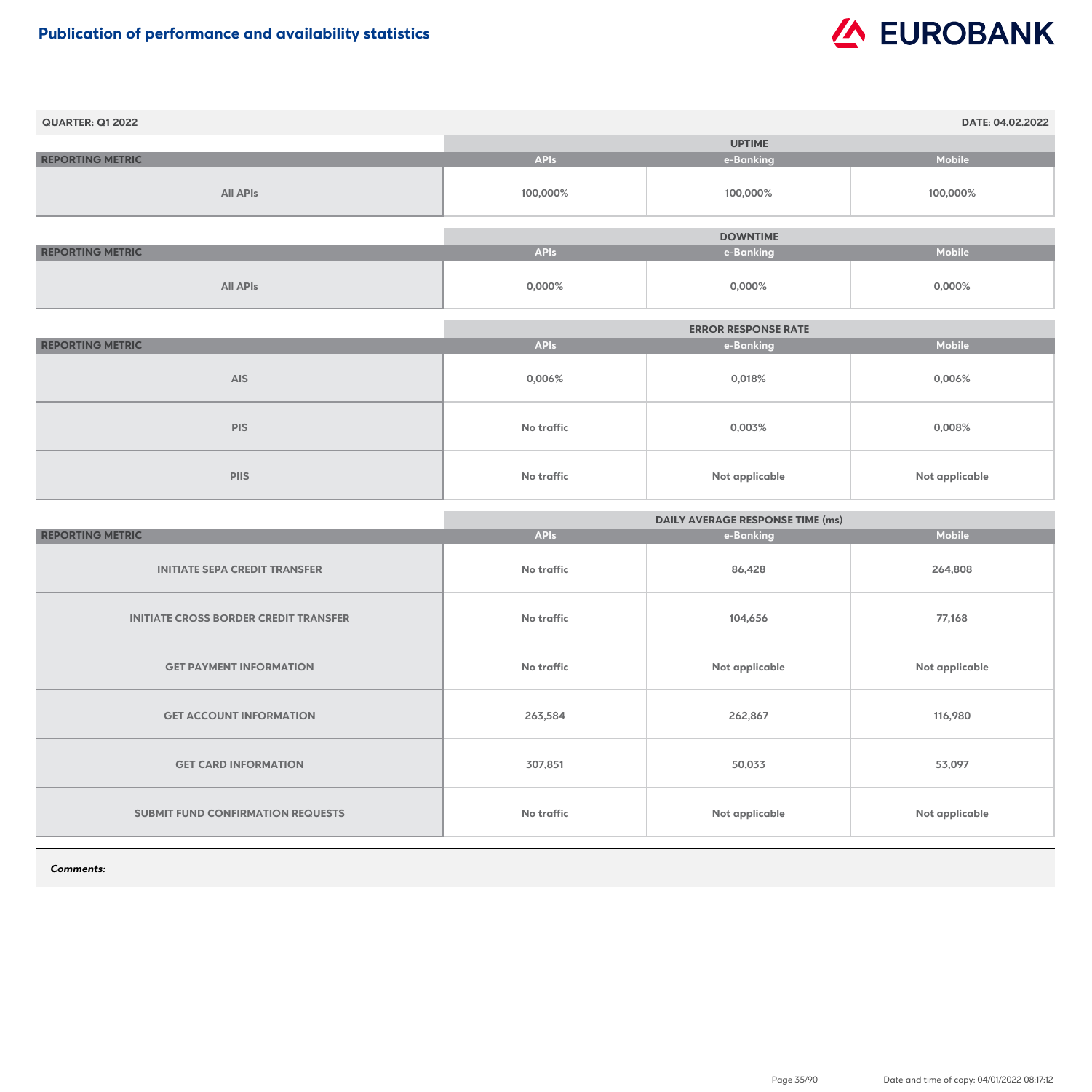## Publication of performance and availability statistics

**QUARTER: Q1 2022** | **DATE: 04.02.2022**

| | UPTIME | | |
|---|---|---|---|
| REPORTING METRIC | APIs | e-Banking | Mobile |
| All APIs | 100,000% | 100,000% | 100,000% |

| | DOWNTIME | | |
|---|---|---|---|
| REPORTING METRIC | APIs | e-Banking | Mobile |
| All APIs | 0,000% | 0,000% | 0,000% |

| | ERROR RESPONSE RATE | | |
|---|---|---|---|
| REPORTING METRIC | APIs | e-Banking | Mobile |
| AIS | 0,006% | 0,018% | 0,006% |
| PIS | No traffic | 0,003% | 0,008% |
| PIIS | No traffic | Not applicable | Not applicable |

| | DAILY AVERAGE RESPONSE TIME (ms) | | |
|---|---|---|---|
| REPORTING METRIC | APIs | e-Banking | Mobile |
| INITIATE SEPA CREDIT TRANSFER | No traffic | 86,428 | 264,808 |
| INITIATE CROSS BORDER CREDIT TRANSFER | No traffic | 104,656 | 77,168 |
| GET PAYMENT INFORMATION | No traffic | Not applicable | Not applicable |
| GET ACCOUNT INFORMATION | 263,584 | 262,867 | 116,980 |
| GET CARD INFORMATION | 307,851 | 50,033 | 53,097 |
| SUBMIT FUND CONFIRMATION REQUESTS | No traffic | Not applicable | Not applicable |

***Comments:***

Date and time of copy: 04/01/2022 08:17:12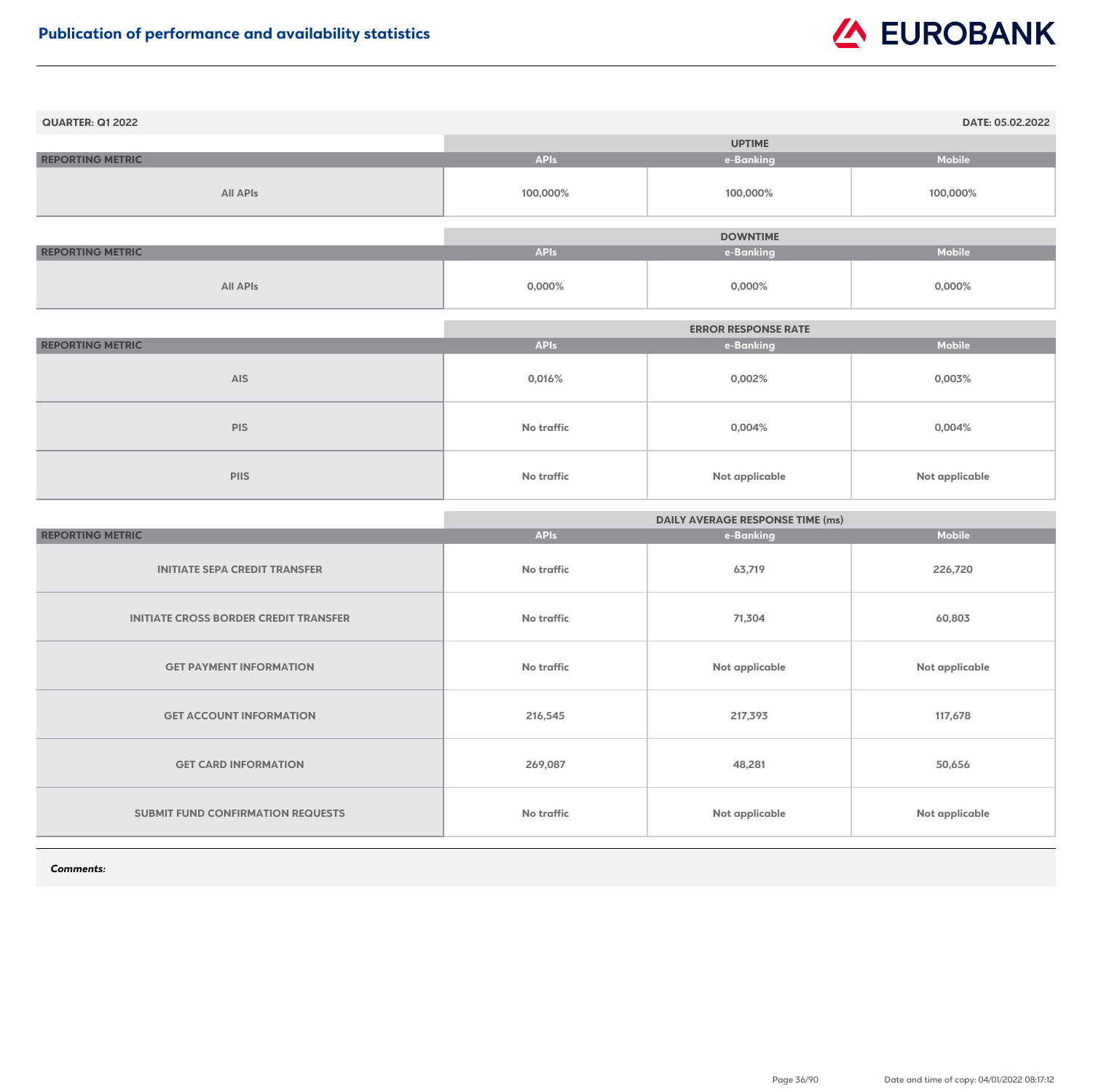# Publication of performance and availability statistics

**QUARTER: Q1 2022** — **DATE: 05.02.2022**

| | UPTIME | | |
|---|---|---|---|
| **REPORTING METRIC** | **APIs** | **e-Banking** | **Mobile** |
| All APIs | 100,000% | 100,000% | 100,000% |

| | DOWNTIME | | |
|---|---|---|---|
| **REPORTING METRIC** | **APIs** | **e-Banking** | **Mobile** |
| All APIs | 0,000% | 0,000% | 0,000% |

| | ERROR RESPONSE RATE | | |
|---|---|---|---|
| **REPORTING METRIC** | **APIs** | **e-Banking** | **Mobile** |
| AIS | 0,016% | 0,002% | 0,003% |
| PIS | No traffic | 0,004% | 0,004% |
| PIIS | No traffic | Not applicable | Not applicable |

| | DAILY AVERAGE RESPONSE TIME (ms) | | |
|---|---|---|---|
| **REPORTING METRIC** | **APIs** | **e-Banking** | **Mobile** |
| INITIATE SEPA CREDIT TRANSFER | No traffic | 63,719 | 226,720 |
| INITIATE CROSS BORDER CREDIT TRANSFER | No traffic | 71,304 | 60,803 |
| GET PAYMENT INFORMATION | No traffic | Not applicable | Not applicable |
| GET ACCOUNT INFORMATION | 216,545 | 217,393 | 117,678 |
| GET CARD INFORMATION | 269,087 | 48,281 | 50,656 |
| SUBMIT FUND CONFIRMATION REQUESTS | No traffic | Not applicable | Not applicable |

***Comments:***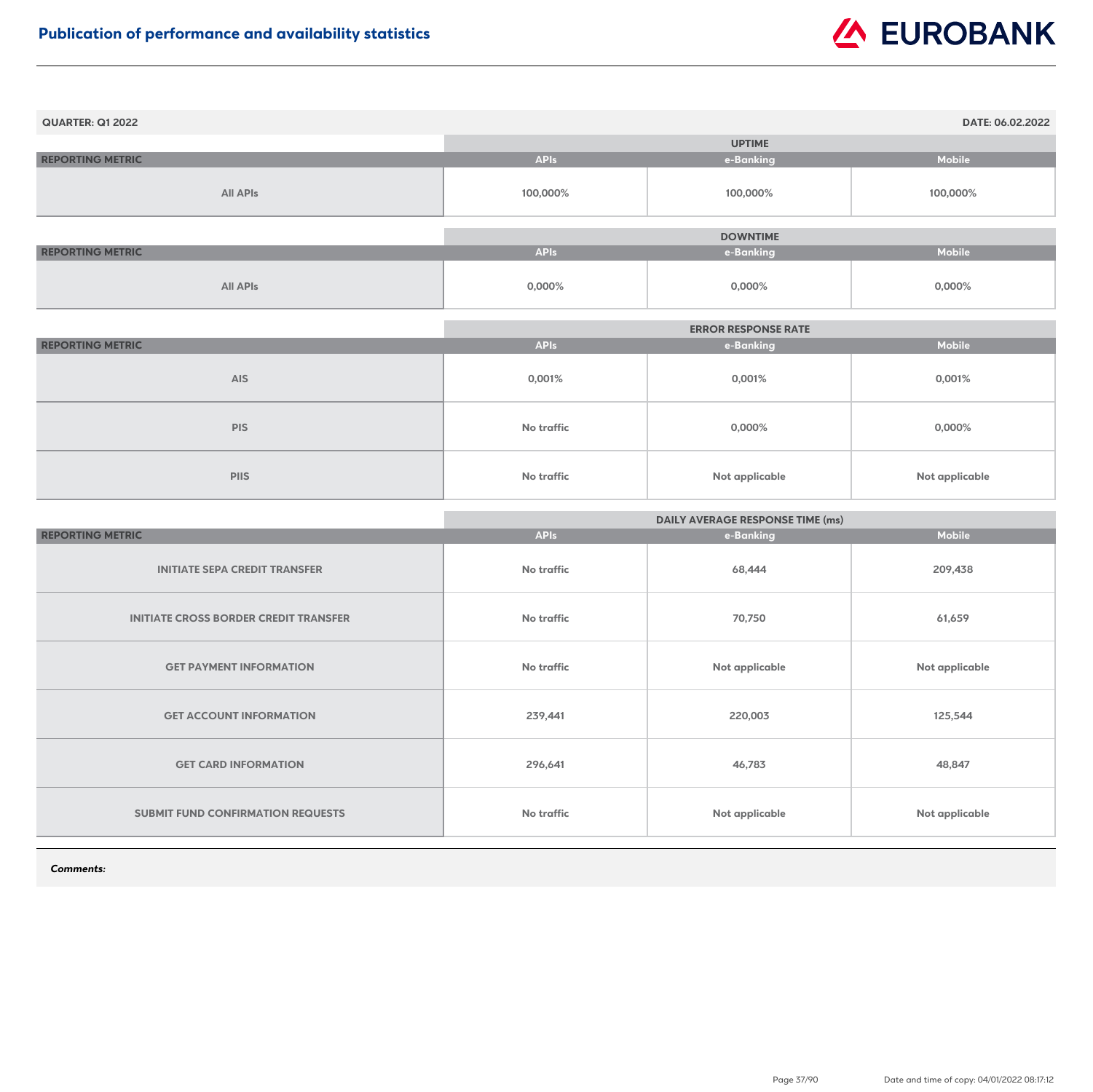## Publication of performance and availability statistics

**QUARTER: Q1 2022** **DATE: 06.02.2022**

| REPORTING METRIC | UPTIME | | |
|---|---|---|---|
| | APIs | e-Banking | Mobile |
| All APIs | 100,000% | 100,000% | 100,000% |

| REPORTING METRIC | DOWNTIME | | |
|---|---|---|---|
| | APIs | e-Banking | Mobile |
| All APIs | 0,000% | 0,000% | 0,000% |

| REPORTING METRIC | ERROR RESPONSE RATE | | |
|---|---|---|---|
| | APIs | e-Banking | Mobile |
| AIS | 0,001% | 0,001% | 0,001% |
| PIS | No traffic | 0,000% | 0,000% |
| PIIS | No traffic | Not applicable | Not applicable |

| REPORTING METRIC | DAILY AVERAGE RESPONSE TIME (ms) | | |
|---|---|---|---|
| | APIs | e-Banking | Mobile |
| INITIATE SEPA CREDIT TRANSFER | No traffic | 68,444 | 209,438 |
| INITIATE CROSS BORDER CREDIT TRANSFER | No traffic | 70,750 | 61,659 |
| GET PAYMENT INFORMATION | No traffic | Not applicable | Not applicable |
| GET ACCOUNT INFORMATION | 239,441 | 220,003 | 125,544 |
| GET CARD INFORMATION | 296,641 | 46,783 | 48,847 |
| SUBMIT FUND CONFIRMATION REQUESTS | No traffic | Not applicable | Not applicable |

***Comments:***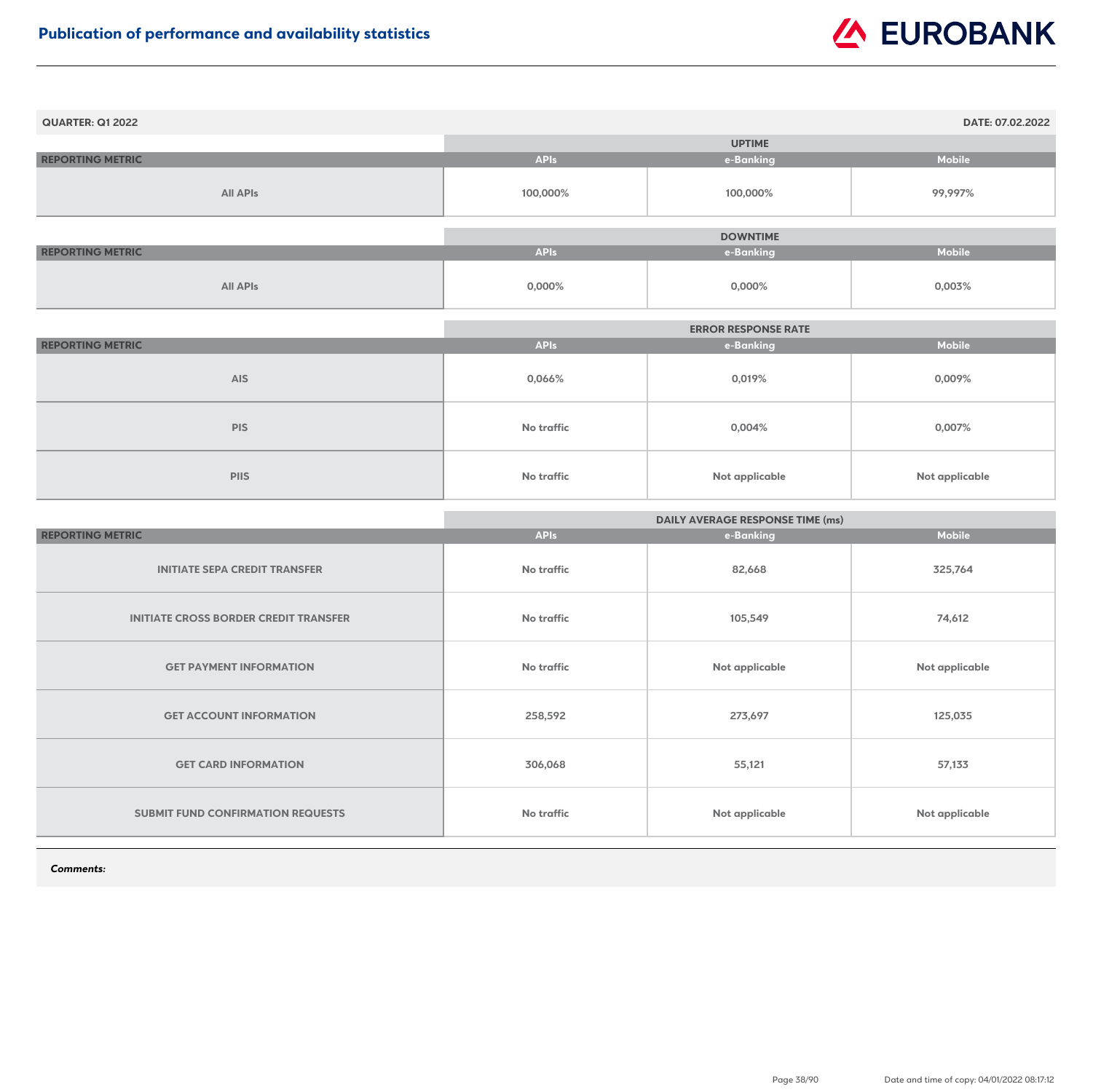## Publication of performance and availability statistics

**QUARTER: Q1 2022** | **DATE: 07.02.2022**

| REPORTING METRIC | UPTIME | | |
|---|---|---|---|
| | APIs | e-Banking | Mobile |
| All APIs | 100,000% | 100,000% | 99,997% |

| REPORTING METRIC | DOWNTIME | | |
|---|---|---|---|
| | APIs | e-Banking | Mobile |
| All APIs | 0,000% | 0,000% | 0,003% |

| REPORTING METRIC | ERROR RESPONSE RATE | | |
|---|---|---|---|
| | APIs | e-Banking | Mobile |
| AIS | 0,066% | 0,019% | 0,009% |
| PIS | No traffic | 0,004% | 0,007% |
| PIIS | No traffic | Not applicable | Not applicable |

| REPORTING METRIC | DAILY AVERAGE RESPONSE TIME (ms) | | |
|---|---|---|---|
| | APIs | e-Banking | Mobile |
| INITIATE SEPA CREDIT TRANSFER | No traffic | 82,668 | 325,764 |
| INITIATE CROSS BORDER CREDIT TRANSFER | No traffic | 105,549 | 74,612 |
| GET PAYMENT INFORMATION | No traffic | Not applicable | Not applicable |
| GET ACCOUNT INFORMATION | 258,592 | 273,697 | 125,035 |
| GET CARD INFORMATION | 306,068 | 55,121 | 57,133 |
| SUBMIT FUND CONFIRMATION REQUESTS | No traffic | Not applicable | Not applicable |

***Comments:***

Date and time of copy: 04/01/2022 08:17:12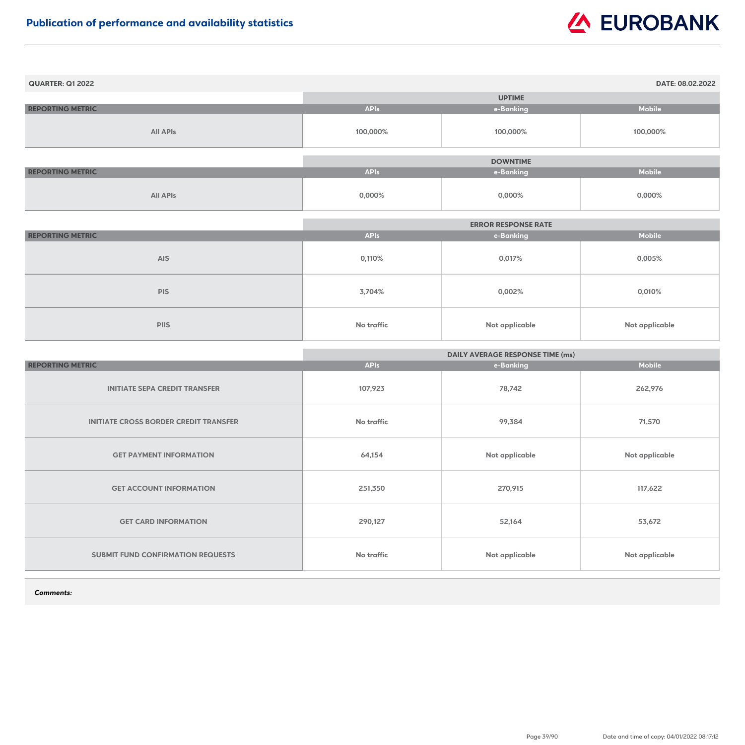## Publication of performance and availability statistics

**QUARTER: Q1 2022** | **DATE: 08.02.2022**

| | UPTIME | | |
|---|---|---|---|
| **REPORTING METRIC** | **APIs** | **e-Banking** | **Mobile** |
| All APIs | 100,000% | 100,000% | 100,000% |

| | DOWNTIME | | |
|---|---|---|---|
| **REPORTING METRIC** | **APIs** | **e-Banking** | **Mobile** |
| All APIs | 0,000% | 0,000% | 0,000% |

| | ERROR RESPONSE RATE | | |
|---|---|---|---|
| **REPORTING METRIC** | **APIs** | **e-Banking** | **Mobile** |
| AIS | 0,110% | 0,017% | 0,005% |
| PIS | 3,704% | 0,002% | 0,010% |
| PIIS | No traffic | Not applicable | Not applicable |

| | DAILY AVERAGE RESPONSE TIME (ms) | | |
|---|---|---|---|
| **REPORTING METRIC** | **APIs** | **e-Banking** | **Mobile** |
| INITIATE SEPA CREDIT TRANSFER | 107,923 | 78,742 | 262,976 |
| INITIATE CROSS BORDER CREDIT TRANSFER | No traffic | 99,384 | 71,570 |
| GET PAYMENT INFORMATION | 64,154 | Not applicable | Not applicable |
| GET ACCOUNT INFORMATION | 251,350 | 270,915 | 117,622 |
| GET CARD INFORMATION | 290,127 | 52,164 | 53,672 |
| SUBMIT FUND CONFIRMATION REQUESTS | No traffic | Not applicable | Not applicable |

***Comments:***

Date and time of copy: 04/01/2022 08:17:12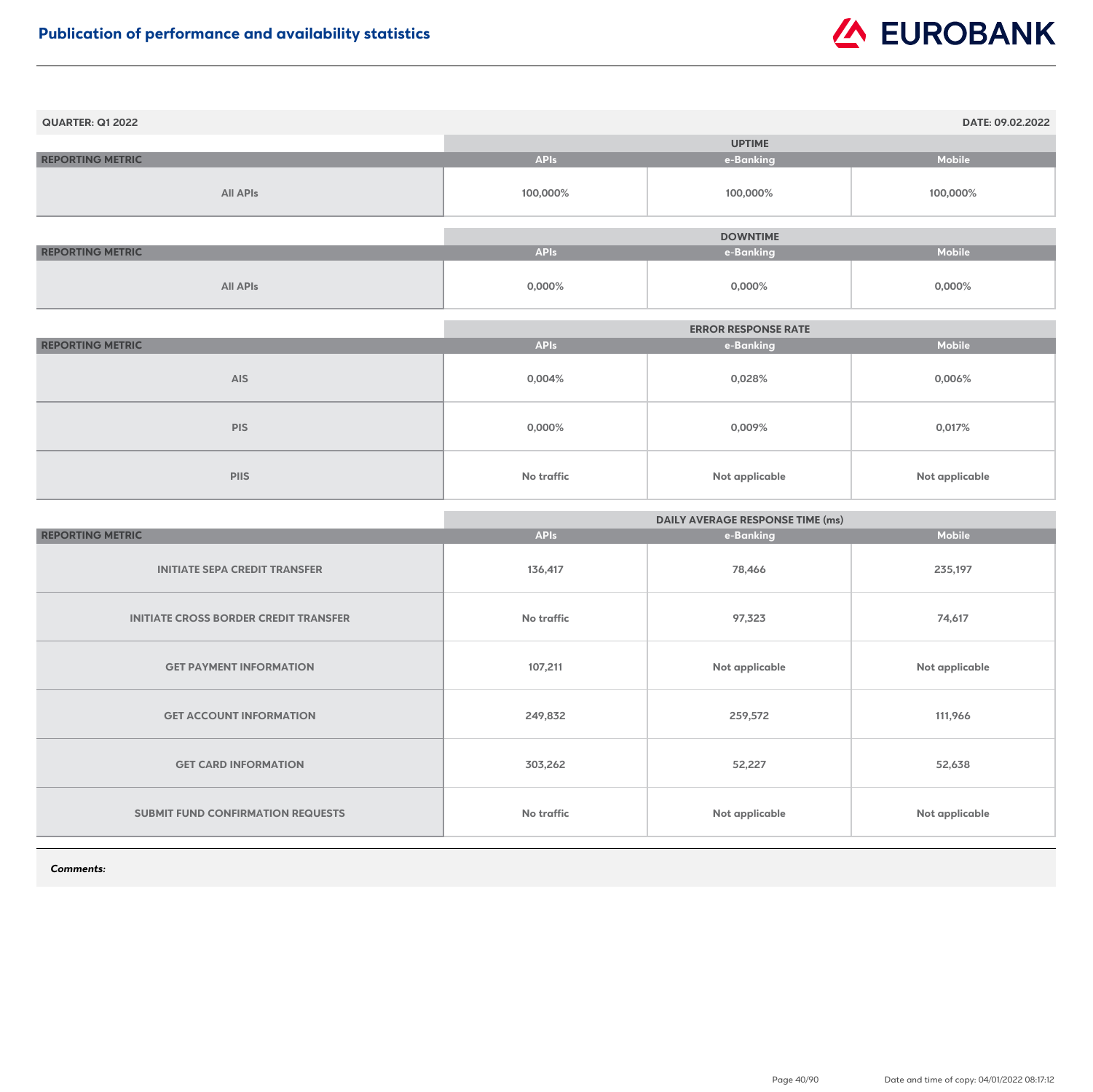# Publication of performance and availability statistics

**QUARTER: Q1 2022** **DATE: 09.02.2022**

| REPORTING METRIC | UPTIME | | |
|---|---|---|---|
| | APIs | e-Banking | Mobile |
| All APIs | 100,000% | 100,000% | 100,000% |

| REPORTING METRIC | DOWNTIME | | |
|---|---|---|---|
| | APIs | e-Banking | Mobile |
| All APIs | 0,000% | 0,000% | 0,000% |

| REPORTING METRIC | ERROR RESPONSE RATE | | |
|---|---|---|---|
| | APIs | e-Banking | Mobile |
| AIS | 0,004% | 0,028% | 0,006% |
| PIS | 0,000% | 0,009% | 0,017% |
| PIIS | No traffic | Not applicable | Not applicable |

| REPORTING METRIC | DAILY AVERAGE RESPONSE TIME (ms) | | |
|---|---|---|---|
| | APIs | e-Banking | Mobile |
| INITIATE SEPA CREDIT TRANSFER | 136,417 | 78,466 | 235,197 |
| INITIATE CROSS BORDER CREDIT TRANSFER | No traffic | 97,323 | 74,617 |
| GET PAYMENT INFORMATION | 107,211 | Not applicable | Not applicable |
| GET ACCOUNT INFORMATION | 249,832 | 259,572 | 111,966 |
| GET CARD INFORMATION | 303,262 | 52,227 | 52,638 |
| SUBMIT FUND CONFIRMATION REQUESTS | No traffic | Not applicable | Not applicable |

***Comments:***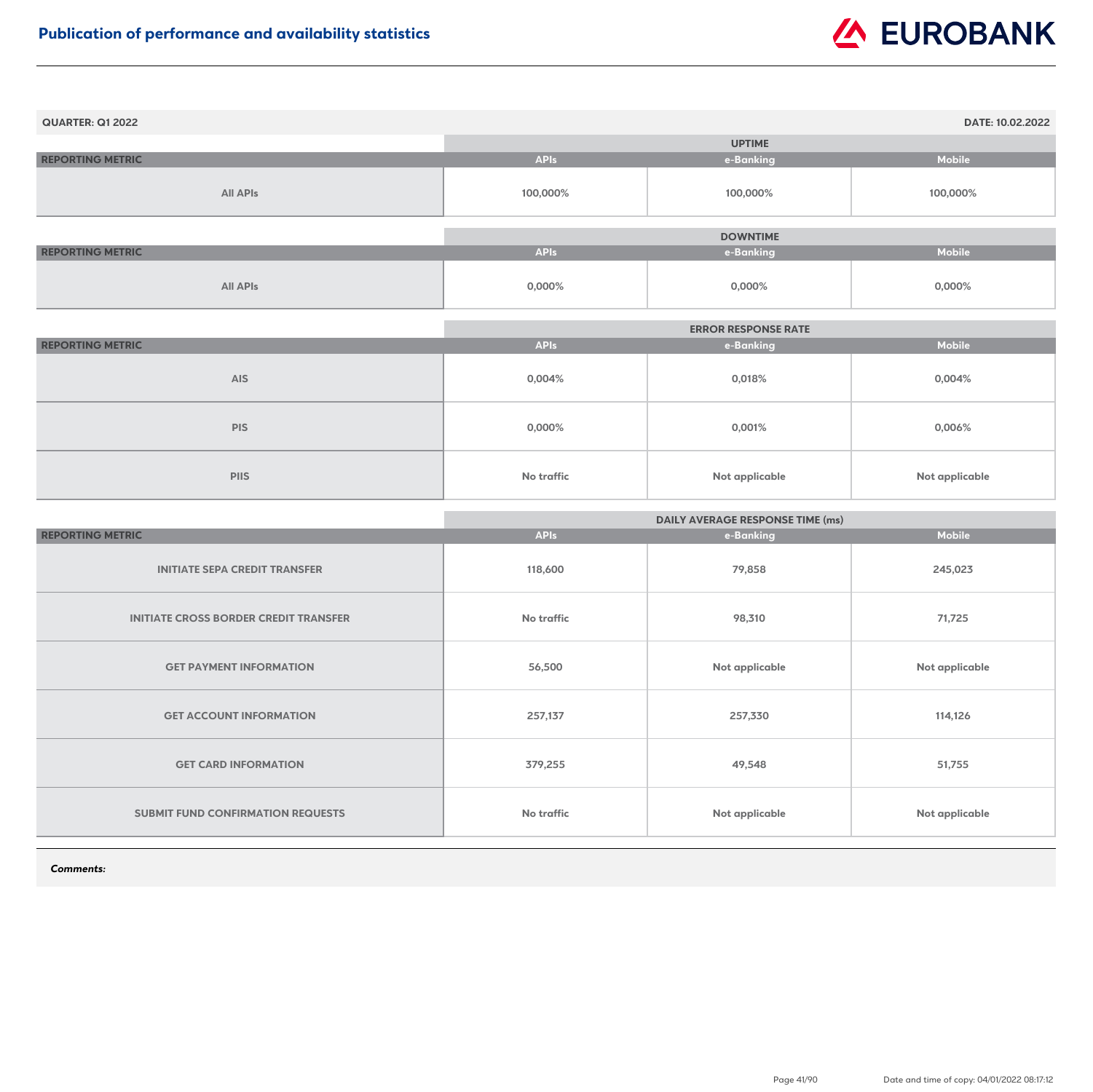## Publication of performance and availability statistics

**QUARTER: Q1 2022** | **DATE: 10.02.2022**

| REPORTING METRIC | UPTIME | | |
|---|---|---|---|
| | APIs | e-Banking | Mobile |
| All APIs | 100,000% | 100,000% | 100,000% |

| REPORTING METRIC | DOWNTIME | | |
|---|---|---|---|
| | APIs | e-Banking | Mobile |
| All APIs | 0,000% | 0,000% | 0,000% |

| REPORTING METRIC | ERROR RESPONSE RATE | | |
|---|---|---|---|
| | APIs | e-Banking | Mobile |
| AIS | 0,004% | 0,018% | 0,004% |
| PIS | 0,000% | 0,001% | 0,006% |
| PIIS | No traffic | Not applicable | Not applicable |

| REPORTING METRIC | DAILY AVERAGE RESPONSE TIME (ms) | | |
|---|---|---|---|
| | APIs | e-Banking | Mobile |
| INITIATE SEPA CREDIT TRANSFER | 118,600 | 79,858 | 245,023 |
| INITIATE CROSS BORDER CREDIT TRANSFER | No traffic | 98,310 | 71,725 |
| GET PAYMENT INFORMATION | 56,500 | Not applicable | Not applicable |
| GET ACCOUNT INFORMATION | 257,137 | 257,330 | 114,126 |
| GET CARD INFORMATION | 379,255 | 49,548 | 51,755 |
| SUBMIT FUND CONFIRMATION REQUESTS | No traffic | Not applicable | Not applicable |

***Comments:***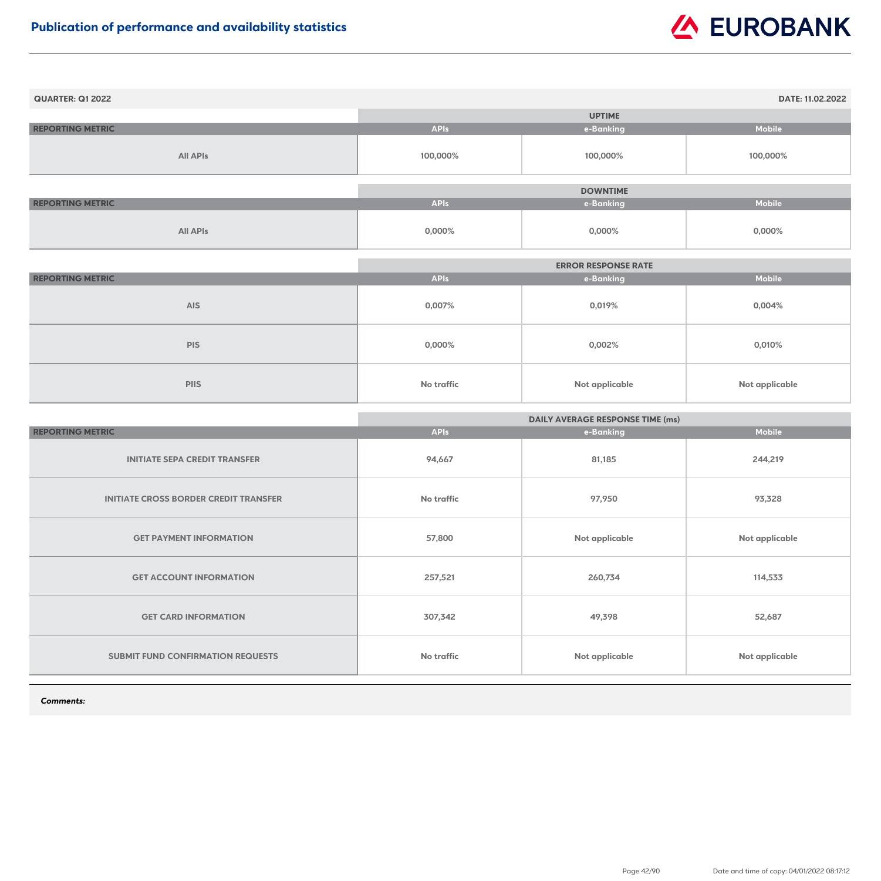# Publication of performance and availability statistics

**QUARTER: Q1 2022** | **DATE: 11.02.2022**

| REPORTING METRIC | UPTIME | | |
|---|---|---|---|
| | APIs | e-Banking | Mobile |
| All APIs | 100,000% | 100,000% | 100,000% |

| REPORTING METRIC | DOWNTIME | | |
|---|---|---|---|
| | APIs | e-Banking | Mobile |
| All APIs | 0,000% | 0,000% | 0,000% |

| REPORTING METRIC | ERROR RESPONSE RATE | | |
|---|---|---|---|
| | APIs | e-Banking | Mobile |
| AIS | 0,007% | 0,019% | 0,004% |
| PIS | 0,000% | 0,002% | 0,010% |
| PIIS | No traffic | Not applicable | Not applicable |

| REPORTING METRIC | DAILY AVERAGE RESPONSE TIME (ms) | | |
|---|---|---|---|
| | APIs | e-Banking | Mobile |
| INITIATE SEPA CREDIT TRANSFER | 94,667 | 81,185 | 244,219 |
| INITIATE CROSS BORDER CREDIT TRANSFER | No traffic | 97,950 | 93,328 |
| GET PAYMENT INFORMATION | 57,800 | Not applicable | Not applicable |
| GET ACCOUNT INFORMATION | 257,521 | 260,734 | 114,533 |
| GET CARD INFORMATION | 307,342 | 49,398 | 52,687 |
| SUBMIT FUND CONFIRMATION REQUESTS | No traffic | Not applicable | Not applicable |

***Comments:***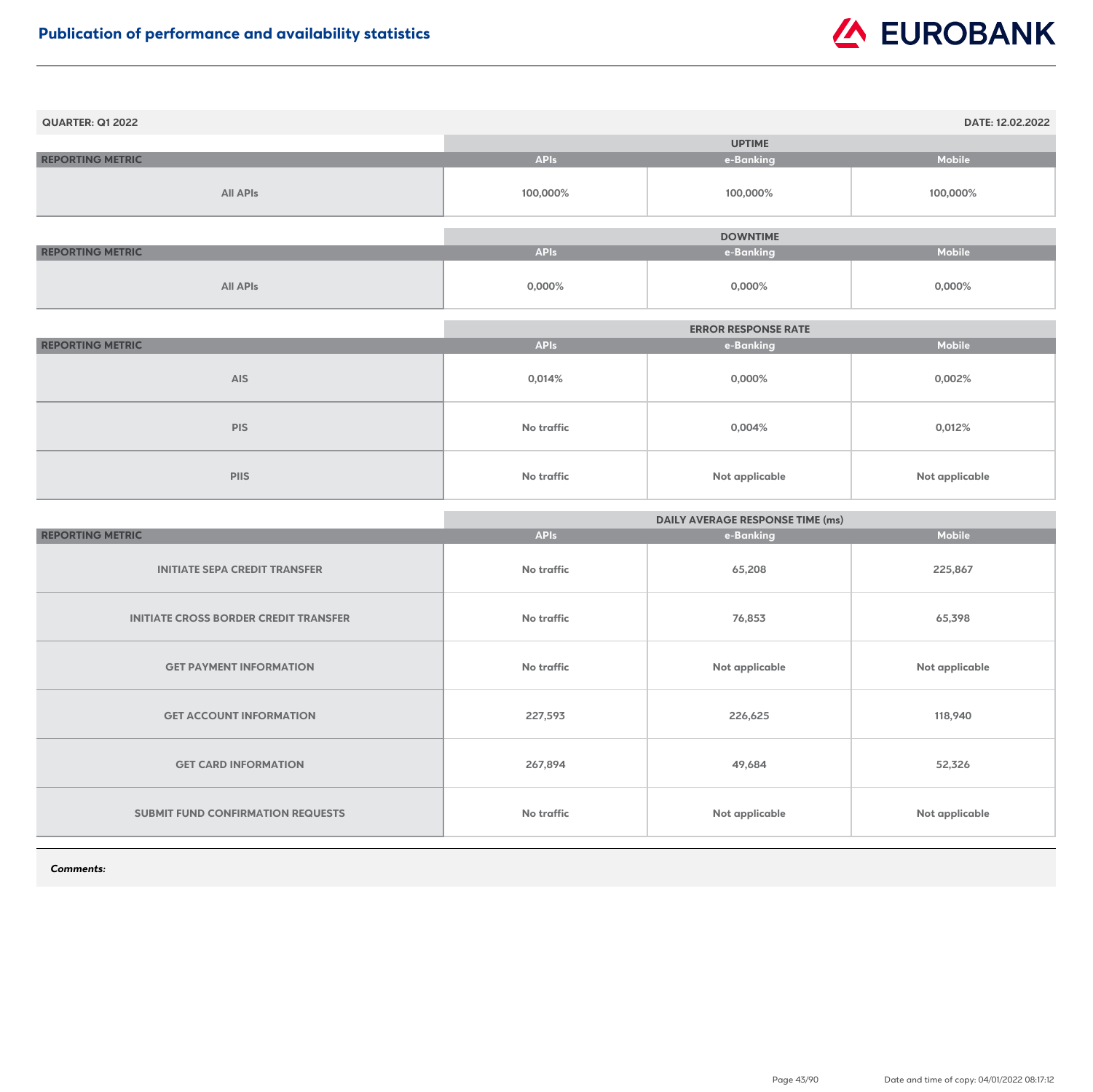# Publication of performance and availability statistics

**QUARTER: Q1 2022** | **DATE: 12.02.2022**

| REPORTING METRIC | UPTIME | | |
|---|---|---|---|
| | APIs | e-Banking | Mobile |
| All APIs | 100,000% | 100,000% | 100,000% |

| REPORTING METRIC | DOWNTIME | | |
|---|---|---|---|
| | APIs | e-Banking | Mobile |
| All APIs | 0,000% | 0,000% | 0,000% |

| REPORTING METRIC | ERROR RESPONSE RATE | | |
|---|---|---|---|
| | APIs | e-Banking | Mobile |
| AIS | 0,014% | 0,000% | 0,002% |
| PIS | No traffic | 0,004% | 0,012% |
| PIIS | No traffic | Not applicable | Not applicable |

| REPORTING METRIC | DAILY AVERAGE RESPONSE TIME (ms) | | |
|---|---|---|---|
| | APIs | e-Banking | Mobile |
| INITIATE SEPA CREDIT TRANSFER | No traffic | 65,208 | 225,867 |
| INITIATE CROSS BORDER CREDIT TRANSFER | No traffic | 76,853 | 65,398 |
| GET PAYMENT INFORMATION | No traffic | Not applicable | Not applicable |
| GET ACCOUNT INFORMATION | 227,593 | 226,625 | 118,940 |
| GET CARD INFORMATION | 267,894 | 49,684 | 52,326 |
| SUBMIT FUND CONFIRMATION REQUESTS | No traffic | Not applicable | Not applicable |

***Comments:***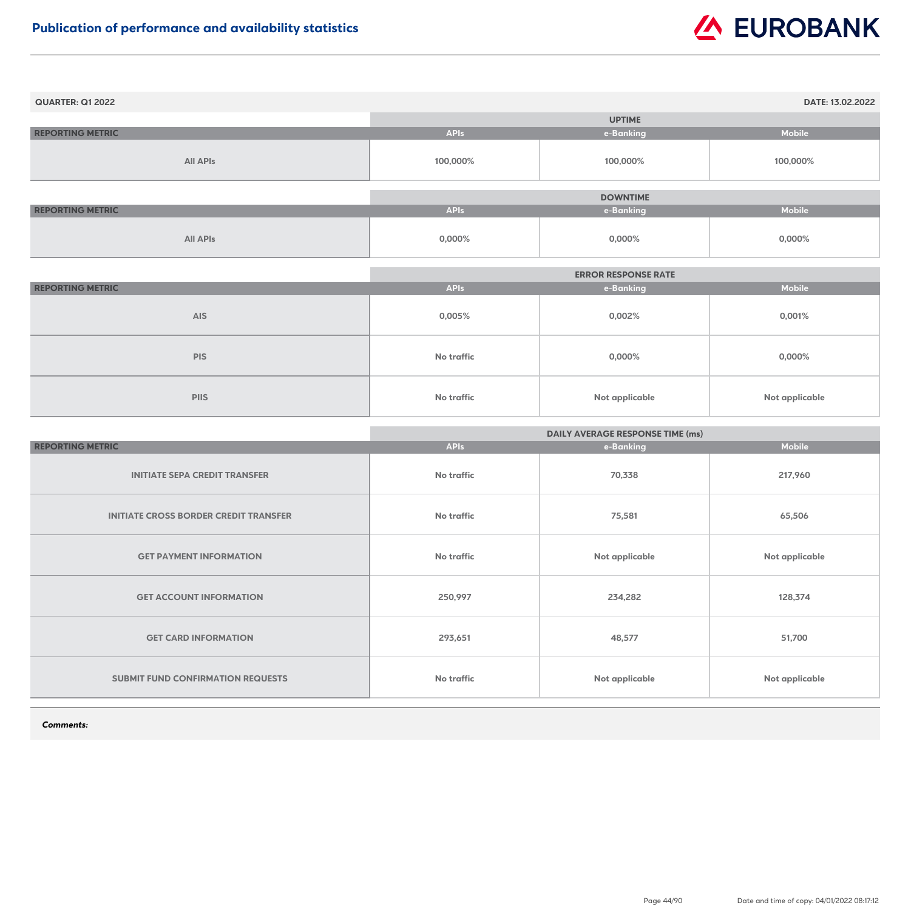# Publication of performance and availability statistics

**QUARTER: Q1 2022** **DATE: 13.02.2022**

| REPORTING METRIC | UPTIME | | |
|---|---|---|---|
| | APIs | e-Banking | Mobile |
| All APIs | 100,000% | 100,000% | 100,000% |

| REPORTING METRIC | DOWNTIME | | |
|---|---|---|---|
| | APIs | e-Banking | Mobile |
| All APIs | 0,000% | 0,000% | 0,000% |

| REPORTING METRIC | ERROR RESPONSE RATE | | |
|---|---|---|---|
| | APIs | e-Banking | Mobile |
| AIS | 0,005% | 0,002% | 0,001% |
| PIS | No traffic | 0,000% | 0,000% |
| PIIS | No traffic | Not applicable | Not applicable |

| REPORTING METRIC | DAILY AVERAGE RESPONSE TIME (ms) | | |
|---|---|---|---|
| | APIs | e-Banking | Mobile |
| INITIATE SEPA CREDIT TRANSFER | No traffic | 70,338 | 217,960 |
| INITIATE CROSS BORDER CREDIT TRANSFER | No traffic | 75,581 | 65,506 |
| GET PAYMENT INFORMATION | No traffic | Not applicable | Not applicable |
| GET ACCOUNT INFORMATION | 250,997 | 234,282 | 128,374 |
| GET CARD INFORMATION | 293,651 | 48,577 | 51,700 |
| SUBMIT FUND CONFIRMATION REQUESTS | No traffic | Not applicable | Not applicable |

***Comments:***

Date and time of copy: 04/01/2022 08:17:12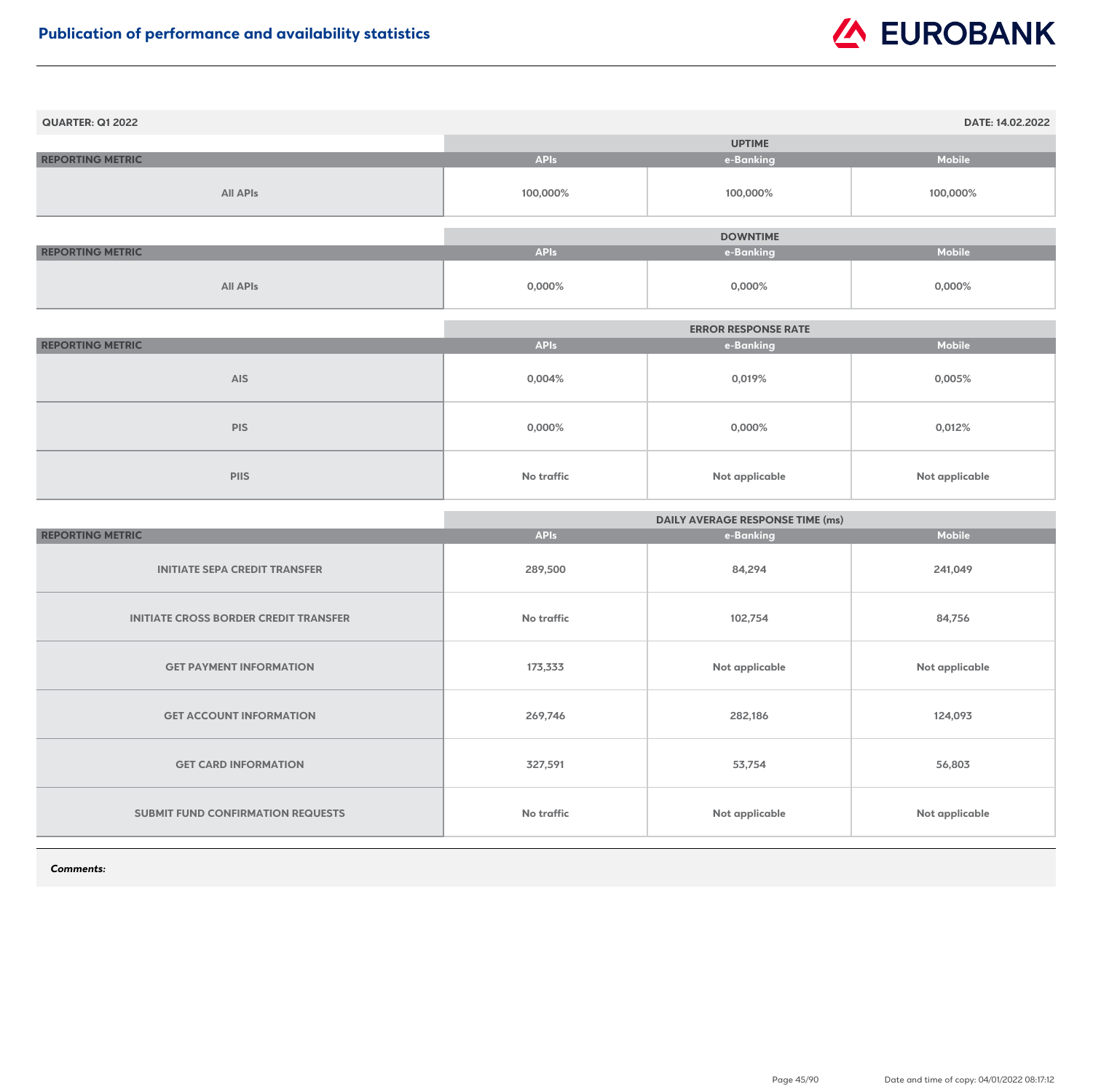# Publication of performance and availability statistics

**QUARTER: Q1 2022** | **DATE: 14.02.2022**

| | UPTIME | | |
|---|---|---|---|
| **REPORTING METRIC** | **APIs** | **e-Banking** | **Mobile** |
| All APIs | 100,000% | 100,000% | 100,000% |

| | DOWNTIME | | |
|---|---|---|---|
| **REPORTING METRIC** | **APIs** | **e-Banking** | **Mobile** |
| All APIs | 0,000% | 0,000% | 0,000% |

| | ERROR RESPONSE RATE | | |
|---|---|---|---|
| **REPORTING METRIC** | **APIs** | **e-Banking** | **Mobile** |
| AIS | 0,004% | 0,019% | 0,005% |
| PIS | 0,000% | 0,000% | 0,012% |
| PIIS | No traffic | Not applicable | Not applicable |

| | DAILY AVERAGE RESPONSE TIME (ms) | | |
|---|---|---|---|
| **REPORTING METRIC** | **APIs** | **e-Banking** | **Mobile** |
| INITIATE SEPA CREDIT TRANSFER | 289,500 | 84,294 | 241,049 |
| INITIATE CROSS BORDER CREDIT TRANSFER | No traffic | 102,754 | 84,756 |
| GET PAYMENT INFORMATION | 173,333 | Not applicable | Not applicable |
| GET ACCOUNT INFORMATION | 269,746 | 282,186 | 124,093 |
| GET CARD INFORMATION | 327,591 | 53,754 | 56,803 |
| SUBMIT FUND CONFIRMATION REQUESTS | No traffic | Not applicable | Not applicable |

***Comments:***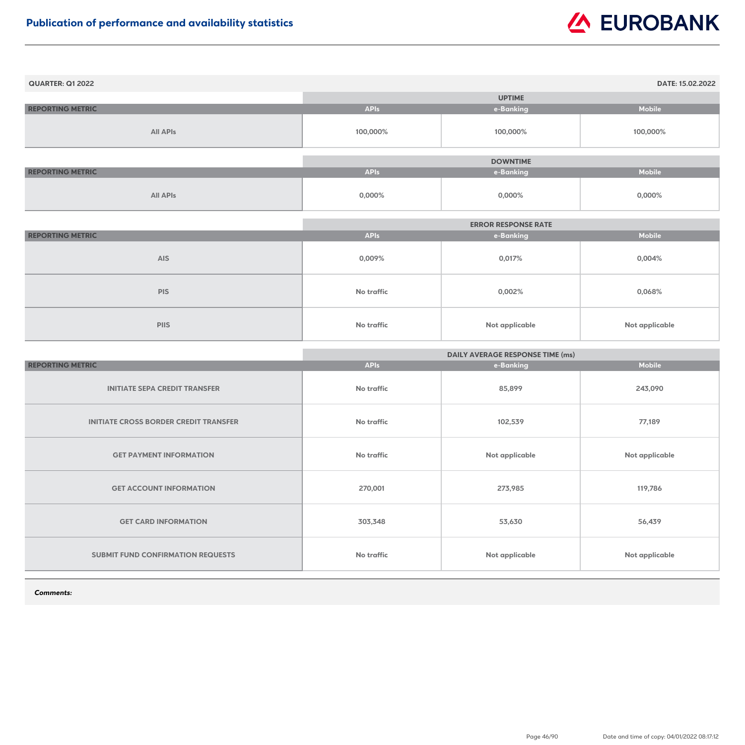# Publication of performance and availability statistics

**QUARTER: Q1 2022** **DATE: 15.02.2022**

| REPORTING METRIC | UPTIME | | |
|---|---|---|---|
| | APIs | e-Banking | Mobile |
| All APIs | 100,000% | 100,000% | 100,000% |

| REPORTING METRIC | DOWNTIME | | |
|---|---|---|---|
| | APIs | e-Banking | Mobile |
| All APIs | 0,000% | 0,000% | 0,000% |

| REPORTING METRIC | ERROR RESPONSE RATE | | |
|---|---|---|---|
| | APIs | e-Banking | Mobile |
| AIS | 0,009% | 0,017% | 0,004% |
| PIS | No traffic | 0,002% | 0,068% |
| PIIS | No traffic | Not applicable | Not applicable |

| REPORTING METRIC | DAILY AVERAGE RESPONSE TIME (ms) | | |
|---|---|---|---|
| | APIs | e-Banking | Mobile |
| INITIATE SEPA CREDIT TRANSFER | No traffic | 85,899 | 243,090 |
| INITIATE CROSS BORDER CREDIT TRANSFER | No traffic | 102,539 | 77,189 |
| GET PAYMENT INFORMATION | No traffic | Not applicable | Not applicable |
| GET ACCOUNT INFORMATION | 270,001 | 273,985 | 119,786 |
| GET CARD INFORMATION | 303,348 | 53,630 | 56,439 |
| SUBMIT FUND CONFIRMATION REQUESTS | No traffic | Not applicable | Not applicable |

***Comments:***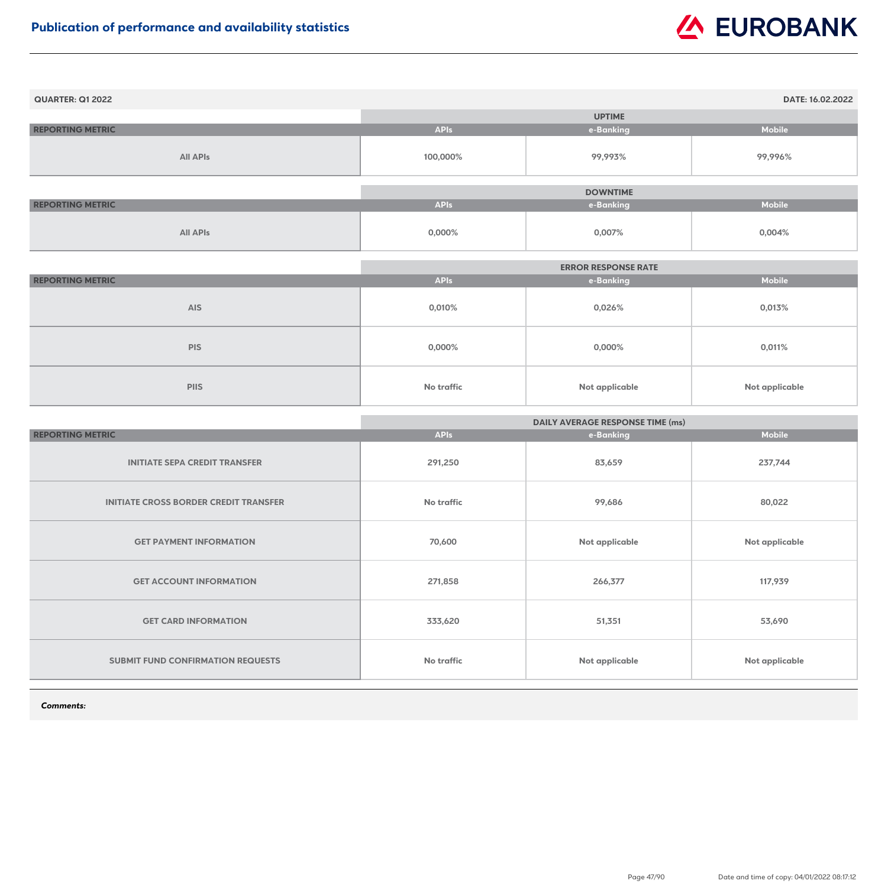# Publication of performance and availability statistics

**QUARTER: Q1 2022** | **DATE: 16.02.2022**

| | UPTIME | | |
|---|---|---|---|
| **REPORTING METRIC** | **APIs** | **e-Banking** | **Mobile** |
| All APIs | 100,000% | 99,993% | 99,996% |

| | DOWNTIME | | |
|---|---|---|---|
| **REPORTING METRIC** | **APIs** | **e-Banking** | **Mobile** |
| All APIs | 0,000% | 0,007% | 0,004% |

| | ERROR RESPONSE RATE | | |
|---|---|---|---|
| **REPORTING METRIC** | **APIs** | **e-Banking** | **Mobile** |
| AIS | 0,010% | 0,026% | 0,013% |
| PIS | 0,000% | 0,000% | 0,011% |
| PIIS | No traffic | Not applicable | Not applicable |

| | DAILY AVERAGE RESPONSE TIME (ms) | | |
|---|---|---|---|
| **REPORTING METRIC** | **APIs** | **e-Banking** | **Mobile** |
| INITIATE SEPA CREDIT TRANSFER | 291,250 | 83,659 | 237,744 |
| INITIATE CROSS BORDER CREDIT TRANSFER | No traffic | 99,686 | 80,022 |
| GET PAYMENT INFORMATION | 70,600 | Not applicable | Not applicable |
| GET ACCOUNT INFORMATION | 271,858 | 266,377 | 117,939 |
| GET CARD INFORMATION | 333,620 | 51,351 | 53,690 |
| SUBMIT FUND CONFIRMATION REQUESTS | No traffic | Not applicable | Not applicable |

***Comments:***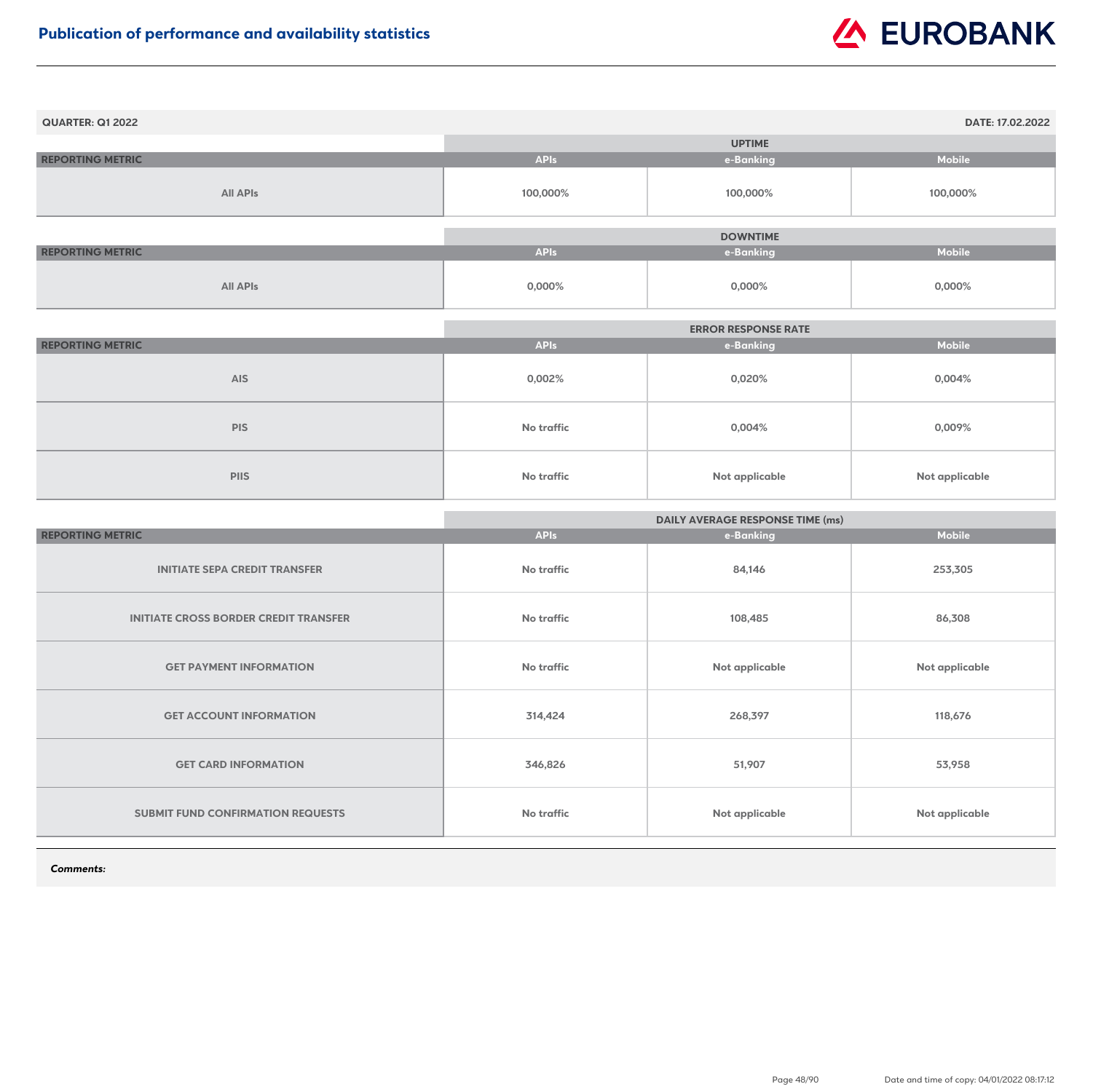## Publication of performance and availability statistics

**QUARTER: Q1 2022** | **DATE: 17.02.2022**

| | UPTIME | | |
|---|---|---|---|
| **REPORTING METRIC** | **APIs** | **e-Banking** | **Mobile** |
| All APIs | 100,000% | 100,000% | 100,000% |

| | DOWNTIME | | |
|---|---|---|---|
| **REPORTING METRIC** | **APIs** | **e-Banking** | **Mobile** |
| All APIs | 0,000% | 0,000% | 0,000% |

| | ERROR RESPONSE RATE | | |
|---|---|---|---|
| **REPORTING METRIC** | **APIs** | **e-Banking** | **Mobile** |
| AIS | 0,002% | 0,020% | 0,004% |
| PIS | No traffic | 0,004% | 0,009% |
| PIIS | No traffic | Not applicable | Not applicable |

| | DAILY AVERAGE RESPONSE TIME (ms) | | |
|---|---|---|---|
| **REPORTING METRIC** | **APIs** | **e-Banking** | **Mobile** |
| INITIATE SEPA CREDIT TRANSFER | No traffic | 84,146 | 253,305 |
| INITIATE CROSS BORDER CREDIT TRANSFER | No traffic | 108,485 | 86,308 |
| GET PAYMENT INFORMATION | No traffic | Not applicable | Not applicable |
| GET ACCOUNT INFORMATION | 314,424 | 268,397 | 118,676 |
| GET CARD INFORMATION | 346,826 | 51,907 | 53,958 |
| SUBMIT FUND CONFIRMATION REQUESTS | No traffic | Not applicable | Not applicable |

***Comments:***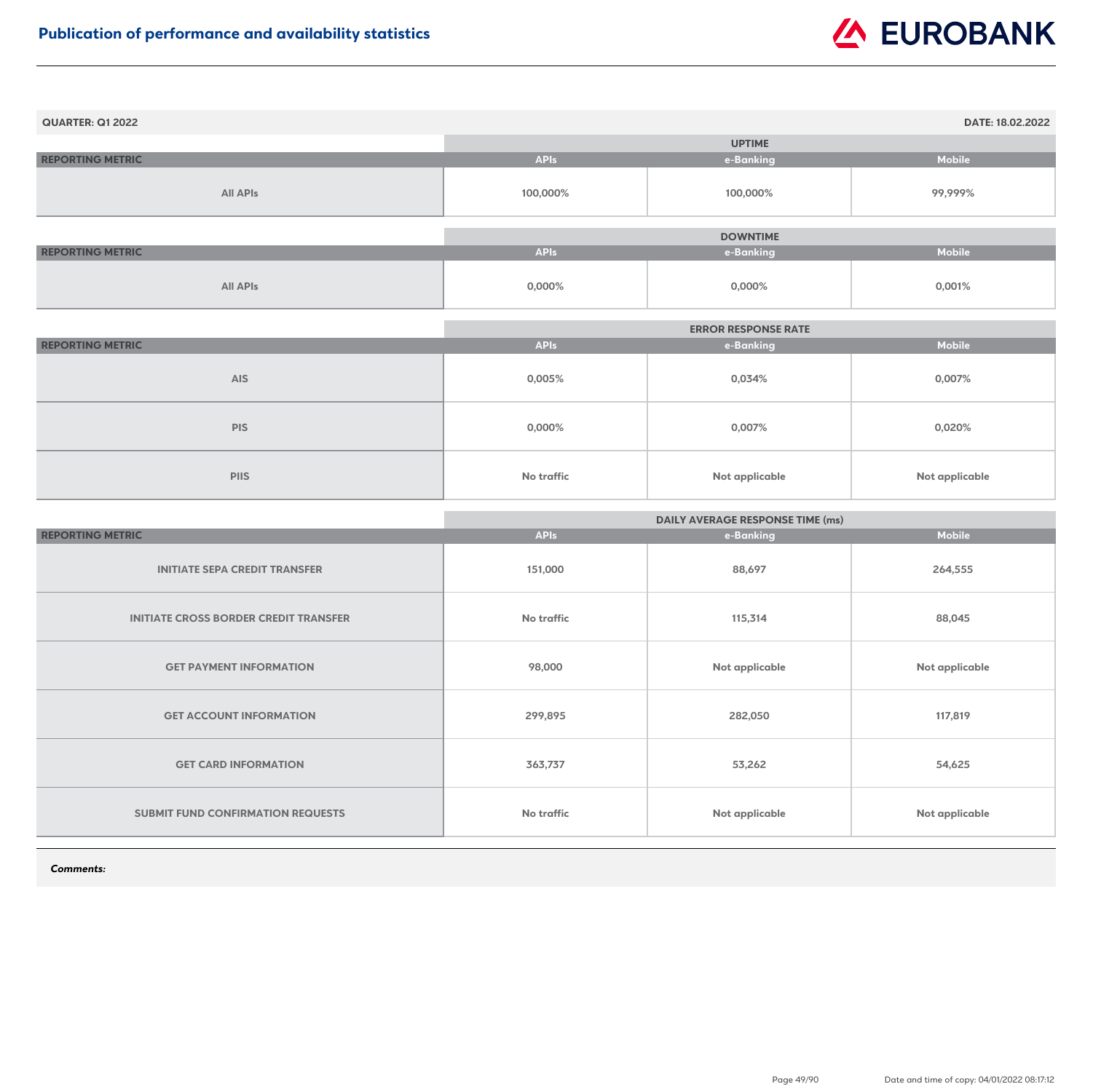## Publication of performance and availability statistics

**QUARTER: Q1 2022** | **DATE: 18.02.2022**

| | UPTIME | | |
|---|---|---|---|
| **REPORTING METRIC** | **APIs** | **e-Banking** | **Mobile** |
| All APIs | 100,000% | 100,000% | 99,999% |

| | DOWNTIME | | |
|---|---|---|---|
| **REPORTING METRIC** | **APIs** | **e-Banking** | **Mobile** |
| All APIs | 0,000% | 0,000% | 0,001% |

| | ERROR RESPONSE RATE | | |
|---|---|---|---|
| **REPORTING METRIC** | **APIs** | **e-Banking** | **Mobile** |
| AIS | 0,005% | 0,034% | 0,007% |
| PIS | 0,000% | 0,007% | 0,020% |
| PIIS | No traffic | Not applicable | Not applicable |

| | DAILY AVERAGE RESPONSE TIME (ms) | | |
|---|---|---|---|
| **REPORTING METRIC** | **APIs** | **e-Banking** | **Mobile** |
| INITIATE SEPA CREDIT TRANSFER | 151,000 | 88,697 | 264,555 |
| INITIATE CROSS BORDER CREDIT TRANSFER | No traffic | 115,314 | 88,045 |
| GET PAYMENT INFORMATION | 98,000 | Not applicable | Not applicable |
| GET ACCOUNT INFORMATION | 299,895 | 282,050 | 117,819 |
| GET CARD INFORMATION | 363,737 | 53,262 | 54,625 |
| SUBMIT FUND CONFIRMATION REQUESTS | No traffic | Not applicable | Not applicable |

***Comments:***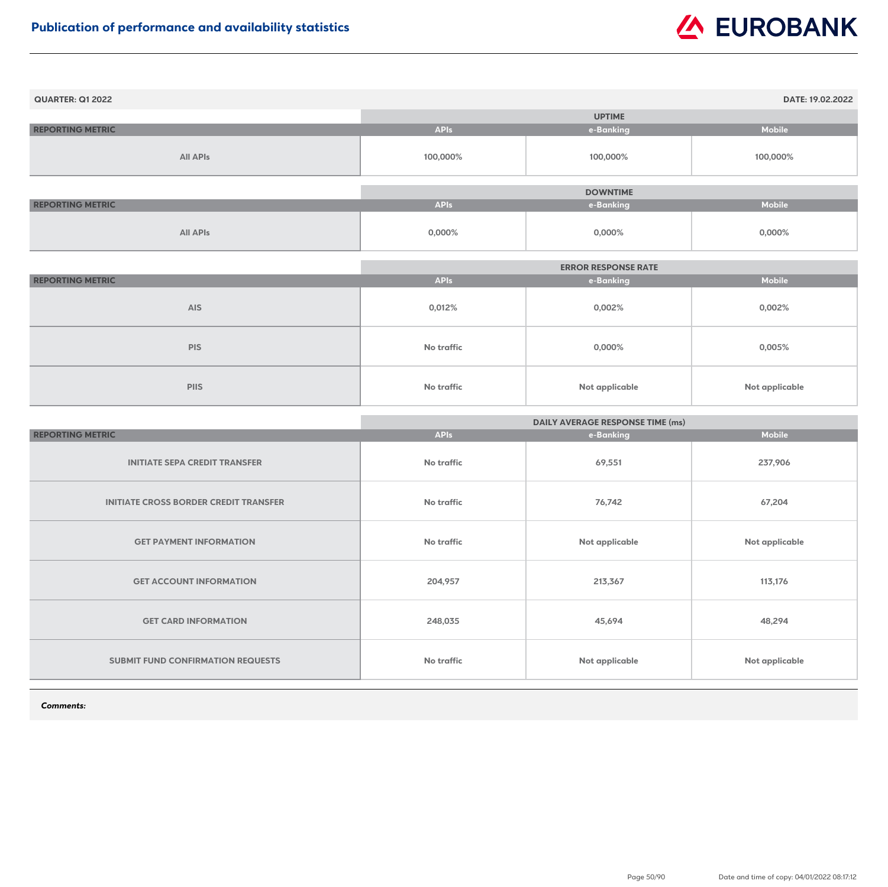# Publication of performance and availability statistics

EUROBANK

**QUARTER: Q1 2022** **DATE: 19.02.2022**

| REPORTING METRIC | UPTIME | | |
|---|---|---|---|
| | APIs | e-Banking | Mobile |
| All APIs | 100,000% | 100,000% | 100,000% |

| REPORTING METRIC | DOWNTIME | | |
|---|---|---|---|
| | APIs | e-Banking | Mobile |
| All APIs | 0,000% | 0,000% | 0,000% |

| REPORTING METRIC | ERROR RESPONSE RATE | | |
|---|---|---|---|
| | APIs | e-Banking | Mobile |
| AIS | 0,012% | 0,002% | 0,002% |
| PIS | No traffic | 0,000% | 0,005% |
| PIIS | No traffic | Not applicable | Not applicable |

| REPORTING METRIC | DAILY AVERAGE RESPONSE TIME (ms) | | |
|---|---|---|---|
| | APIs | e-Banking | Mobile |
| INITIATE SEPA CREDIT TRANSFER | No traffic | 69,551 | 237,906 |
| INITIATE CROSS BORDER CREDIT TRANSFER | No traffic | 76,742 | 67,204 |
| GET PAYMENT INFORMATION | No traffic | Not applicable | Not applicable |
| GET ACCOUNT INFORMATION | 204,957 | 213,367 | 113,176 |
| GET CARD INFORMATION | 248,035 | 45,694 | 48,294 |
| SUBMIT FUND CONFIRMATION REQUESTS | No traffic | Not applicable | Not applicable |

***Comments:***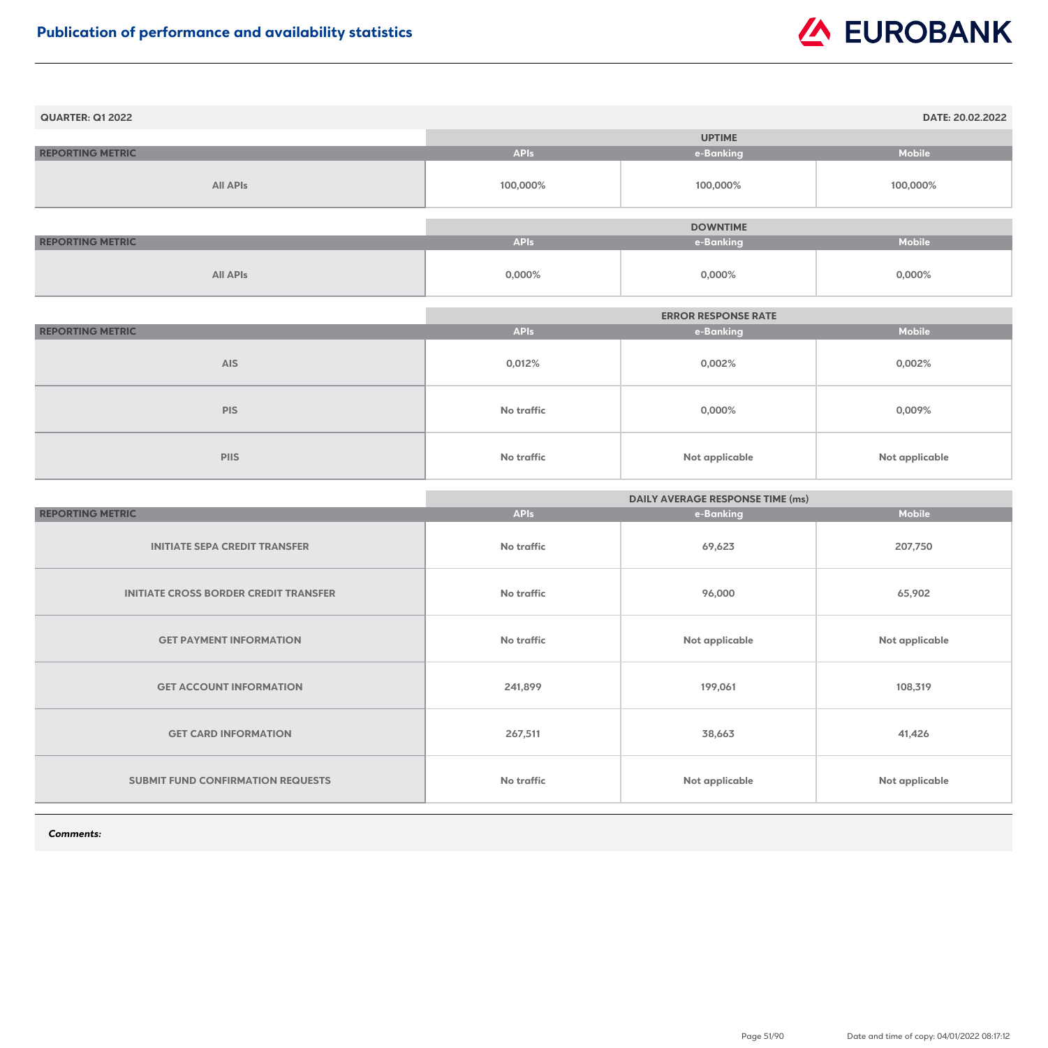# Publication of performance and availability statistics

**QUARTER: Q1 2022** **DATE: 20.02.2022**

| | UPTIME | | |
|---|---|---|---|
| **REPORTING METRIC** | **APIs** | **e-Banking** | **Mobile** |
| All APIs | 100,000% | 100,000% | 100,000% |

| | DOWNTIME | | |
|---|---|---|---|
| **REPORTING METRIC** | **APIs** | **e-Banking** | **Mobile** |
| All APIs | 0,000% | 0,000% | 0,000% |

| | ERROR RESPONSE RATE | | |
|---|---|---|---|
| **REPORTING METRIC** | **APIs** | **e-Banking** | **Mobile** |
| AIS | 0,012% | 0,002% | 0,002% |
| PIS | No traffic | 0,000% | 0,009% |
| PIIS | No traffic | Not applicable | Not applicable |

| | DAILY AVERAGE RESPONSE TIME (ms) | | |
|---|---|---|---|
| **REPORTING METRIC** | **APIs** | **e-Banking** | **Mobile** |
| INITIATE SEPA CREDIT TRANSFER | No traffic | 69,623 | 207,750 |
| INITIATE CROSS BORDER CREDIT TRANSFER | No traffic | 96,000 | 65,902 |
| GET PAYMENT INFORMATION | No traffic | Not applicable | Not applicable |
| GET ACCOUNT INFORMATION | 241,899 | 199,061 | 108,319 |
| GET CARD INFORMATION | 267,511 | 38,663 | 41,426 |
| SUBMIT FUND CONFIRMATION REQUESTS | No traffic | Not applicable | Not applicable |

***Comments:***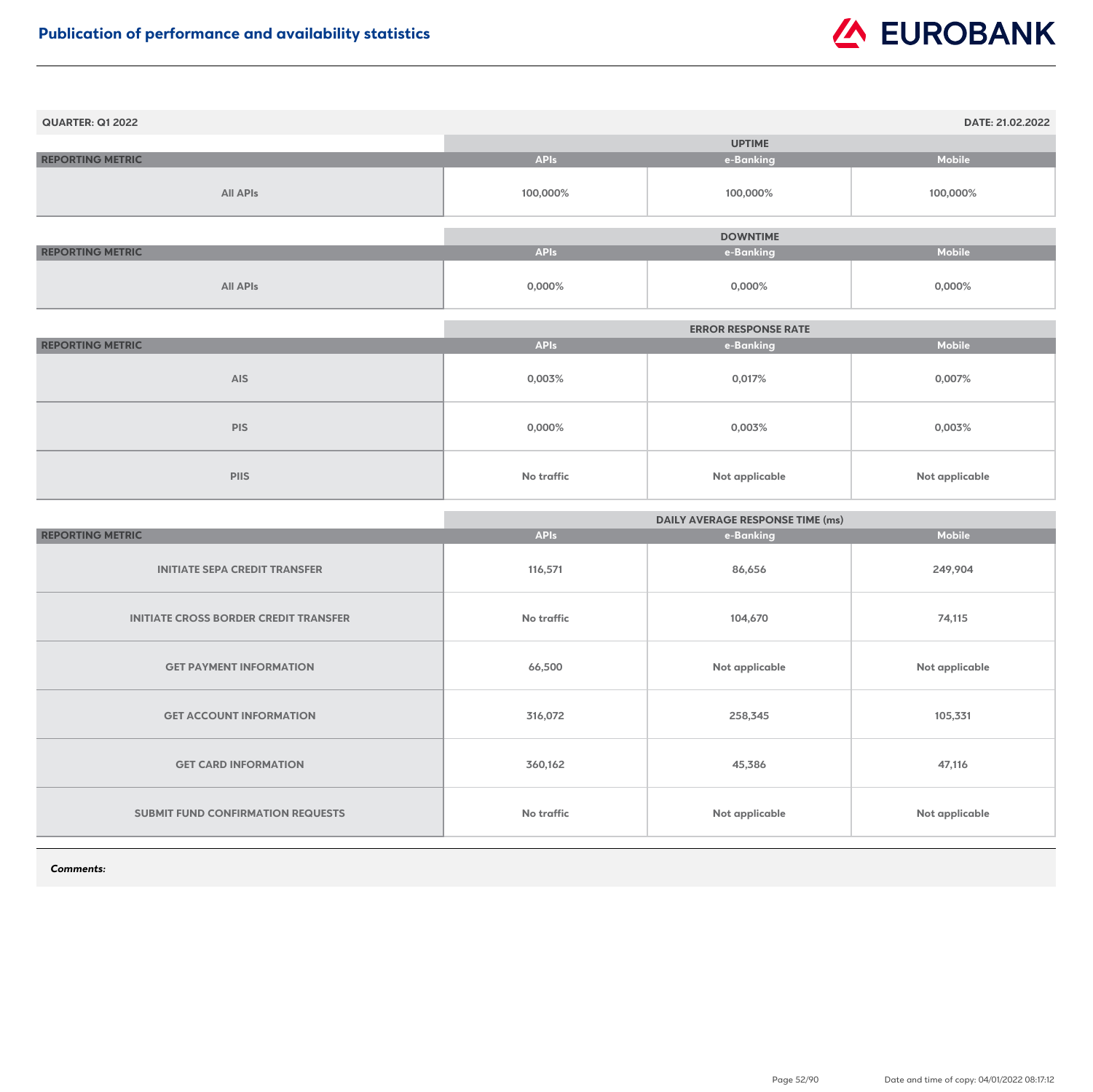# Publication of performance and availability statistics

**QUARTER: Q1 2022** **DATE: 21.02.2022**

| REPORTING METRIC | UPTIME | | |
|---|---|---|---|
| | APIs | e-Banking | Mobile |
| All APIs | 100,000% | 100,000% | 100,000% |

| REPORTING METRIC | DOWNTIME | | |
|---|---|---|---|
| | APIs | e-Banking | Mobile |
| All APIs | 0,000% | 0,000% | 0,000% |

| REPORTING METRIC | ERROR RESPONSE RATE | | |
|---|---|---|---|
| | APIs | e-Banking | Mobile |
| AIS | 0,003% | 0,017% | 0,007% |
| PIS | 0,000% | 0,003% | 0,003% |
| PIIS | No traffic | Not applicable | Not applicable |

| REPORTING METRIC | DAILY AVERAGE RESPONSE TIME (ms) | | |
|---|---|---|---|
| | APIs | e-Banking | Mobile |
| INITIATE SEPA CREDIT TRANSFER | 116,571 | 86,656 | 249,904 |
| INITIATE CROSS BORDER CREDIT TRANSFER | No traffic | 104,670 | 74,115 |
| GET PAYMENT INFORMATION | 66,500 | Not applicable | Not applicable |
| GET ACCOUNT INFORMATION | 316,072 | 258,345 | 105,331 |
| GET CARD INFORMATION | 360,162 | 45,386 | 47,116 |
| SUBMIT FUND CONFIRMATION REQUESTS | No traffic | Not applicable | Not applicable |

***Comments:***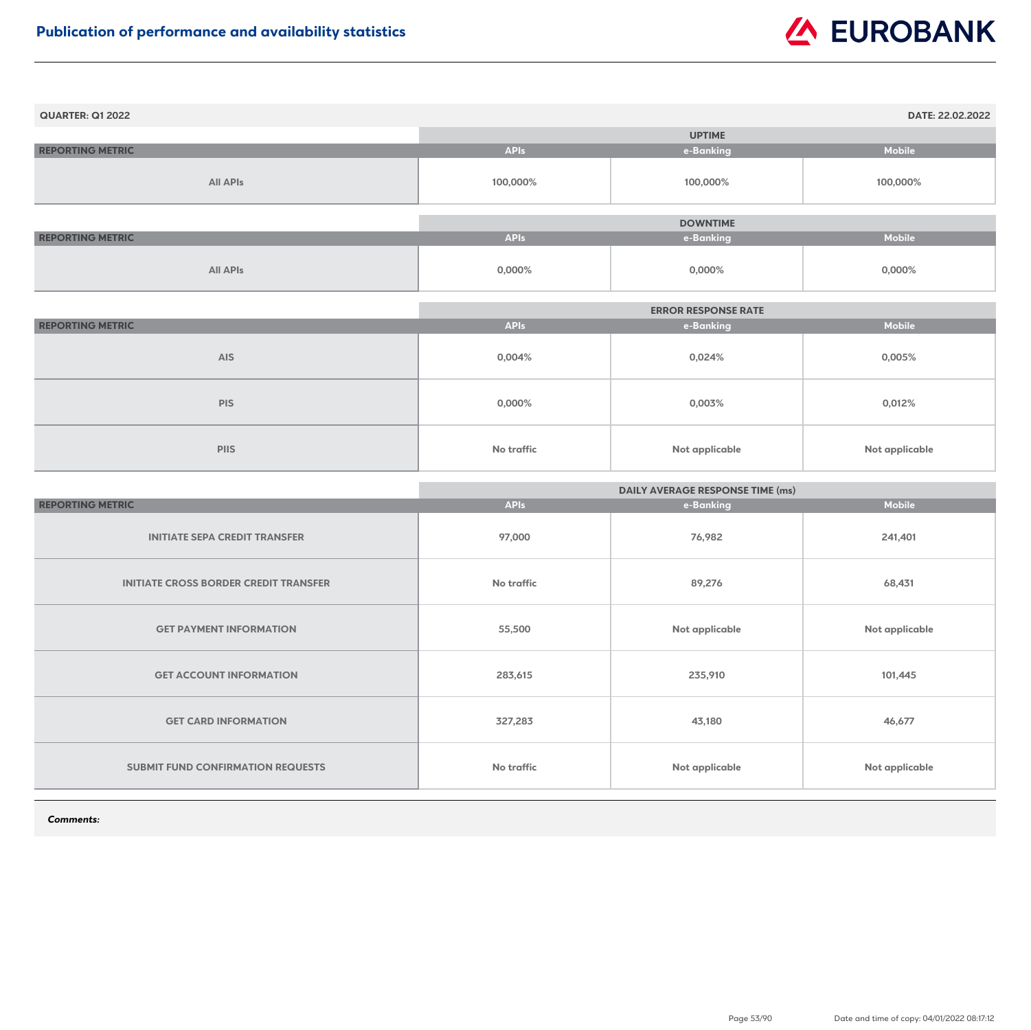## Publication of performance and availability statistics

**QUARTER: Q1 2022** **DATE: 22.02.2022**

| REPORTING METRIC | UPTIME | | |
|---|---|---|---|
| | APIs | e-Banking | Mobile |
| All APIs | 100,000% | 100,000% | 100,000% |

| REPORTING METRIC | DOWNTIME | | |
|---|---|---|---|
| | APIs | e-Banking | Mobile |
| All APIs | 0,000% | 0,000% | 0,000% |

| REPORTING METRIC | ERROR RESPONSE RATE | | |
|---|---|---|---|
| | APIs | e-Banking | Mobile |
| AIS | 0,004% | 0,024% | 0,005% |
| PIS | 0,000% | 0,003% | 0,012% |
| PIIS | No traffic | Not applicable | Not applicable |

| REPORTING METRIC | DAILY AVERAGE RESPONSE TIME (ms) | | |
|---|---|---|---|
| | APIs | e-Banking | Mobile |
| INITIATE SEPA CREDIT TRANSFER | 97,000 | 76,982 | 241,401 |
| INITIATE CROSS BORDER CREDIT TRANSFER | No traffic | 89,276 | 68,431 |
| GET PAYMENT INFORMATION | 55,500 | Not applicable | Not applicable |
| GET ACCOUNT INFORMATION | 283,615 | 235,910 | 101,445 |
| GET CARD INFORMATION | 327,283 | 43,180 | 46,677 |
| SUBMIT FUND CONFIRMATION REQUESTS | No traffic | Not applicable | Not applicable |

***Comments:***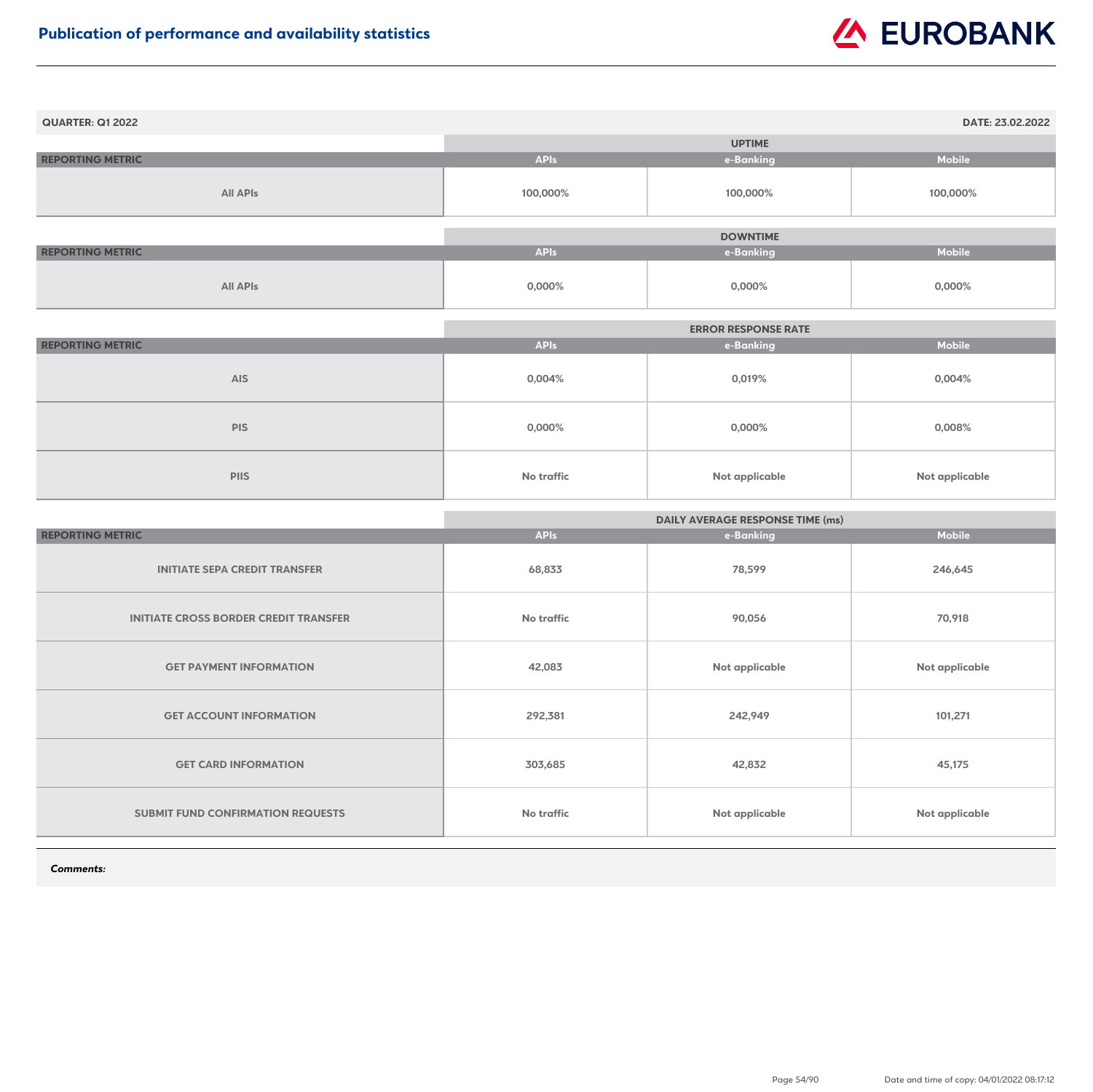## Publication of performance and availability statistics

**QUARTER: Q1 2022** **DATE: 23.02.2022**

| | UPTIME | | |
|---|---|---|---|
| **REPORTING METRIC** | **APIs** | **e-Banking** | **Mobile** |
| All APIs | 100,000% | 100,000% | 100,000% |

| | DOWNTIME | | |
|---|---|---|---|
| **REPORTING METRIC** | **APIs** | **e-Banking** | **Mobile** |
| All APIs | 0,000% | 0,000% | 0,000% |

| | ERROR RESPONSE RATE | | |
|---|---|---|---|
| **REPORTING METRIC** | **APIs** | **e-Banking** | **Mobile** |
| AIS | 0,004% | 0,019% | 0,004% |
| PIS | 0,000% | 0,000% | 0,008% |
| PIIS | No traffic | Not applicable | Not applicable |

| | DAILY AVERAGE RESPONSE TIME (ms) | | |
|---|---|---|---|
| **REPORTING METRIC** | **APIs** | **e-Banking** | **Mobile** |
| INITIATE SEPA CREDIT TRANSFER | 68,833 | 78,599 | 246,645 |
| INITIATE CROSS BORDER CREDIT TRANSFER | No traffic | 90,056 | 70,918 |
| GET PAYMENT INFORMATION | 42,083 | Not applicable | Not applicable |
| GET ACCOUNT INFORMATION | 292,381 | 242,949 | 101,271 |
| GET CARD INFORMATION | 303,685 | 42,832 | 45,175 |
| SUBMIT FUND CONFIRMATION REQUESTS | No traffic | Not applicable | Not applicable |

***Comments:***

Date and time of copy: 04/01/2022 08:17:12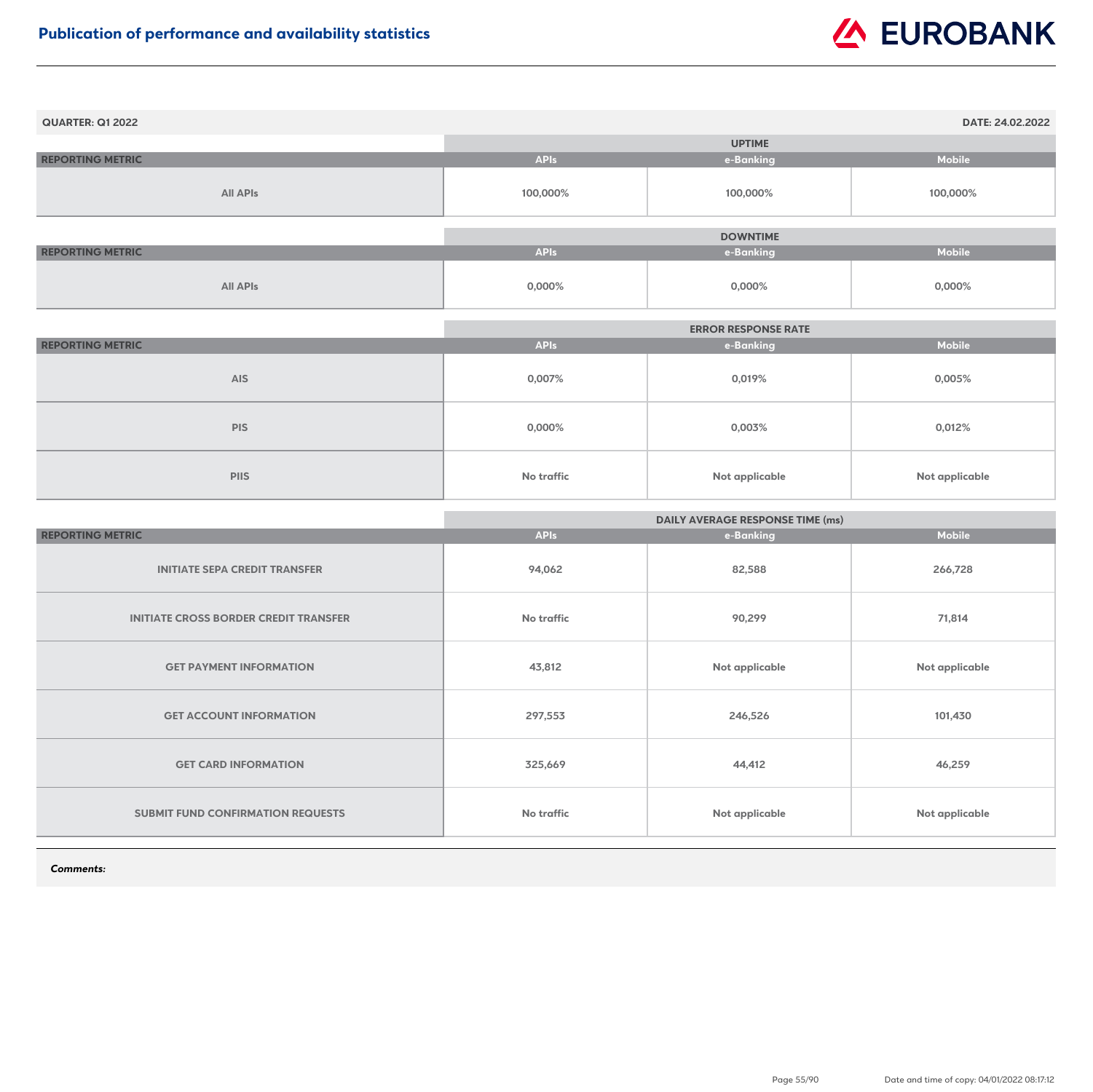# Publication of performance and availability statistics

**QUARTER: Q1 2022** | **DATE: 24.02.2022**

| REPORTING METRIC | UPTIME | | |
|---|---|---|---|
| | APIs | e-Banking | Mobile |
| All APIs | 100,000% | 100,000% | 100,000% |

| REPORTING METRIC | DOWNTIME | | |
|---|---|---|---|
| | APIs | e-Banking | Mobile |
| All APIs | 0,000% | 0,000% | 0,000% |

| REPORTING METRIC | ERROR RESPONSE RATE | | |
|---|---|---|---|
| | APIs | e-Banking | Mobile |
| AIS | 0,007% | 0,019% | 0,005% |
| PIS | 0,000% | 0,003% | 0,012% |
| PIIS | No traffic | Not applicable | Not applicable |

| REPORTING METRIC | DAILY AVERAGE RESPONSE TIME (ms) | | |
|---|---|---|---|
| | APIs | e-Banking | Mobile |
| INITIATE SEPA CREDIT TRANSFER | 94,062 | 82,588 | 266,728 |
| INITIATE CROSS BORDER CREDIT TRANSFER | No traffic | 90,299 | 71,814 |
| GET PAYMENT INFORMATION | 43,812 | Not applicable | Not applicable |
| GET ACCOUNT INFORMATION | 297,553 | 246,526 | 101,430 |
| GET CARD INFORMATION | 325,669 | 44,412 | 46,259 |
| SUBMIT FUND CONFIRMATION REQUESTS | No traffic | Not applicable | Not applicable |

***Comments:***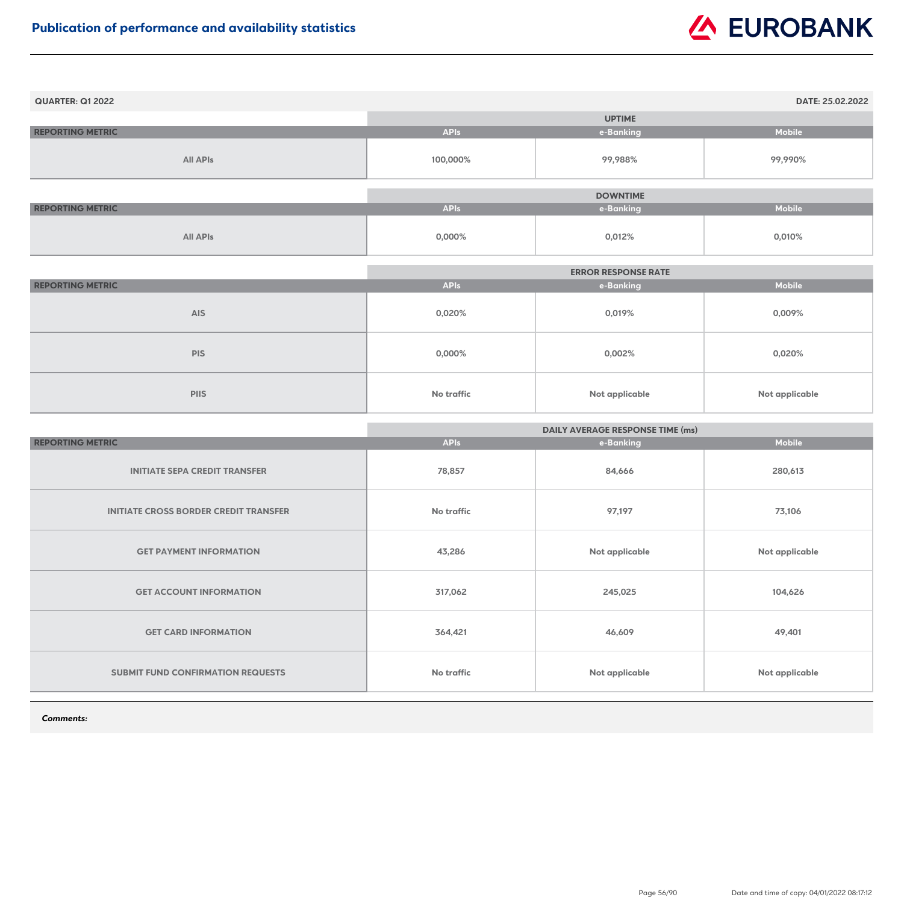# Publication of performance and availability statistics

**QUARTER: Q1 2022** **DATE: 25.02.2022**

| REPORTING METRIC | UPTIME | | |
|---|---|---|---|
| | APIs | e-Banking | Mobile |
| All APIs | 100,000% | 99,988% | 99,990% |

| REPORTING METRIC | DOWNTIME | | |
|---|---|---|---|
| | APIs | e-Banking | Mobile |
| All APIs | 0,000% | 0,012% | 0,010% |

| REPORTING METRIC | ERROR RESPONSE RATE | | |
|---|---|---|---|
| | APIs | e-Banking | Mobile |
| AIS | 0,020% | 0,019% | 0,009% |
| PIS | 0,000% | 0,002% | 0,020% |
| PIIS | No traffic | Not applicable | Not applicable |

| REPORTING METRIC | DAILY AVERAGE RESPONSE TIME (ms) | | |
|---|---|---|---|
| | APIs | e-Banking | Mobile |
| INITIATE SEPA CREDIT TRANSFER | 78,857 | 84,666 | 280,613 |
| INITIATE CROSS BORDER CREDIT TRANSFER | No traffic | 97,197 | 73,106 |
| GET PAYMENT INFORMATION | 43,286 | Not applicable | Not applicable |
| GET ACCOUNT INFORMATION | 317,062 | 245,025 | 104,626 |
| GET CARD INFORMATION | 364,421 | 46,609 | 49,401 |
| SUBMIT FUND CONFIRMATION REQUESTS | No traffic | Not applicable | Not applicable |

***Comments:***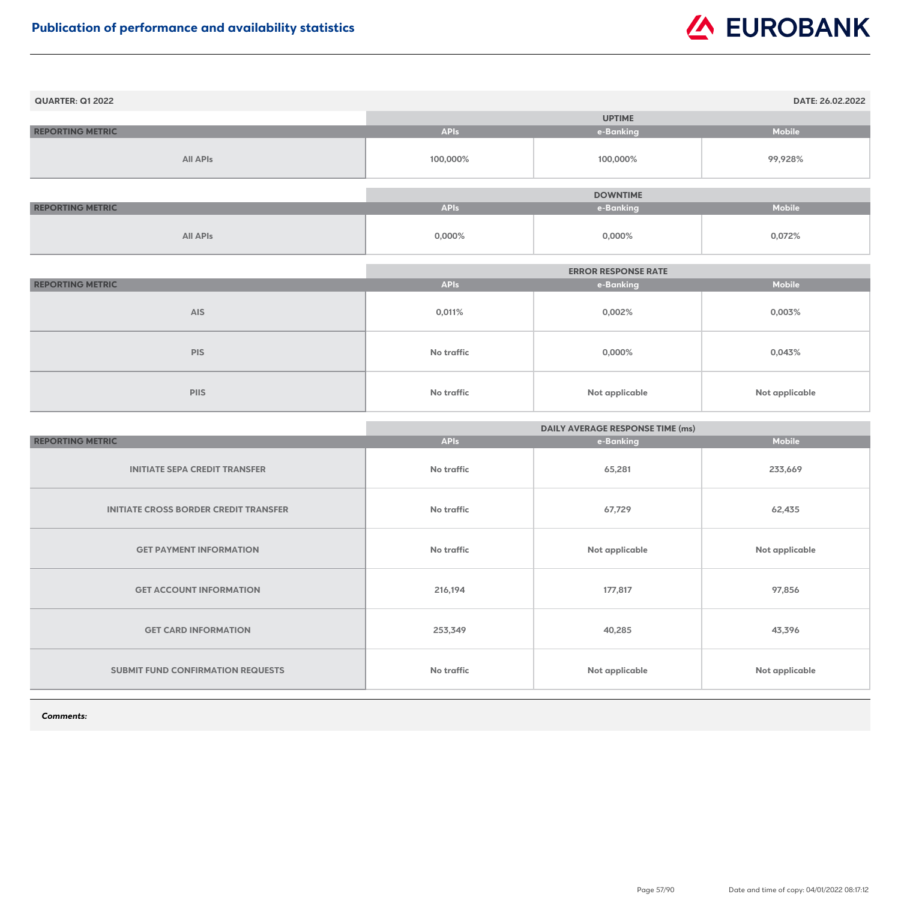# Publication of performance and availability statistics

**QUARTER: Q1 2022** **DATE: 26.02.2022**

| REPORTING METRIC | UPTIME | | |
|---|---|---|---|
| | APIs | e-Banking | Mobile |
| All APIs | 100,000% | 100,000% | 99,928% |

| REPORTING METRIC | DOWNTIME | | |
|---|---|---|---|
| | APIs | e-Banking | Mobile |
| All APIs | 0,000% | 0,000% | 0,072% |

| REPORTING METRIC | ERROR RESPONSE RATE | | |
|---|---|---|---|
| | APIs | e-Banking | Mobile |
| AIS | 0,011% | 0,002% | 0,003% |
| PIS | No traffic | 0,000% | 0,043% |
| PIIS | No traffic | Not applicable | Not applicable |

| REPORTING METRIC | DAILY AVERAGE RESPONSE TIME (ms) | | |
|---|---|---|---|
| | APIs | e-Banking | Mobile |
| INITIATE SEPA CREDIT TRANSFER | No traffic | 65,281 | 233,669 |
| INITIATE CROSS BORDER CREDIT TRANSFER | No traffic | 67,729 | 62,435 |
| GET PAYMENT INFORMATION | No traffic | Not applicable | Not applicable |
| GET ACCOUNT INFORMATION | 216,194 | 177,817 | 97,856 |
| GET CARD INFORMATION | 253,349 | 40,285 | 43,396 |
| SUBMIT FUND CONFIRMATION REQUESTS | No traffic | Not applicable | Not applicable |

***Comments:***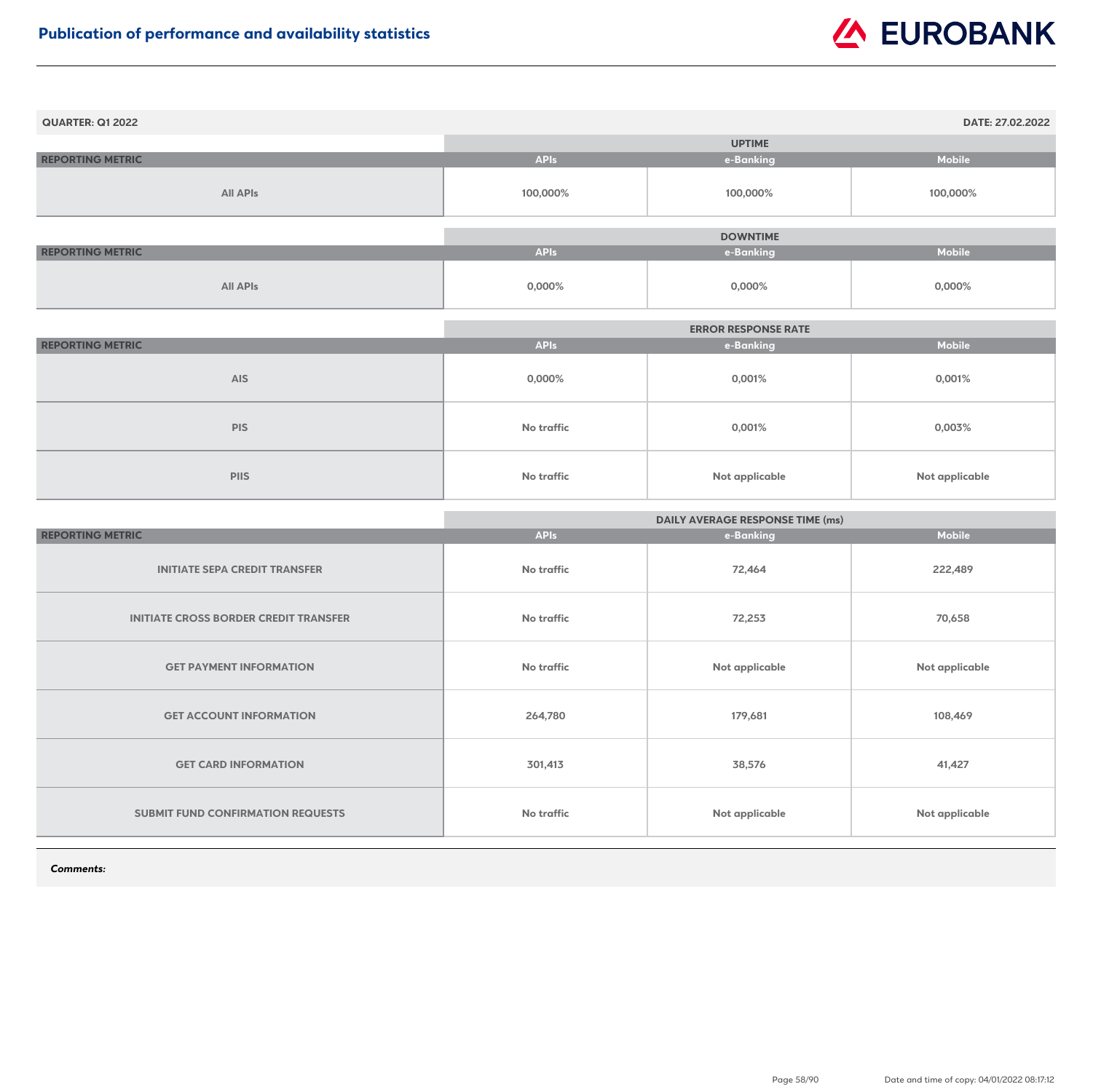# Publication of performance and availability statistics

**QUARTER: Q1 2022** **DATE: 27.02.2022**

| | UPTIME | | |
|---|---|---|---|
| REPORTING METRIC | APIs | e-Banking | Mobile |
| All APIs | 100,000% | 100,000% | 100,000% |

| | DOWNTIME | | |
|---|---|---|---|
| REPORTING METRIC | APIs | e-Banking | Mobile |
| All APIs | 0,000% | 0,000% | 0,000% |

| | ERROR RESPONSE RATE | | |
|---|---|---|---|
| REPORTING METRIC | APIs | e-Banking | Mobile |
| AIS | 0,000% | 0,001% | 0,001% |
| PIS | No traffic | 0,001% | 0,003% |
| PIIS | No traffic | Not applicable | Not applicable |

| | DAILY AVERAGE RESPONSE TIME (ms) | | |
|---|---|---|---|
| REPORTING METRIC | APIs | e-Banking | Mobile |
| INITIATE SEPA CREDIT TRANSFER | No traffic | 72,464 | 222,489 |
| INITIATE CROSS BORDER CREDIT TRANSFER | No traffic | 72,253 | 70,658 |
| GET PAYMENT INFORMATION | No traffic | Not applicable | Not applicable |
| GET ACCOUNT INFORMATION | 264,780 | 179,681 | 108,469 |
| GET CARD INFORMATION | 301,413 | 38,576 | 41,427 |
| SUBMIT FUND CONFIRMATION REQUESTS | No traffic | Not applicable | Not applicable |

***Comments:***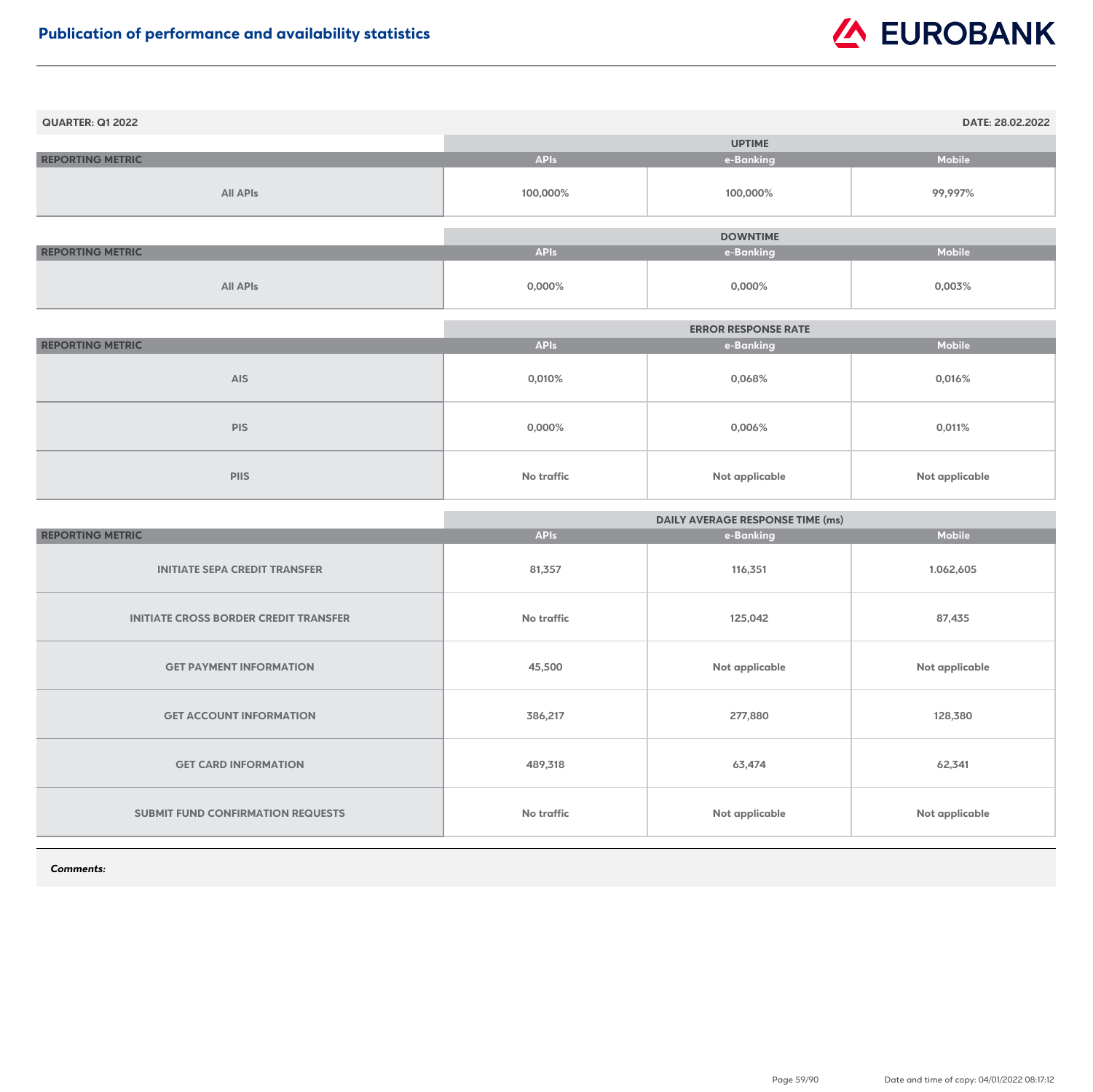# Publication of performance and availability statistics

**QUARTER: Q1 2022** **DATE: 28.02.2022**

| REPORTING METRIC | UPTIME | | |
|---|---|---|---|
| | APIs | e-Banking | Mobile |
| All APIs | 100,000% | 100,000% | 99,997% |

| REPORTING METRIC | DOWNTIME | | |
|---|---|---|---|
| | APIs | e-Banking | Mobile |
| All APIs | 0,000% | 0,000% | 0,003% |

| REPORTING METRIC | ERROR RESPONSE RATE | | |
|---|---|---|---|
| | APIs | e-Banking | Mobile |
| AIS | 0,010% | 0,068% | 0,016% |
| PIS | 0,000% | 0,006% | 0,011% |
| PIIS | No traffic | Not applicable | Not applicable |

| REPORTING METRIC | DAILY AVERAGE RESPONSE TIME (ms) | | |
|---|---|---|---|
| | APIs | e-Banking | Mobile |
| INITIATE SEPA CREDIT TRANSFER | 81,357 | 116,351 | 1.062,605 |
| INITIATE CROSS BORDER CREDIT TRANSFER | No traffic | 125,042 | 87,435 |
| GET PAYMENT INFORMATION | 45,500 | Not applicable | Not applicable |
| GET ACCOUNT INFORMATION | 386,217 | 277,880 | 128,380 |
| GET CARD INFORMATION | 489,318 | 63,474 | 62,341 |
| SUBMIT FUND CONFIRMATION REQUESTS | No traffic | Not applicable | Not applicable |

***Comments:***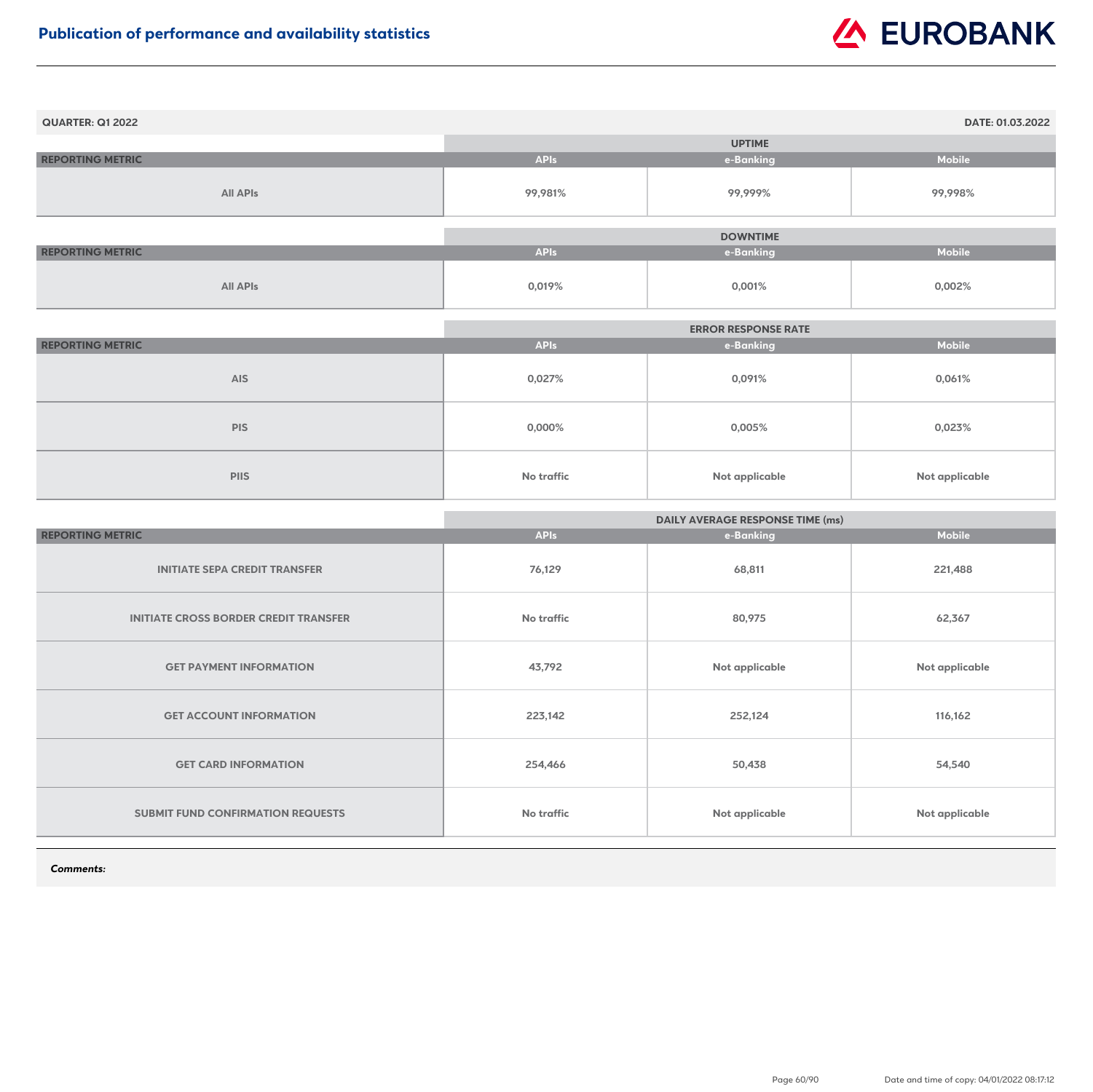# Publication of performance and availability statistics

**QUARTER: Q1 2022** **DATE: 01.03.2022**

| REPORTING METRIC | UPTIME | | |
|---|---|---|---|
| | APIs | e-Banking | Mobile |
| All APIs | 99,981% | 99,999% | 99,998% |

| REPORTING METRIC | DOWNTIME | | |
|---|---|---|---|
| | APIs | e-Banking | Mobile |
| All APIs | 0,019% | 0,001% | 0,002% |

| REPORTING METRIC | ERROR RESPONSE RATE | | |
|---|---|---|---|
| | APIs | e-Banking | Mobile |
| AIS | 0,027% | 0,091% | 0,061% |
| PIS | 0,000% | 0,005% | 0,023% |
| PIIS | No traffic | Not applicable | Not applicable |

| REPORTING METRIC | DAILY AVERAGE RESPONSE TIME (ms) | | |
|---|---|---|---|
| | APIs | e-Banking | Mobile |
| INITIATE SEPA CREDIT TRANSFER | 76,129 | 68,811 | 221,488 |
| INITIATE CROSS BORDER CREDIT TRANSFER | No traffic | 80,975 | 62,367 |
| GET PAYMENT INFORMATION | 43,792 | Not applicable | Not applicable |
| GET ACCOUNT INFORMATION | 223,142 | 252,124 | 116,162 |
| GET CARD INFORMATION | 254,466 | 50,438 | 54,540 |
| SUBMIT FUND CONFIRMATION REQUESTS | No traffic | Not applicable | Not applicable |

***Comments:***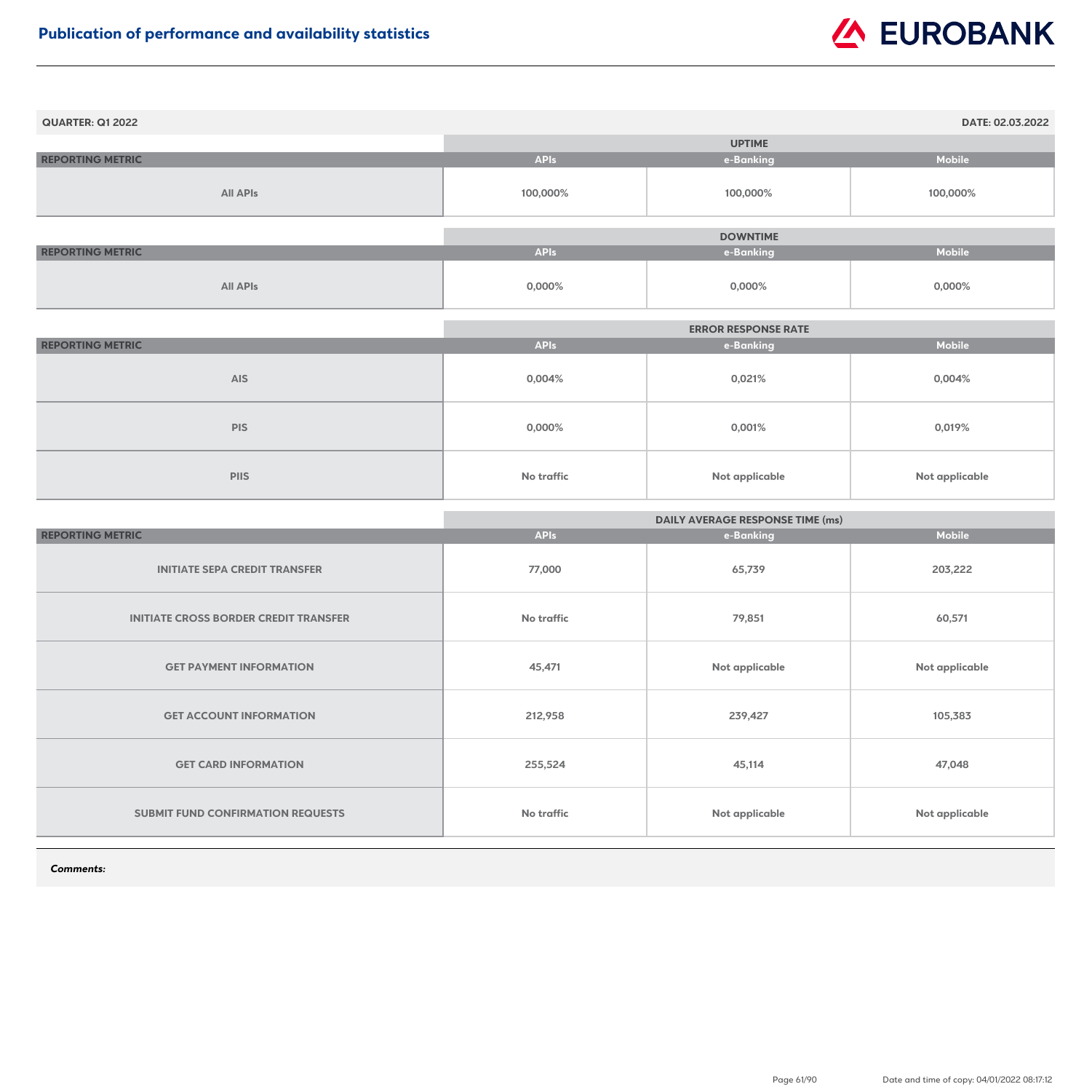# Publication of performance and availability statistics

**QUARTER: Q1 2022** **DATE: 02.03.2022**

| | UPTIME | | |
|---|---|---|---|
| REPORTING METRIC | APIs | e-Banking | Mobile |
| All APIs | 100,000% | 100,000% | 100,000% |

| | DOWNTIME | | |
|---|---|---|---|
| REPORTING METRIC | APIs | e-Banking | Mobile |
| All APIs | 0,000% | 0,000% | 0,000% |

| | ERROR RESPONSE RATE | | |
|---|---|---|---|
| REPORTING METRIC | APIs | e-Banking | Mobile |
| AIS | 0,004% | 0,021% | 0,004% |
| PIS | 0,000% | 0,001% | 0,019% |
| PIIS | No traffic | Not applicable | Not applicable |

| | DAILY AVERAGE RESPONSE TIME (ms) | | |
|---|---|---|---|
| REPORTING METRIC | APIs | e-Banking | Mobile |
| INITIATE SEPA CREDIT TRANSFER | 77,000 | 65,739 | 203,222 |
| INITIATE CROSS BORDER CREDIT TRANSFER | No traffic | 79,851 | 60,571 |
| GET PAYMENT INFORMATION | 45,471 | Not applicable | Not applicable |
| GET ACCOUNT INFORMATION | 212,958 | 239,427 | 105,383 |
| GET CARD INFORMATION | 255,524 | 45,114 | 47,048 |
| SUBMIT FUND CONFIRMATION REQUESTS | No traffic | Not applicable | Not applicable |

***Comments:***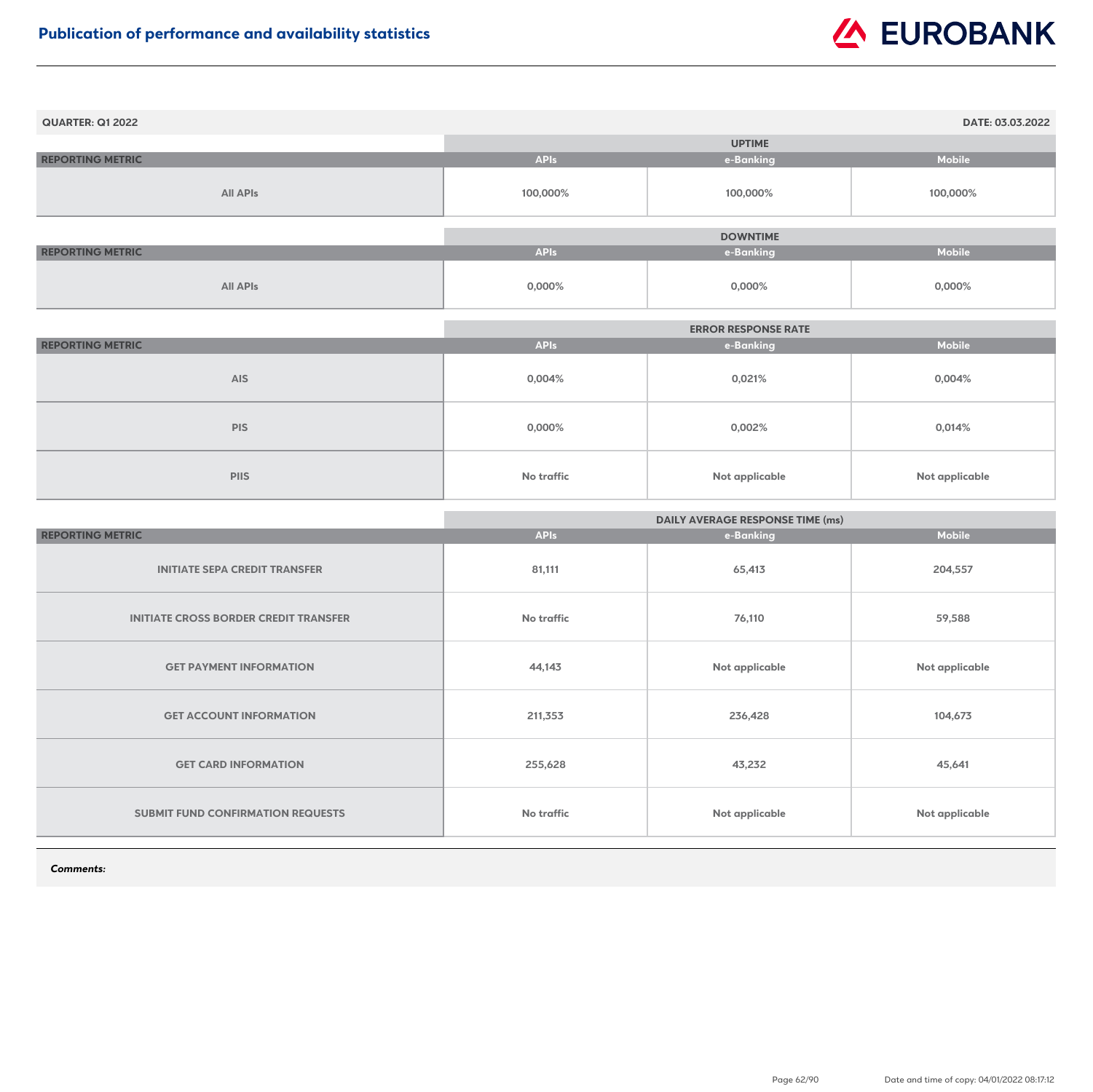# Publication of performance and availability statistics

**QUARTER: Q1 2022** — **DATE: 03.03.2022**

| REPORTING METRIC | UPTIME | | |
|---|---|---|---|
| | APIs | e-Banking | Mobile |
| All APIs | 100,000% | 100,000% | 100,000% |

| REPORTING METRIC | DOWNTIME | | |
|---|---|---|---|
| | APIs | e-Banking | Mobile |
| All APIs | 0,000% | 0,000% | 0,000% |

| REPORTING METRIC | ERROR RESPONSE RATE | | |
|---|---|---|---|
| | APIs | e-Banking | Mobile |
| AIS | 0,004% | 0,021% | 0,004% |
| PIS | 0,000% | 0,002% | 0,014% |
| PIIS | No traffic | Not applicable | Not applicable |

| REPORTING METRIC | DAILY AVERAGE RESPONSE TIME (ms) | | |
|---|---|---|---|
| | APIs | e-Banking | Mobile |
| INITIATE SEPA CREDIT TRANSFER | 81,111 | 65,413 | 204,557 |
| INITIATE CROSS BORDER CREDIT TRANSFER | No traffic | 76,110 | 59,588 |
| GET PAYMENT INFORMATION | 44,143 | Not applicable | Not applicable |
| GET ACCOUNT INFORMATION | 211,353 | 236,428 | 104,673 |
| GET CARD INFORMATION | 255,628 | 43,232 | 45,641 |
| SUBMIT FUND CONFIRMATION REQUESTS | No traffic | Not applicable | Not applicable |

***Comments:***

Date and time of copy: 04/01/2022 08:17:12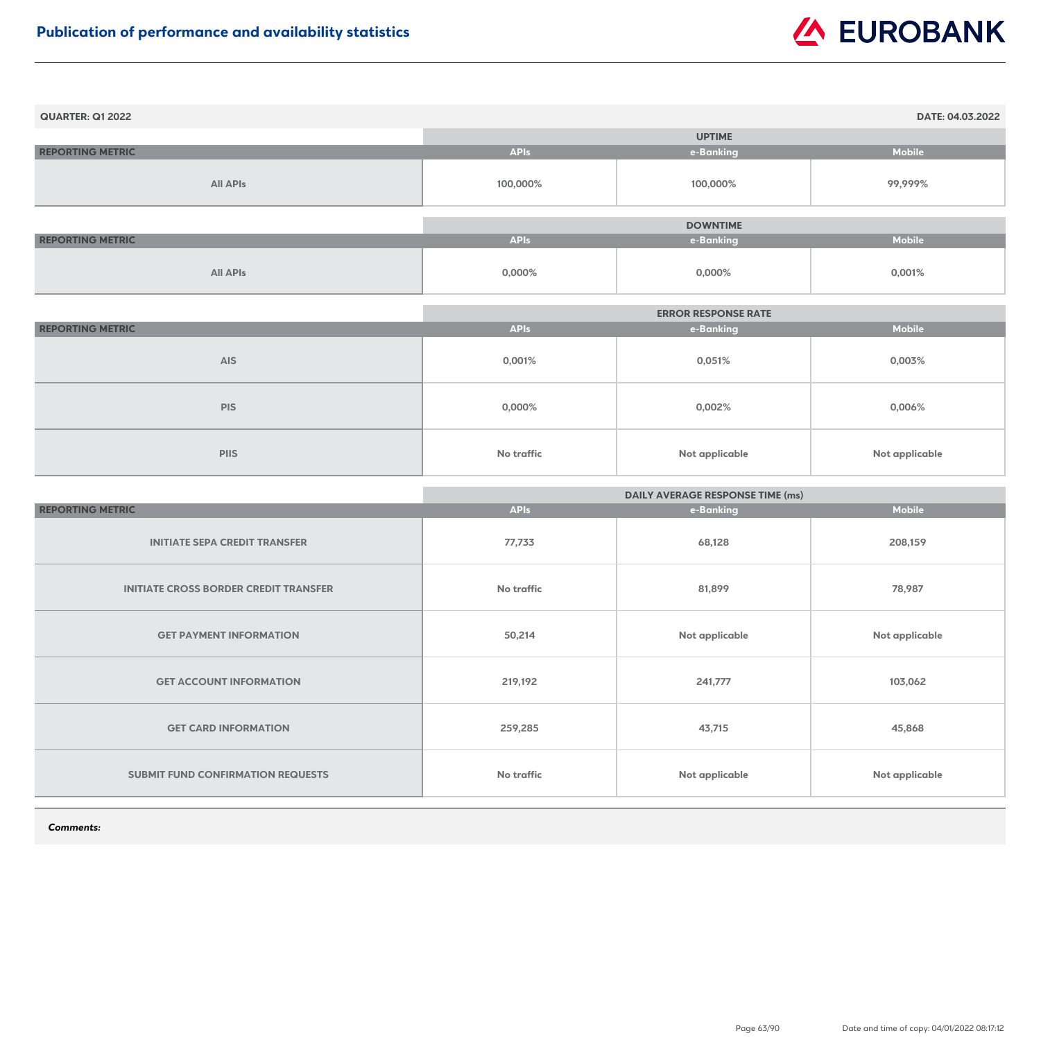# Publication of performance and availability statistics

**QUARTER: Q1 2022** | **DATE: 04.03.2022**

| | UPTIME | | |
|---|---|---|---|
| **REPORTING METRIC** | **APIs** | **e-Banking** | **Mobile** |
| All APIs | 100,000% | 100,000% | 99,999% |

| | DOWNTIME | | |
|---|---|---|---|
| **REPORTING METRIC** | **APIs** | **e-Banking** | **Mobile** |
| All APIs | 0,000% | 0,000% | 0,001% |

| | ERROR RESPONSE RATE | | |
|---|---|---|---|
| **REPORTING METRIC** | **APIs** | **e-Banking** | **Mobile** |
| AIS | 0,001% | 0,051% | 0,003% |
| PIS | 0,000% | 0,002% | 0,006% |
| PIIS | No traffic | Not applicable | Not applicable |

| | DAILY AVERAGE RESPONSE TIME (ms) | | |
|---|---|---|---|
| **REPORTING METRIC** | **APIs** | **e-Banking** | **Mobile** |
| INITIATE SEPA CREDIT TRANSFER | 77,733 | 68,128 | 208,159 |
| INITIATE CROSS BORDER CREDIT TRANSFER | No traffic | 81,899 | 78,987 |
| GET PAYMENT INFORMATION | 50,214 | Not applicable | Not applicable |
| GET ACCOUNT INFORMATION | 219,192 | 241,777 | 103,062 |
| GET CARD INFORMATION | 259,285 | 43,715 | 45,868 |
| SUBMIT FUND CONFIRMATION REQUESTS | No traffic | Not applicable | Not applicable |

***Comments:***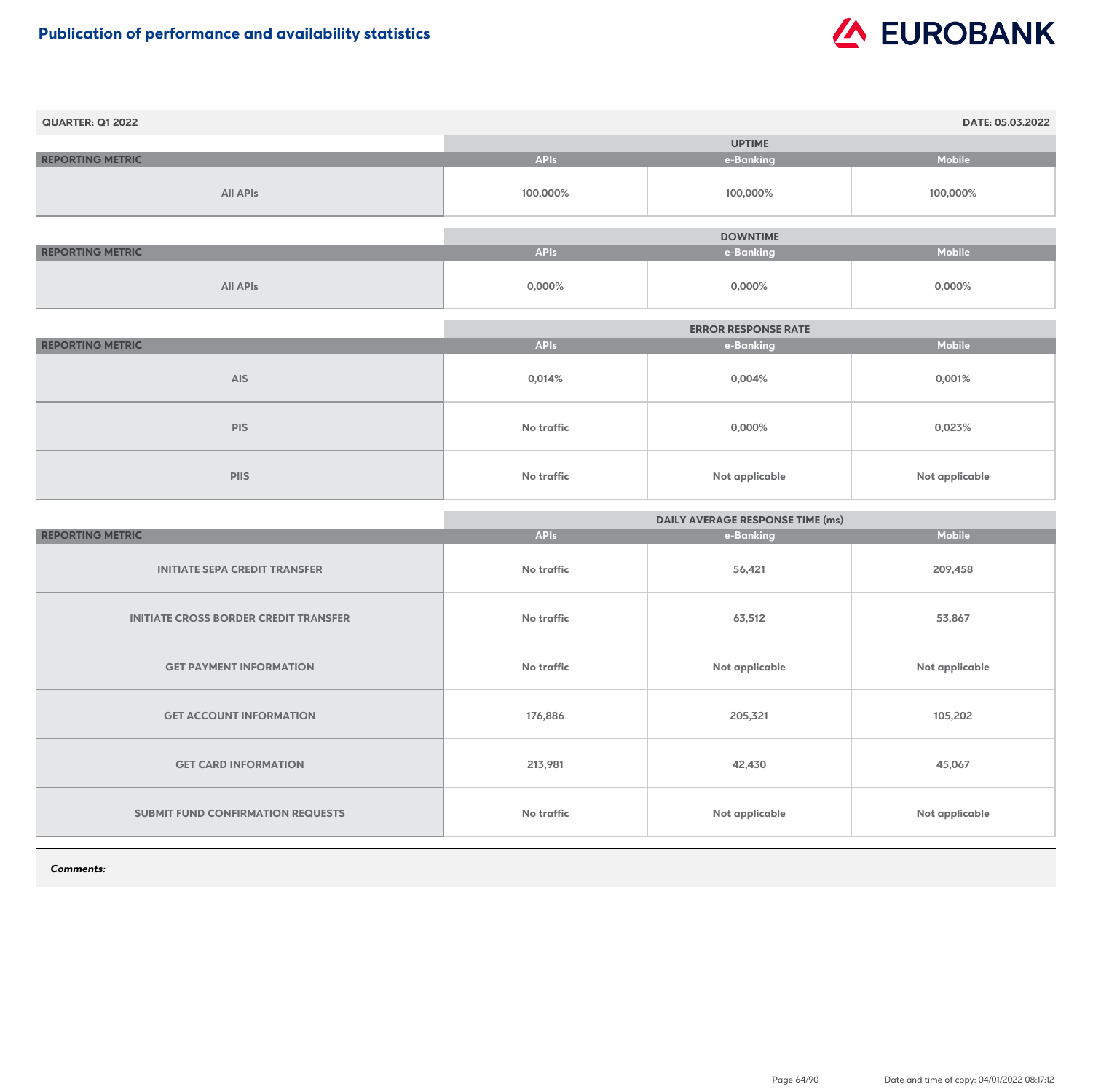## Publication of performance and availability statistics

**QUARTER: Q1 2022** | **DATE: 05.03.2022**

| REPORTING METRIC | UPTIME | | |
|---|---|---|---|
| | APIs | e-Banking | Mobile |
| All APIs | 100,000% | 100,000% | 100,000% |

| REPORTING METRIC | DOWNTIME | | |
|---|---|---|---|
| | APIs | e-Banking | Mobile |
| All APIs | 0,000% | 0,000% | 0,000% |

| REPORTING METRIC | ERROR RESPONSE RATE | | |
|---|---|---|---|
| | APIs | e-Banking | Mobile |
| AIS | 0,014% | 0,004% | 0,001% |
| PIS | No traffic | 0,000% | 0,023% |
| PIIS | No traffic | Not applicable | Not applicable |

| REPORTING METRIC | DAILY AVERAGE RESPONSE TIME (ms) | | |
|---|---|---|---|
| | APIs | e-Banking | Mobile |
| INITIATE SEPA CREDIT TRANSFER | No traffic | 56,421 | 209,458 |
| INITIATE CROSS BORDER CREDIT TRANSFER | No traffic | 63,512 | 53,867 |
| GET PAYMENT INFORMATION | No traffic | Not applicable | Not applicable |
| GET ACCOUNT INFORMATION | 176,886 | 205,321 | 105,202 |
| GET CARD INFORMATION | 213,981 | 42,430 | 45,067 |
| SUBMIT FUND CONFIRMATION REQUESTS | No traffic | Not applicable | Not applicable |

***Comments:***

Date and time of copy: 04/01/2022 08:17:12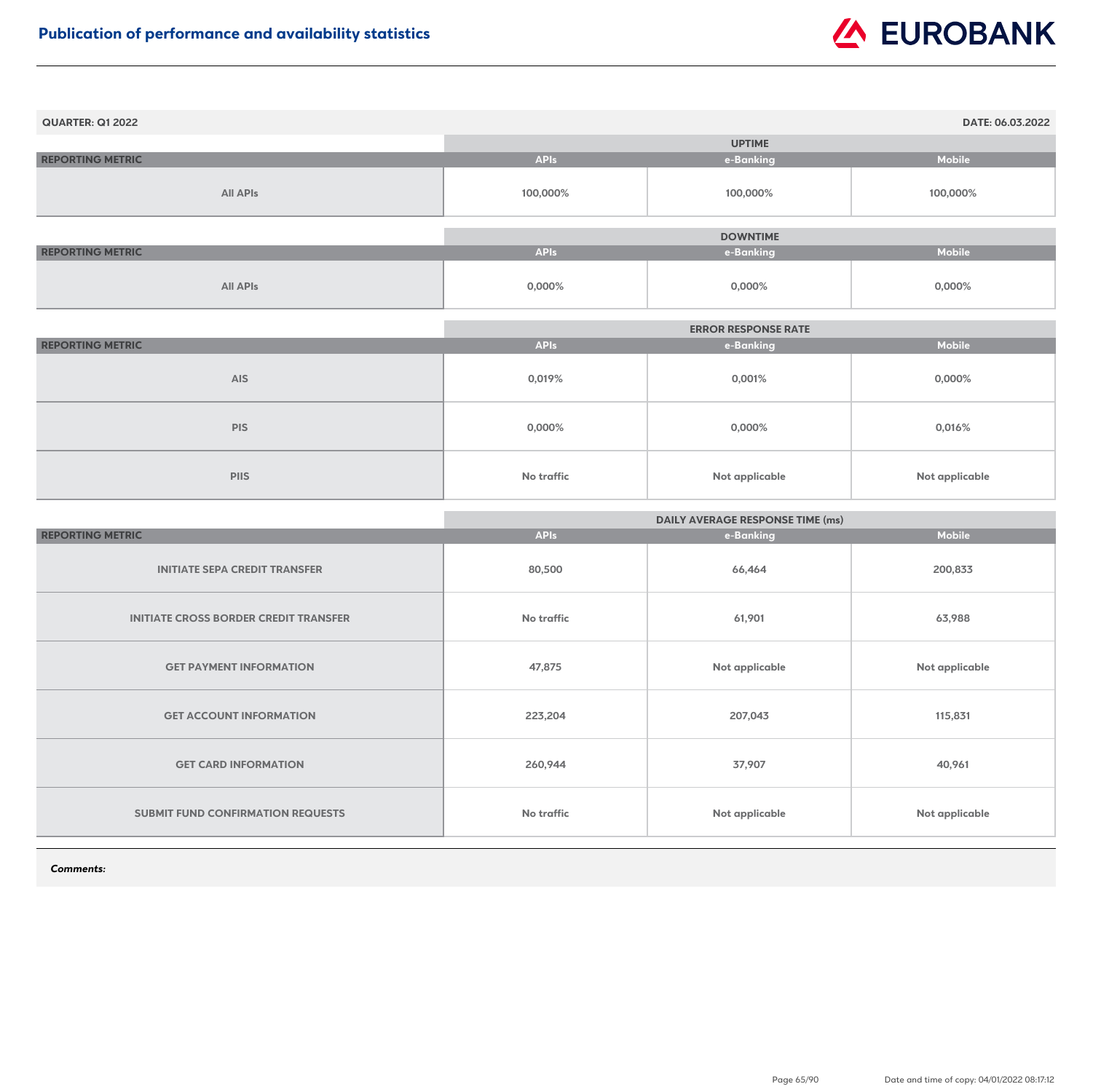# Publication of performance and availability statistics

**QUARTER: Q1 2022** | **DATE: 06.03.2022**

| | UPTIME | | |
|---|---|---|---|
| **REPORTING METRIC** | **APIs** | **e-Banking** | **Mobile** |
| All APIs | 100,000% | 100,000% | 100,000% |

| | DOWNTIME | | |
|---|---|---|---|
| **REPORTING METRIC** | **APIs** | **e-Banking** | **Mobile** |
| All APIs | 0,000% | 0,000% | 0,000% |

| | ERROR RESPONSE RATE | | |
|---|---|---|---|
| **REPORTING METRIC** | **APIs** | **e-Banking** | **Mobile** |
| AIS | 0,019% | 0,001% | 0,000% |
| PIS | 0,000% | 0,000% | 0,016% |
| PIIS | No traffic | Not applicable | Not applicable |

| | DAILY AVERAGE RESPONSE TIME (ms) | | |
|---|---|---|---|
| **REPORTING METRIC** | **APIs** | **e-Banking** | **Mobile** |
| INITIATE SEPA CREDIT TRANSFER | 80,500 | 66,464 | 200,833 |
| INITIATE CROSS BORDER CREDIT TRANSFER | No traffic | 61,901 | 63,988 |
| GET PAYMENT INFORMATION | 47,875 | Not applicable | Not applicable |
| GET ACCOUNT INFORMATION | 223,204 | 207,043 | 115,831 |
| GET CARD INFORMATION | 260,944 | 37,907 | 40,961 |
| SUBMIT FUND CONFIRMATION REQUESTS | No traffic | Not applicable | Not applicable |

***Comments:***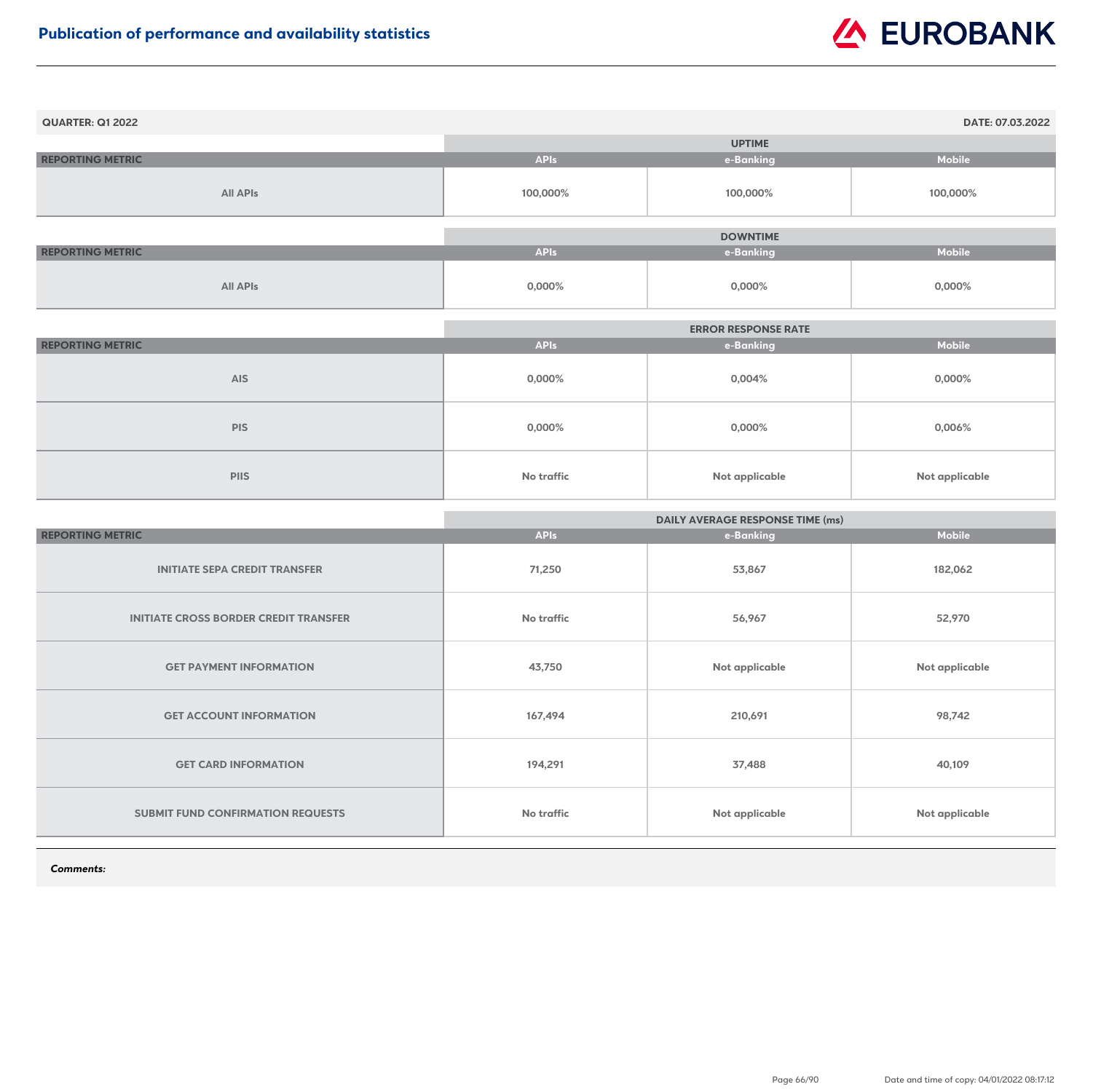# Publication of performance and availability statistics

**QUARTER: Q1 2022** **DATE: 07.03.2022**

| REPORTING METRIC | UPTIME | | |
|---|---|---|---|
| | APIs | e-Banking | Mobile |
| All APIs | 100,000% | 100,000% | 100,000% |

| REPORTING METRIC | DOWNTIME | | |
|---|---|---|---|
| | APIs | e-Banking | Mobile |
| All APIs | 0,000% | 0,000% | 0,000% |

| REPORTING METRIC | ERROR RESPONSE RATE | | |
|---|---|---|---|
| | APIs | e-Banking | Mobile |
| AIS | 0,000% | 0,004% | 0,000% |
| PIS | 0,000% | 0,000% | 0,006% |
| PIIS | No traffic | Not applicable | Not applicable |

| REPORTING METRIC | DAILY AVERAGE RESPONSE TIME (ms) | | |
|---|---|---|---|
| | APIs | e-Banking | Mobile |
| INITIATE SEPA CREDIT TRANSFER | 71,250 | 53,867 | 182,062 |
| INITIATE CROSS BORDER CREDIT TRANSFER | No traffic | 56,967 | 52,970 |
| GET PAYMENT INFORMATION | 43,750 | Not applicable | Not applicable |
| GET ACCOUNT INFORMATION | 167,494 | 210,691 | 98,742 |
| GET CARD INFORMATION | 194,291 | 37,488 | 40,109 |
| SUBMIT FUND CONFIRMATION REQUESTS | No traffic | Not applicable | Not applicable |

***Comments:***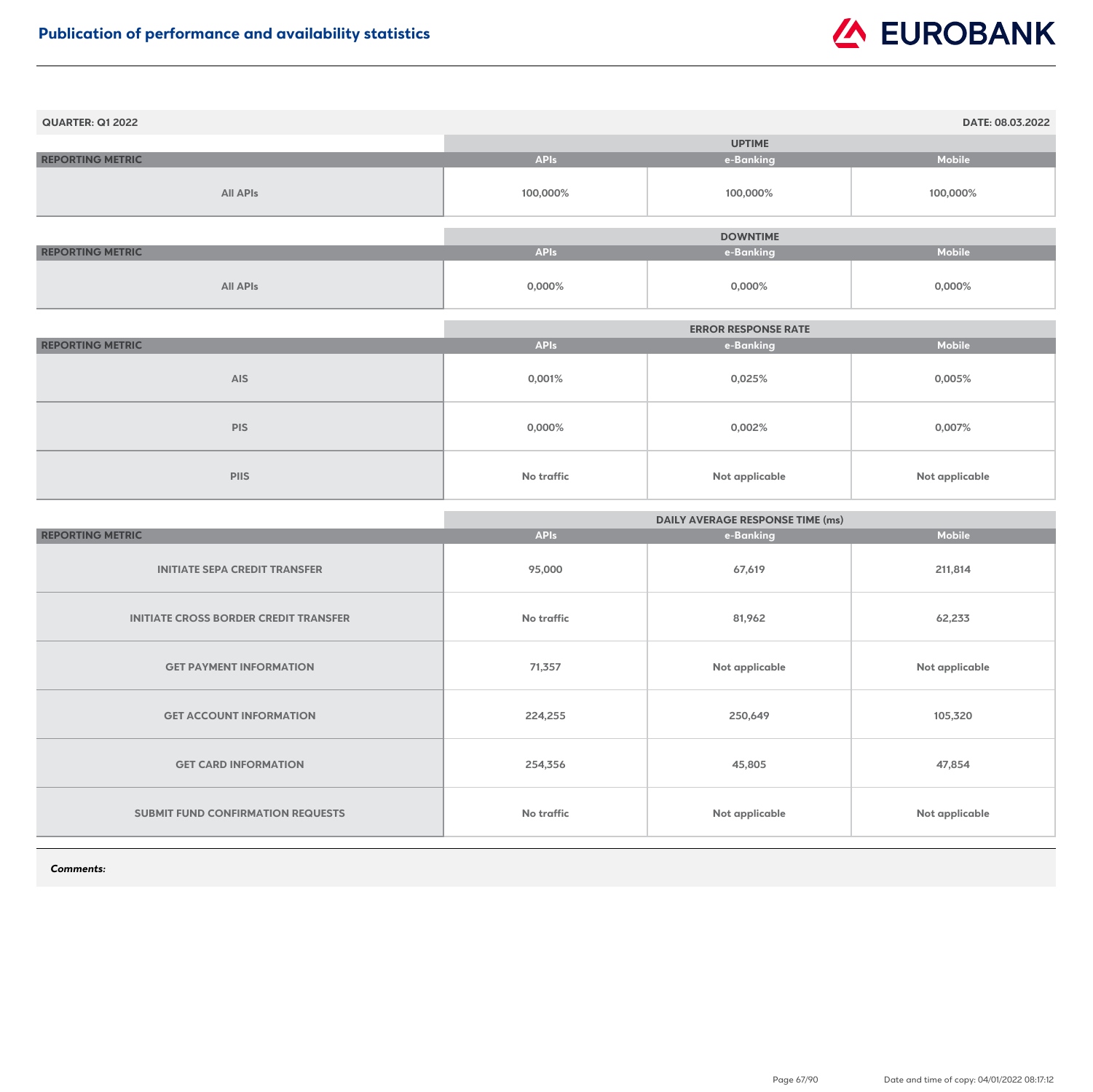# Publication of performance and availability statistics

**QUARTER: Q1 2022** | **DATE: 08.03.2022**

| | UPTIME | | |
|---|---|---|---|
| **REPORTING METRIC** | **APIs** | **e-Banking** | **Mobile** |
| All APIs | 100,000% | 100,000% | 100,000% |

| | DOWNTIME | | |
|---|---|---|---|
| **REPORTING METRIC** | **APIs** | **e-Banking** | **Mobile** |
| All APIs | 0,000% | 0,000% | 0,000% |

| | ERROR RESPONSE RATE | | |
|---|---|---|---|
| **REPORTING METRIC** | **APIs** | **e-Banking** | **Mobile** |
| AIS | 0,001% | 0,025% | 0,005% |
| PIS | 0,000% | 0,002% | 0,007% |
| PIIS | No traffic | Not applicable | Not applicable |

| | DAILY AVERAGE RESPONSE TIME (ms) | | |
|---|---|---|---|
| **REPORTING METRIC** | **APIs** | **e-Banking** | **Mobile** |
| INITIATE SEPA CREDIT TRANSFER | 95,000 | 67,619 | 211,814 |
| INITIATE CROSS BORDER CREDIT TRANSFER | No traffic | 81,962 | 62,233 |
| GET PAYMENT INFORMATION | 71,357 | Not applicable | Not applicable |
| GET ACCOUNT INFORMATION | 224,255 | 250,649 | 105,320 |
| GET CARD INFORMATION | 254,356 | 45,805 | 47,854 |
| SUBMIT FUND CONFIRMATION REQUESTS | No traffic | Not applicable | Not applicable |

***Comments:***

Date and time of copy: 04/01/2022 08:17:12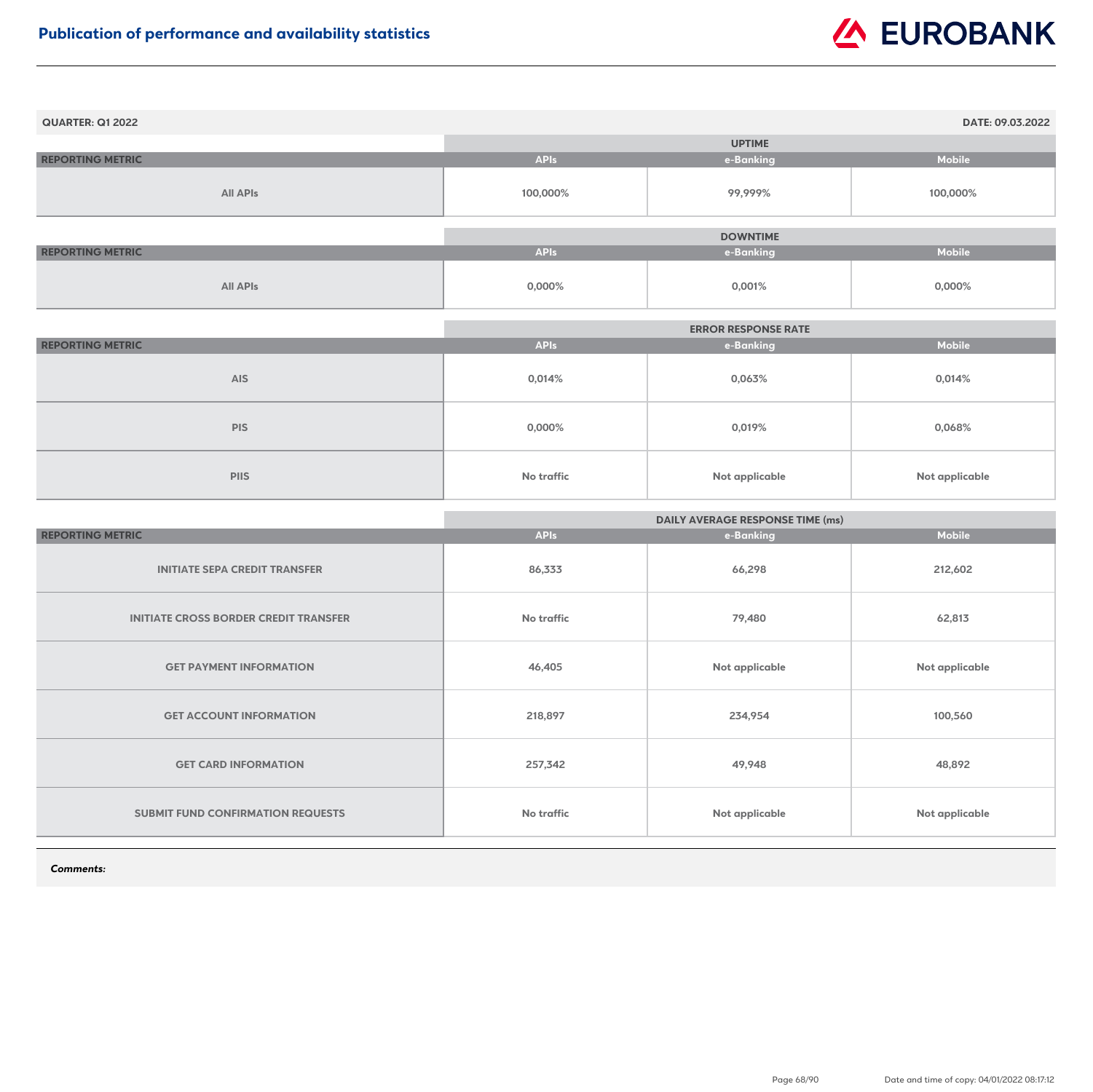## Publication of performance and availability statistics

**QUARTER: Q1 2022** **DATE: 09.03.2022**

| REPORTING METRIC | UPTIME | | |
|---|---|---|---|
| | APIs | e-Banking | Mobile |
| All APIs | 100,000% | 99,999% | 100,000% |

| REPORTING METRIC | DOWNTIME | | |
|---|---|---|---|
| | APIs | e-Banking | Mobile |
| All APIs | 0,000% | 0,001% | 0,000% |

| REPORTING METRIC | ERROR RESPONSE RATE | | |
|---|---|---|---|
| | APIs | e-Banking | Mobile |
| AIS | 0,014% | 0,063% | 0,014% |
| PIS | 0,000% | 0,019% | 0,068% |
| PIIS | No traffic | Not applicable | Not applicable |

| REPORTING METRIC | DAILY AVERAGE RESPONSE TIME (ms) | | |
|---|---|---|---|
| | APIs | e-Banking | Mobile |
| INITIATE SEPA CREDIT TRANSFER | 86,333 | 66,298 | 212,602 |
| INITIATE CROSS BORDER CREDIT TRANSFER | No traffic | 79,480 | 62,813 |
| GET PAYMENT INFORMATION | 46,405 | Not applicable | Not applicable |
| GET ACCOUNT INFORMATION | 218,897 | 234,954 | 100,560 |
| GET CARD INFORMATION | 257,342 | 49,948 | 48,892 |
| SUBMIT FUND CONFIRMATION REQUESTS | No traffic | Not applicable | Not applicable |

***Comments:***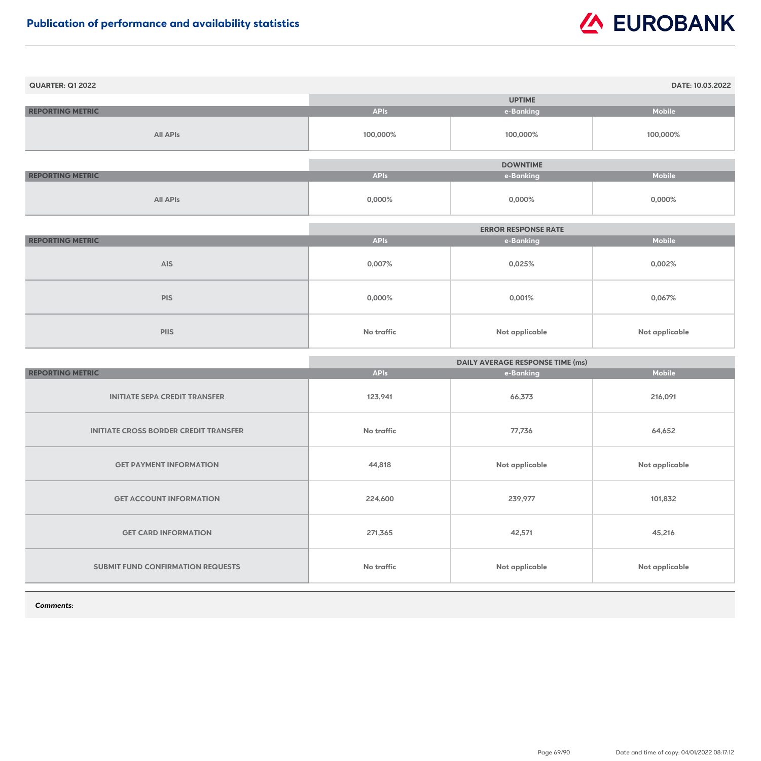# Publication of performance and availability statistics

**QUARTER: Q1 2022** | **DATE: 10.03.2022**

| REPORTING METRIC | UPTIME | | |
|---|---|---|---|
| | APIs | e-Banking | Mobile |
| All APIs | 100,000% | 100,000% | 100,000% |

| REPORTING METRIC | DOWNTIME | | |
|---|---|---|---|
| | APIs | e-Banking | Mobile |
| All APIs | 0,000% | 0,000% | 0,000% |

| REPORTING METRIC | ERROR RESPONSE RATE | | |
|---|---|---|---|
| | APIs | e-Banking | Mobile |
| AIS | 0,007% | 0,025% | 0,002% |
| PIS | 0,000% | 0,001% | 0,067% |
| PIIS | No traffic | Not applicable | Not applicable |

| REPORTING METRIC | DAILY AVERAGE RESPONSE TIME (ms) | | |
|---|---|---|---|
| | APIs | e-Banking | Mobile |
| INITIATE SEPA CREDIT TRANSFER | 123,941 | 66,373 | 216,091 |
| INITIATE CROSS BORDER CREDIT TRANSFER | No traffic | 77,736 | 64,652 |
| GET PAYMENT INFORMATION | 44,818 | Not applicable | Not applicable |
| GET ACCOUNT INFORMATION | 224,600 | 239,977 | 101,832 |
| GET CARD INFORMATION | 271,365 | 42,571 | 45,216 |
| SUBMIT FUND CONFIRMATION REQUESTS | No traffic | Not applicable | Not applicable |

***Comments:***

Date and time of copy: 04/01/2022 08:17:12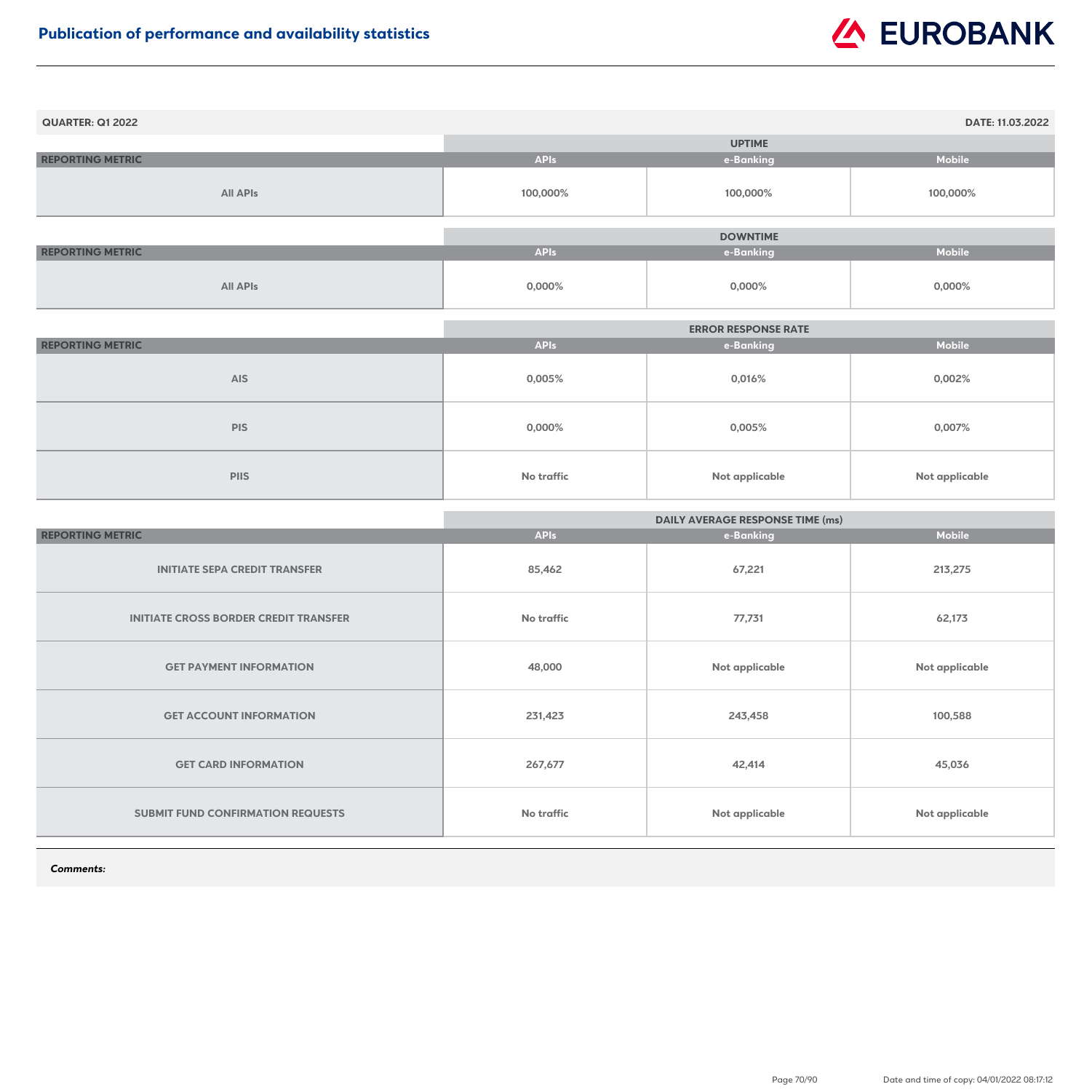# Publication of performance and availability statistics

**QUARTER: Q1 2022** **DATE: 11.03.2022**

| REPORTING METRIC | UPTIME | | |
|---|---|---|---|
| | APIs | e-Banking | Mobile |
| All APIs | 100,000% | 100,000% | 100,000% |

| REPORTING METRIC | DOWNTIME | | |
|---|---|---|---|
| | APIs | e-Banking | Mobile |
| All APIs | 0,000% | 0,000% | 0,000% |

| REPORTING METRIC | ERROR RESPONSE RATE | | |
|---|---|---|---|
| | APIs | e-Banking | Mobile |
| AIS | 0,005% | 0,016% | 0,002% |
| PIS | 0,000% | 0,005% | 0,007% |
| PIIS | No traffic | Not applicable | Not applicable |

| REPORTING METRIC | DAILY AVERAGE RESPONSE TIME (ms) | | |
|---|---|---|---|
| | APIs | e-Banking | Mobile |
| INITIATE SEPA CREDIT TRANSFER | 85,462 | 67,221 | 213,275 |
| INITIATE CROSS BORDER CREDIT TRANSFER | No traffic | 77,731 | 62,173 |
| GET PAYMENT INFORMATION | 48,000 | Not applicable | Not applicable |
| GET ACCOUNT INFORMATION | 231,423 | 243,458 | 100,588 |
| GET CARD INFORMATION | 267,677 | 42,414 | 45,036 |
| SUBMIT FUND CONFIRMATION REQUESTS | No traffic | Not applicable | Not applicable |

***Comments:***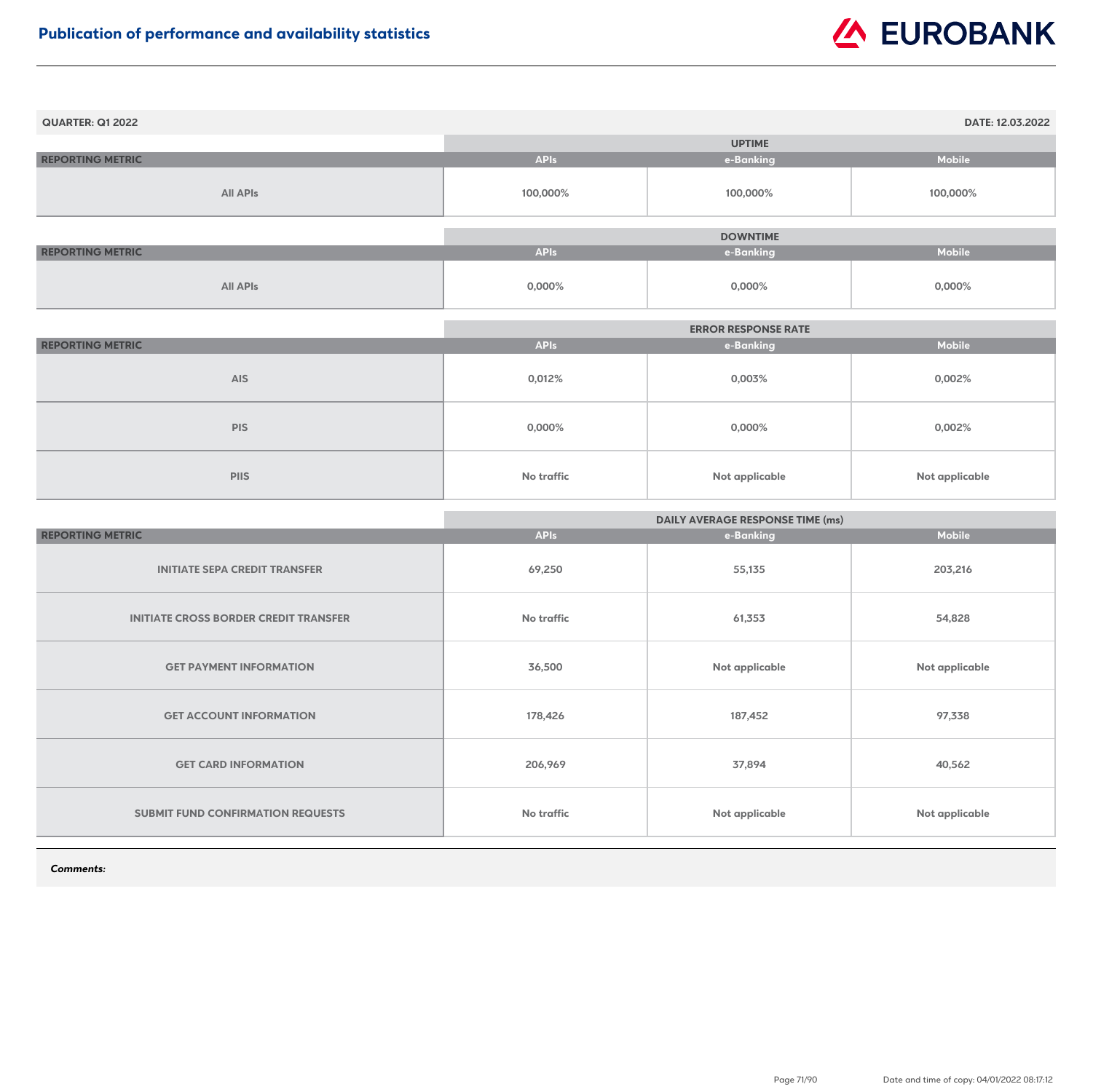# Publication of performance and availability statistics

**QUARTER: Q1 2022** **DATE: 12.03.2022**

| REPORTING METRIC | UPTIME | | |
|---|---|---|---|
| | APIs | e-Banking | Mobile |
| All APIs | 100,000% | 100,000% | 100,000% |

| REPORTING METRIC | DOWNTIME | | |
|---|---|---|---|
| | APIs | e-Banking | Mobile |
| All APIs | 0,000% | 0,000% | 0,000% |

| REPORTING METRIC | ERROR RESPONSE RATE | | |
|---|---|---|---|
| | APIs | e-Banking | Mobile |
| AIS | 0,012% | 0,003% | 0,002% |
| PIS | 0,000% | 0,000% | 0,002% |
| PIIS | No traffic | Not applicable | Not applicable |

| REPORTING METRIC | DAILY AVERAGE RESPONSE TIME (ms) | | |
|---|---|---|---|
| | APIs | e-Banking | Mobile |
| INITIATE SEPA CREDIT TRANSFER | 69,250 | 55,135 | 203,216 |
| INITIATE CROSS BORDER CREDIT TRANSFER | No traffic | 61,353 | 54,828 |
| GET PAYMENT INFORMATION | 36,500 | Not applicable | Not applicable |
| GET ACCOUNT INFORMATION | 178,426 | 187,452 | 97,338 |
| GET CARD INFORMATION | 206,969 | 37,894 | 40,562 |
| SUBMIT FUND CONFIRMATION REQUESTS | No traffic | Not applicable | Not applicable |

***Comments:***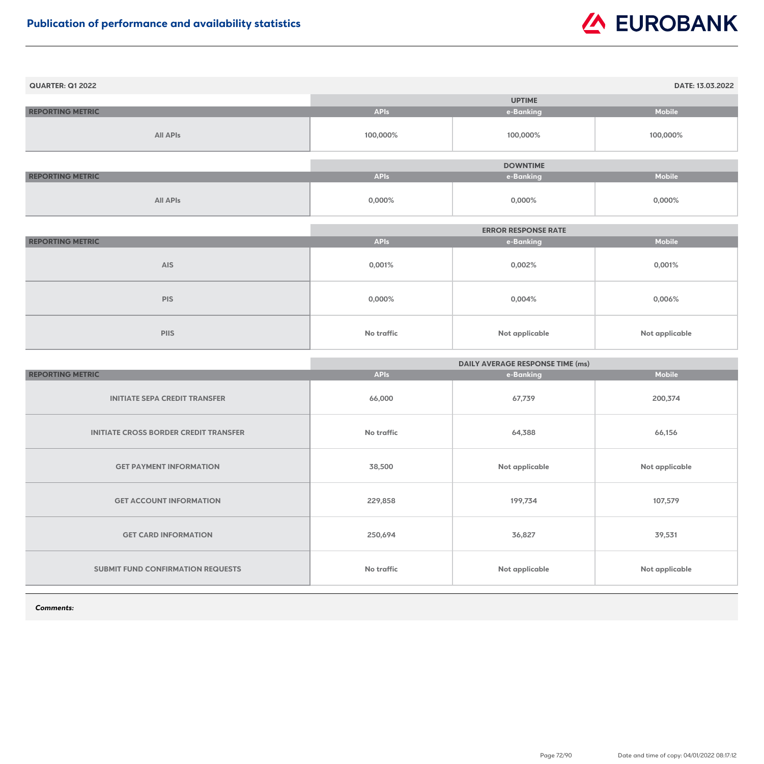# Publication of performance and availability statistics

**QUARTER: Q1 2022** | **DATE: 13.03.2022**

| | UPTIME | | |
|---|---|---|---|
| **REPORTING METRIC** | **APIs** | **e-Banking** | **Mobile** |
| All APIs | 100,000% | 100,000% | 100,000% |

| | DOWNTIME | | |
|---|---|---|---|
| **REPORTING METRIC** | **APIs** | **e-Banking** | **Mobile** |
| All APIs | 0,000% | 0,000% | 0,000% |

| | ERROR RESPONSE RATE | | |
|---|---|---|---|
| **REPORTING METRIC** | **APIs** | **e-Banking** | **Mobile** |
| AIS | 0,001% | 0,002% | 0,001% |
| PIS | 0,000% | 0,004% | 0,006% |
| PIIS | No traffic | Not applicable | Not applicable |

| | DAILY AVERAGE RESPONSE TIME (ms) | | |
|---|---|---|---|
| **REPORTING METRIC** | **APIs** | **e-Banking** | **Mobile** |
| INITIATE SEPA CREDIT TRANSFER | 66,000 | 67,739 | 200,374 |
| INITIATE CROSS BORDER CREDIT TRANSFER | No traffic | 64,388 | 66,156 |
| GET PAYMENT INFORMATION | 38,500 | Not applicable | Not applicable |
| GET ACCOUNT INFORMATION | 229,858 | 199,734 | 107,579 |
| GET CARD INFORMATION | 250,694 | 36,827 | 39,531 |
| SUBMIT FUND CONFIRMATION REQUESTS | No traffic | Not applicable | Not applicable |

***Comments:***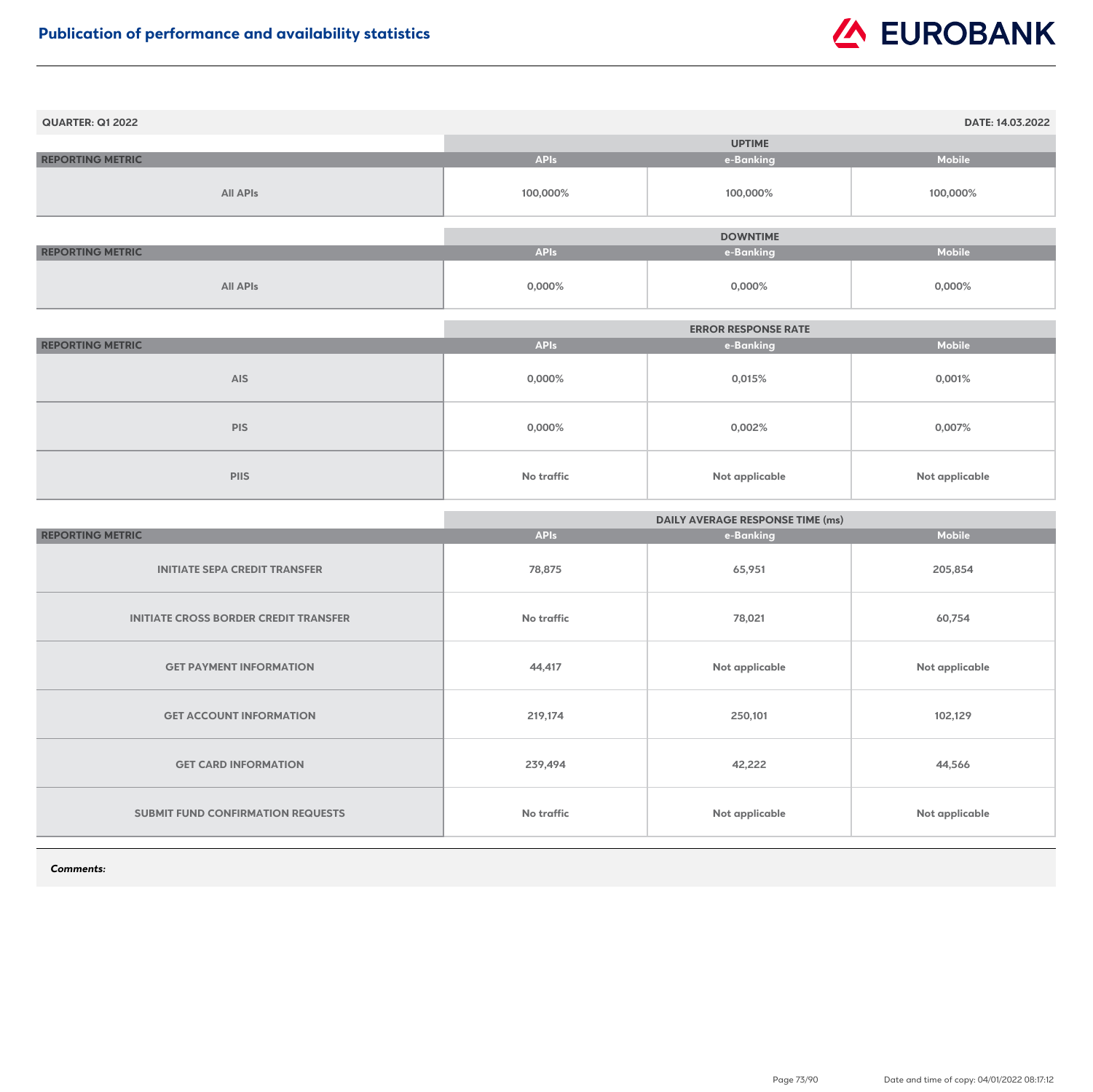# Publication of performance and availability statistics

**QUARTER: Q1 2022** | **DATE: 14.03.2022**

| REPORTING METRIC | UPTIME | | |
|---|---|---|---|
| | APIs | e-Banking | Mobile |
| All APIs | 100,000% | 100,000% | 100,000% |

| REPORTING METRIC | DOWNTIME | | |
|---|---|---|---|
| | APIs | e-Banking | Mobile |
| All APIs | 0,000% | 0,000% | 0,000% |

| REPORTING METRIC | ERROR RESPONSE RATE | | |
|---|---|---|---|
| | APIs | e-Banking | Mobile |
| AIS | 0,000% | 0,015% | 0,001% |
| PIS | 0,000% | 0,002% | 0,007% |
| PIIS | No traffic | Not applicable | Not applicable |

| REPORTING METRIC | DAILY AVERAGE RESPONSE TIME (ms) | | |
|---|---|---|---|
| | APIs | e-Banking | Mobile |
| INITIATE SEPA CREDIT TRANSFER | 78,875 | 65,951 | 205,854 |
| INITIATE CROSS BORDER CREDIT TRANSFER | No traffic | 78,021 | 60,754 |
| GET PAYMENT INFORMATION | 44,417 | Not applicable | Not applicable |
| GET ACCOUNT INFORMATION | 219,174 | 250,101 | 102,129 |
| GET CARD INFORMATION | 239,494 | 42,222 | 44,566 |
| SUBMIT FUND CONFIRMATION REQUESTS | No traffic | Not applicable | Not applicable |

***Comments:***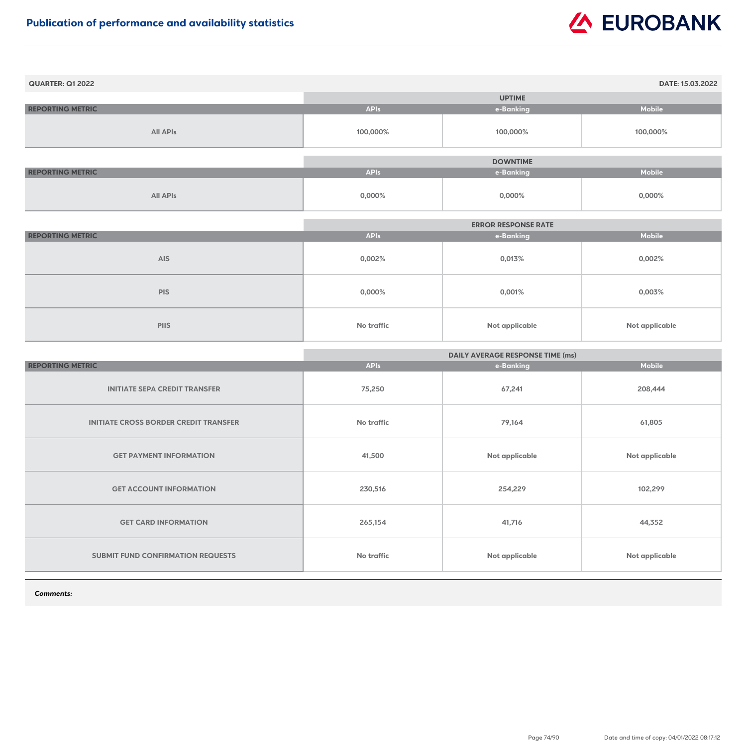# Publication of performance and availability statistics

**QUARTER: Q1 2022** | **DATE: 15.03.2022**

| REPORTING METRIC | UPTIME | | |
|---|---|---|---|
| | APIs | e-Banking | Mobile |
| All APIs | 100,000% | 100,000% | 100,000% |

| REPORTING METRIC | DOWNTIME | | |
|---|---|---|---|
| | APIs | e-Banking | Mobile |
| All APIs | 0,000% | 0,000% | 0,000% |

| REPORTING METRIC | ERROR RESPONSE RATE | | |
|---|---|---|---|
| | APIs | e-Banking | Mobile |
| AIS | 0,002% | 0,013% | 0,002% |
| PIS | 0,000% | 0,001% | 0,003% |
| PIIS | No traffic | Not applicable | Not applicable |

| REPORTING METRIC | DAILY AVERAGE RESPONSE TIME (ms) | | |
|---|---|---|---|
| | APIs | e-Banking | Mobile |
| INITIATE SEPA CREDIT TRANSFER | 75,250 | 67,241 | 208,444 |
| INITIATE CROSS BORDER CREDIT TRANSFER | No traffic | 79,164 | 61,805 |
| GET PAYMENT INFORMATION | 41,500 | Not applicable | Not applicable |
| GET ACCOUNT INFORMATION | 230,516 | 254,229 | 102,299 |
| GET CARD INFORMATION | 265,154 | 41,716 | 44,352 |
| SUBMIT FUND CONFIRMATION REQUESTS | No traffic | Not applicable | Not applicable |

***Comments:***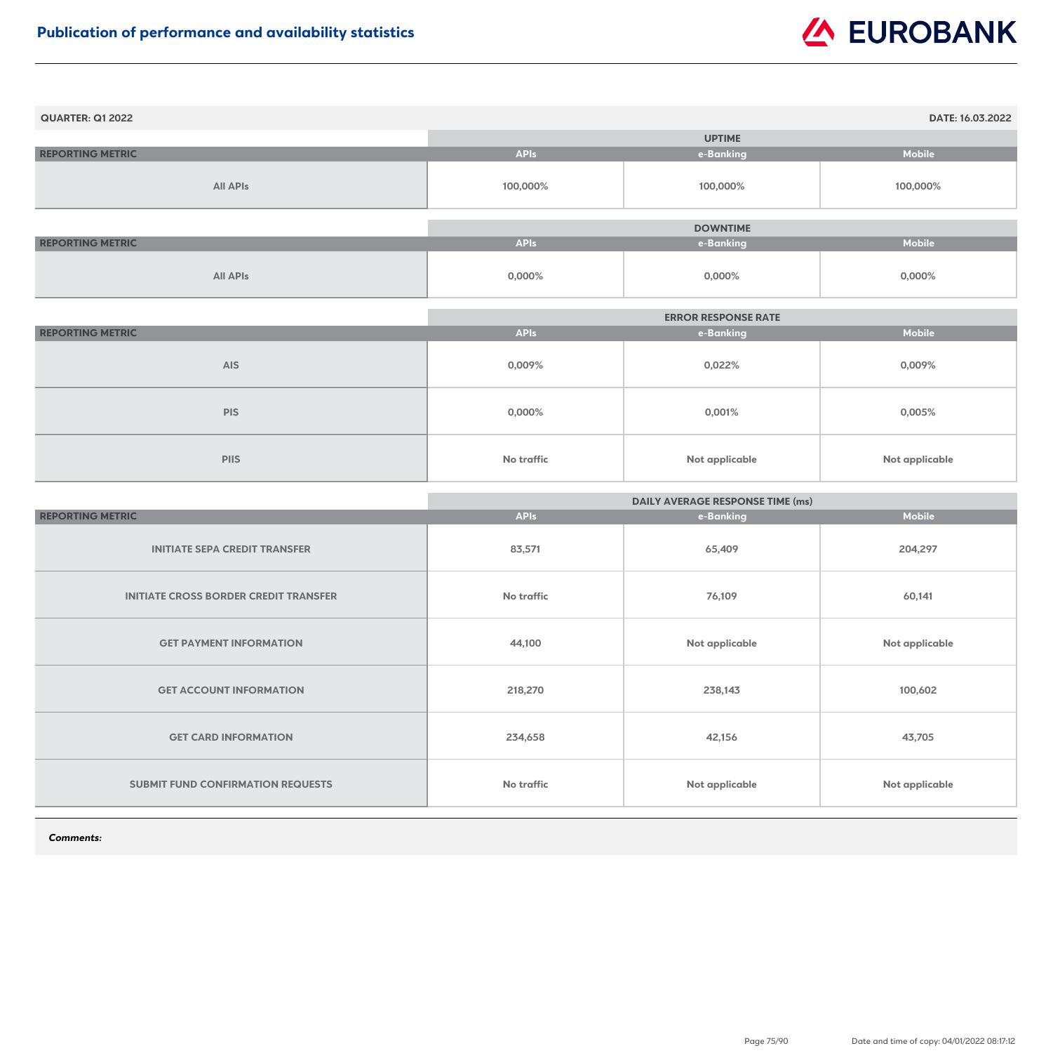# Publication of performance and availability statistics

**QUARTER: Q1 2022** **DATE: 16.03.2022**

| REPORTING METRIC | UPTIME | | |
|---|---|---|---|
| | APIs | e-Banking | Mobile |
| All APIs | 100,000% | 100,000% | 100,000% |

| REPORTING METRIC | DOWNTIME | | |
|---|---|---|---|
| | APIs | e-Banking | Mobile |
| All APIs | 0,000% | 0,000% | 0,000% |

| REPORTING METRIC | ERROR RESPONSE RATE | | |
|---|---|---|---|
| | APIs | e-Banking | Mobile |
| AIS | 0,009% | 0,022% | 0,009% |
| PIS | 0,000% | 0,001% | 0,005% |
| PIIS | No traffic | Not applicable | Not applicable |

| REPORTING METRIC | DAILY AVERAGE RESPONSE TIME (ms) | | |
|---|---|---|---|
| | APIs | e-Banking | Mobile |
| INITIATE SEPA CREDIT TRANSFER | 83,571 | 65,409 | 204,297 |
| INITIATE CROSS BORDER CREDIT TRANSFER | No traffic | 76,109 | 60,141 |
| GET PAYMENT INFORMATION | 44,100 | Not applicable | Not applicable |
| GET ACCOUNT INFORMATION | 218,270 | 238,143 | 100,602 |
| GET CARD INFORMATION | 234,658 | 42,156 | 43,705 |
| SUBMIT FUND CONFIRMATION REQUESTS | No traffic | Not applicable | Not applicable |

***Comments:***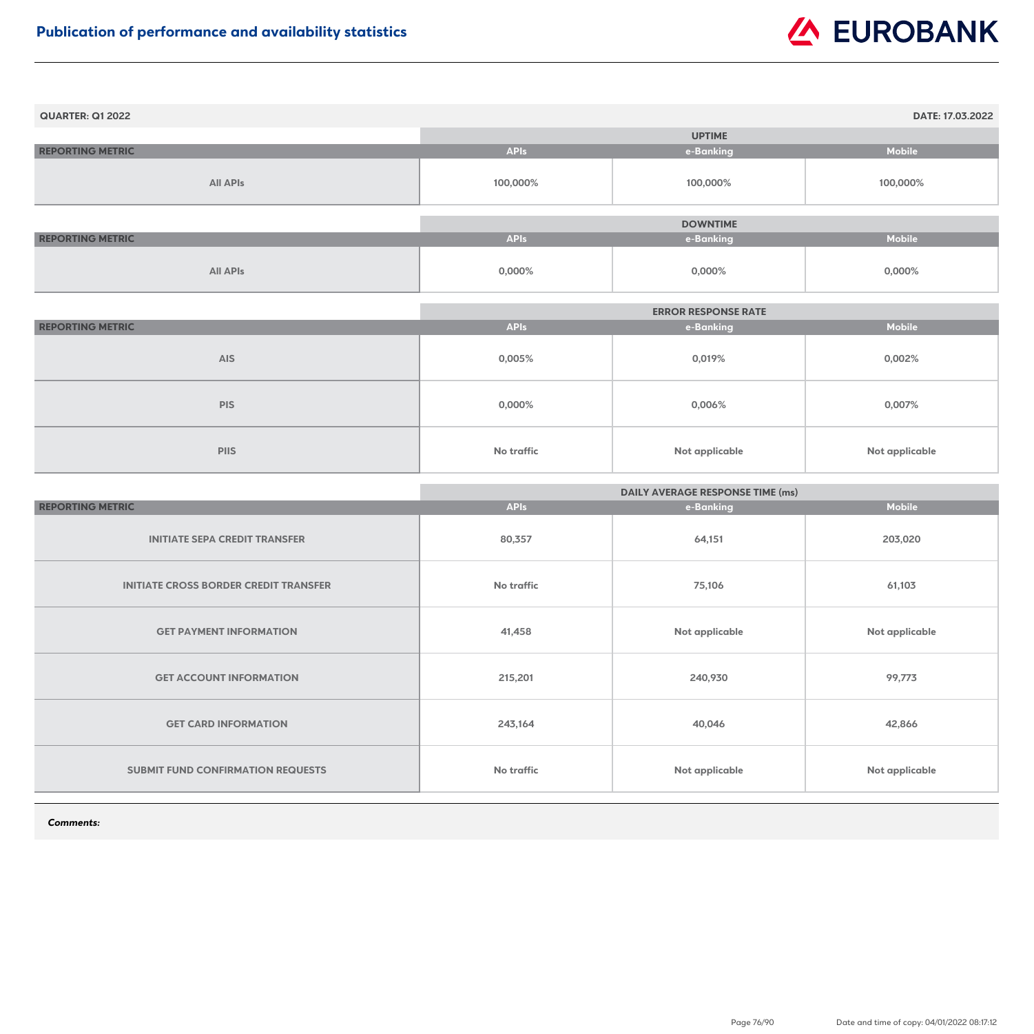# Publication of performance and availability statistics

EUROBANK

**QUARTER: Q1 2022** | **DATE: 17.03.2022**

| | UPTIME | | |
|---|---|---|---|
| **REPORTING METRIC** | **APIs** | **e-Banking** | **Mobile** |
| All APIs | 100,000% | 100,000% | 100,000% |

| | DOWNTIME | | |
|---|---|---|---|
| **REPORTING METRIC** | **APIs** | **e-Banking** | **Mobile** |
| All APIs | 0,000% | 0,000% | 0,000% |

| | ERROR RESPONSE RATE | | |
|---|---|---|---|
| **REPORTING METRIC** | **APIs** | **e-Banking** | **Mobile** |
| AIS | 0,005% | 0,019% | 0,002% |
| PIS | 0,000% | 0,006% | 0,007% |
| PIIS | No traffic | Not applicable | Not applicable |

| | DAILY AVERAGE RESPONSE TIME (ms) | | |
|---|---|---|---|
| **REPORTING METRIC** | **APIs** | **e-Banking** | **Mobile** |
| INITIATE SEPA CREDIT TRANSFER | 80,357 | 64,151 | 203,020 |
| INITIATE CROSS BORDER CREDIT TRANSFER | No traffic | 75,106 | 61,103 |
| GET PAYMENT INFORMATION | 41,458 | Not applicable | Not applicable |
| GET ACCOUNT INFORMATION | 215,201 | 240,930 | 99,773 |
| GET CARD INFORMATION | 243,164 | 40,046 | 42,866 |
| SUBMIT FUND CONFIRMATION REQUESTS | No traffic | Not applicable | Not applicable |

***Comments:***

Date and time of copy: 04/01/2022 08:17:12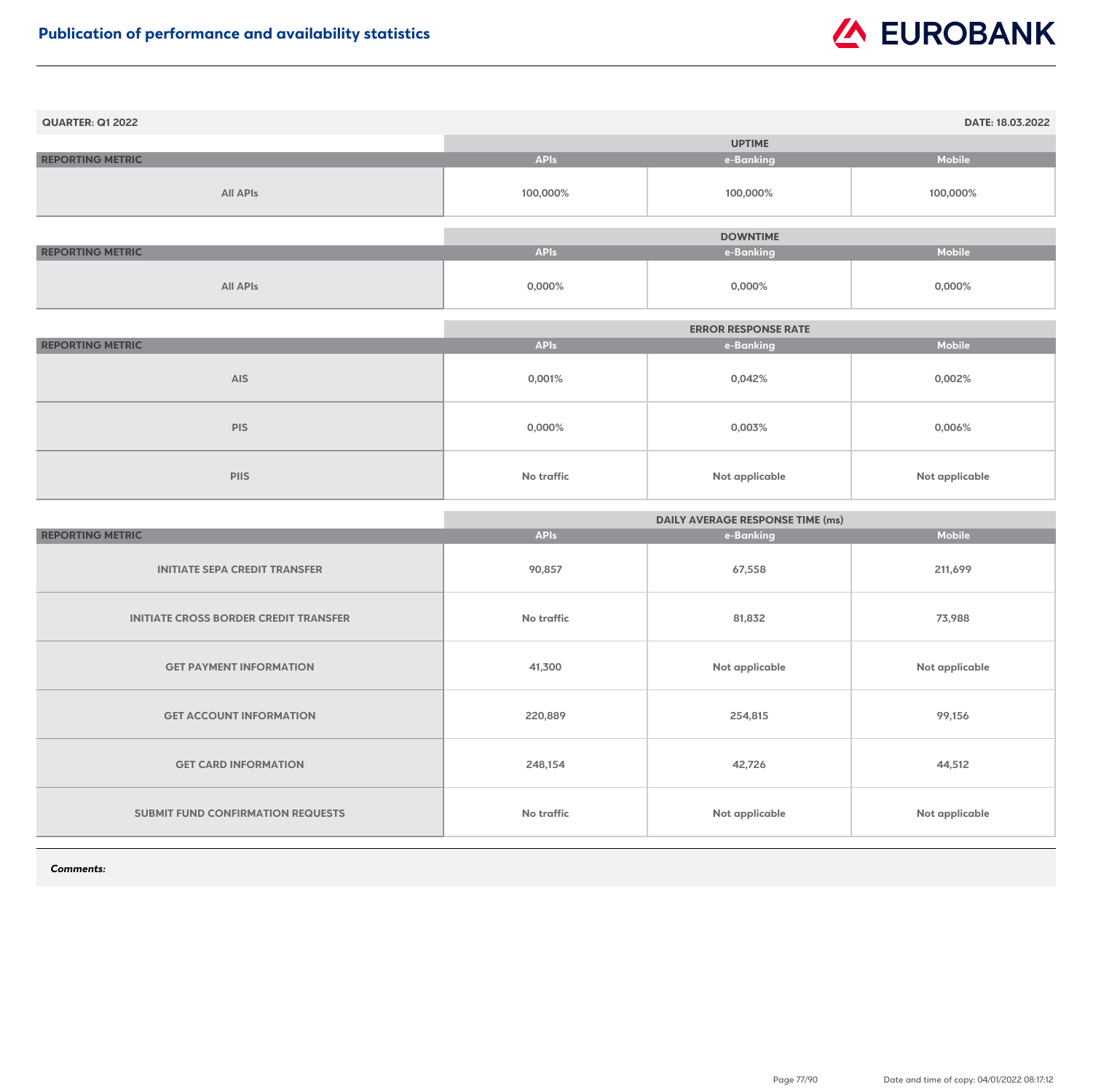# Publication of performance and availability statistics

**QUARTER: Q1 2022** **DATE: 18.03.2022**

| REPORTING METRIC | UPTIME | | |
|---|---|---|---|
| | APIs | e-Banking | Mobile |
| All APIs | 100,000% | 100,000% | 100,000% |

| REPORTING METRIC | DOWNTIME | | |
|---|---|---|---|
| | APIs | e-Banking | Mobile |
| All APIs | 0,000% | 0,000% | 0,000% |

| REPORTING METRIC | ERROR RESPONSE RATE | | |
|---|---|---|---|
| | APIs | e-Banking | Mobile |
| AIS | 0,001% | 0,042% | 0,002% |
| PIS | 0,000% | 0,003% | 0,006% |
| PIIS | No traffic | Not applicable | Not applicable |

| REPORTING METRIC | DAILY AVERAGE RESPONSE TIME (ms) | | |
|---|---|---|---|
| | APIs | e-Banking | Mobile |
| INITIATE SEPA CREDIT TRANSFER | 90,857 | 67,558 | 211,699 |
| INITIATE CROSS BORDER CREDIT TRANSFER | No traffic | 81,832 | 73,988 |
| GET PAYMENT INFORMATION | 41,300 | Not applicable | Not applicable |
| GET ACCOUNT INFORMATION | 220,889 | 254,815 | 99,156 |
| GET CARD INFORMATION | 248,154 | 42,726 | 44,512 |
| SUBMIT FUND CONFIRMATION REQUESTS | No traffic | Not applicable | Not applicable |

***Comments:***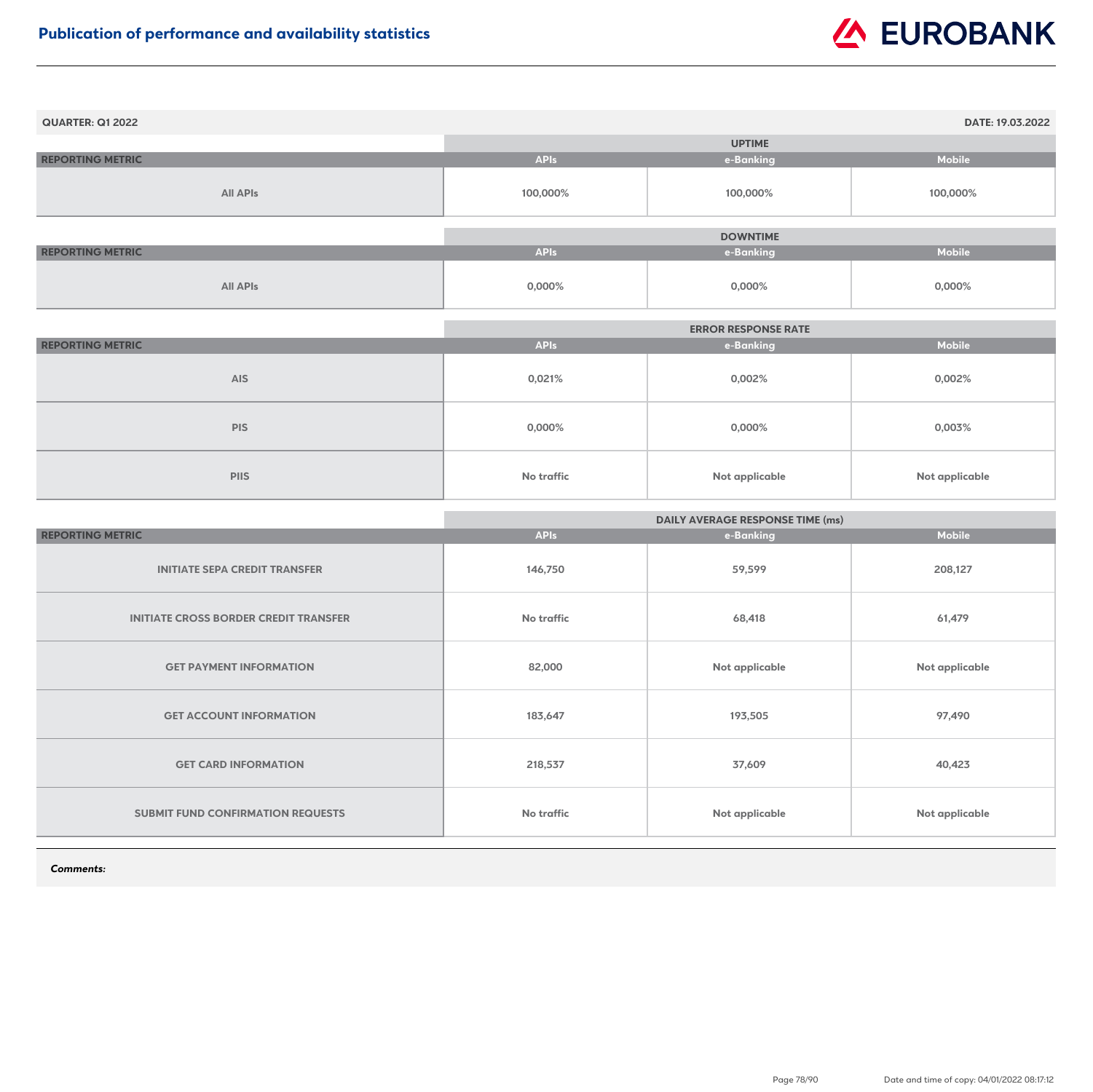## Publication of performance and availability statistics

**QUARTER: Q1 2022** | **DATE: 19.03.2022**

| REPORTING METRIC | UPTIME | | |
|---|---|---|---|
| | APIs | e-Banking | Mobile |
| All APIs | 100,000% | 100,000% | 100,000% |

| REPORTING METRIC | DOWNTIME | | |
|---|---|---|---|
| | APIs | e-Banking | Mobile |
| All APIs | 0,000% | 0,000% | 0,000% |

| REPORTING METRIC | ERROR RESPONSE RATE | | |
|---|---|---|---|
| | APIs | e-Banking | Mobile |
| AIS | 0,021% | 0,002% | 0,002% |
| PIS | 0,000% | 0,000% | 0,003% |
| PIIS | No traffic | Not applicable | Not applicable |

| REPORTING METRIC | DAILY AVERAGE RESPONSE TIME (ms) | | |
|---|---|---|---|
| | APIs | e-Banking | Mobile |
| INITIATE SEPA CREDIT TRANSFER | 146,750 | 59,599 | 208,127 |
| INITIATE CROSS BORDER CREDIT TRANSFER | No traffic | 68,418 | 61,479 |
| GET PAYMENT INFORMATION | 82,000 | Not applicable | Not applicable |
| GET ACCOUNT INFORMATION | 183,647 | 193,505 | 97,490 |
| GET CARD INFORMATION | 218,537 | 37,609 | 40,423 |
| SUBMIT FUND CONFIRMATION REQUESTS | No traffic | Not applicable | Not applicable |

***Comments:***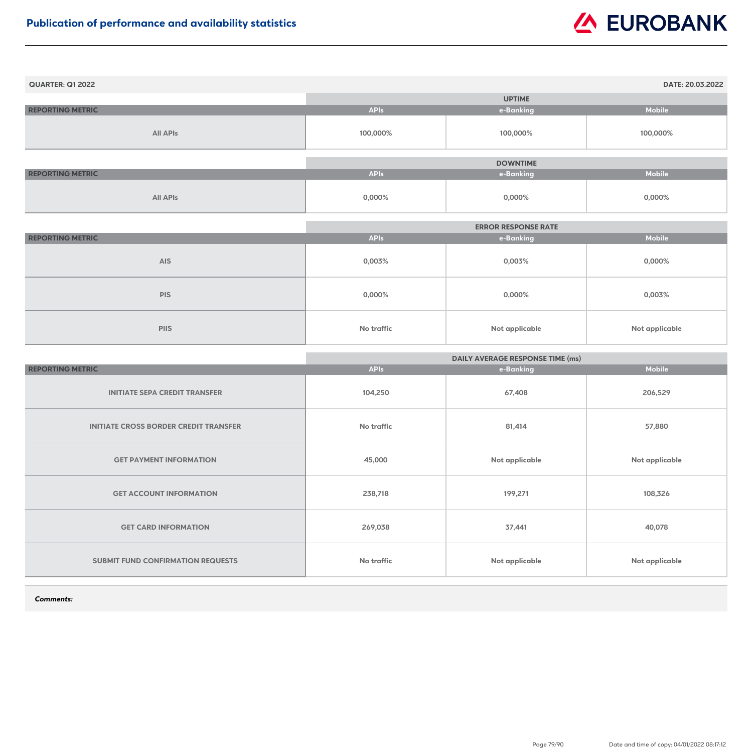# Publication of performance and availability statistics

**QUARTER: Q1 2022** | **DATE: 20.03.2022**

| REPORTING METRIC | UPTIME | | |
|---|---|---|---|
| | APIs | e-Banking | Mobile |
| All APIs | 100,000% | 100,000% | 100,000% |

| REPORTING METRIC | DOWNTIME | | |
|---|---|---|---|
| | APIs | e-Banking | Mobile |
| All APIs | 0,000% | 0,000% | 0,000% |

| REPORTING METRIC | ERROR RESPONSE RATE | | |
|---|---|---|---|
| | APIs | e-Banking | Mobile |
| AIS | 0,003% | 0,003% | 0,000% |
| PIS | 0,000% | 0,000% | 0,003% |
| PIIS | No traffic | Not applicable | Not applicable |

| REPORTING METRIC | DAILY AVERAGE RESPONSE TIME (ms) | | |
|---|---|---|---|
| | APIs | e-Banking | Mobile |
| INITIATE SEPA CREDIT TRANSFER | 104,250 | 67,408 | 206,529 |
| INITIATE CROSS BORDER CREDIT TRANSFER | No traffic | 81,414 | 57,880 |
| GET PAYMENT INFORMATION | 45,000 | Not applicable | Not applicable |
| GET ACCOUNT INFORMATION | 238,718 | 199,271 | 108,326 |
| GET CARD INFORMATION | 269,038 | 37,441 | 40,078 |
| SUBMIT FUND CONFIRMATION REQUESTS | No traffic | Not applicable | Not applicable |

***Comments:***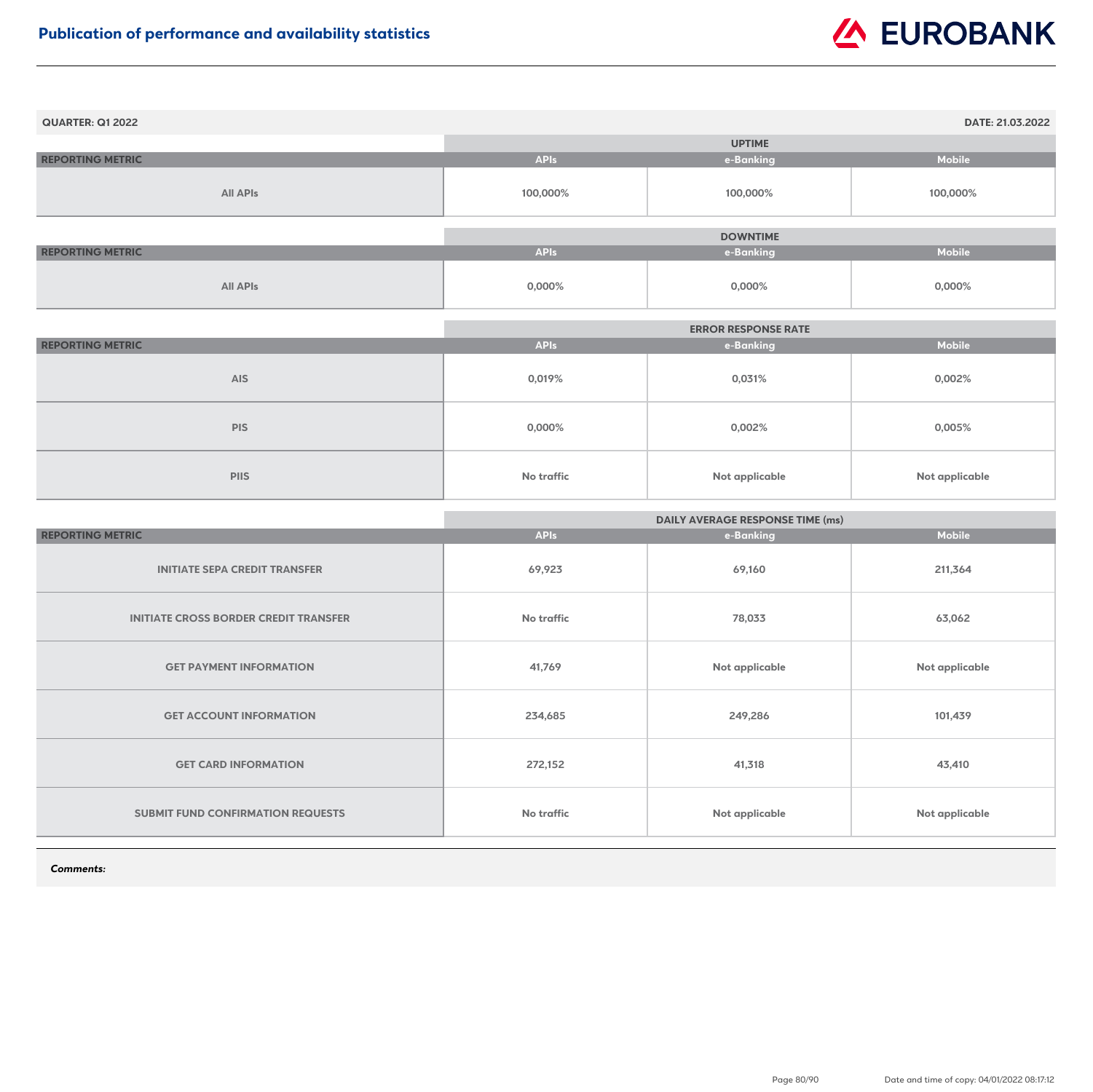## Publication of performance and availability statistics

EUROBANK

**QUARTER: Q1 2022** | **DATE: 21.03.2022**

| REPORTING METRIC | UPTIME | | |
|---|---|---|---|
| | APIs | e-Banking | Mobile |
| All APIs | 100,000% | 100,000% | 100,000% |

| REPORTING METRIC | DOWNTIME | | |
|---|---|---|---|
| | APIs | e-Banking | Mobile |
| All APIs | 0,000% | 0,000% | 0,000% |

| REPORTING METRIC | ERROR RESPONSE RATE | | |
|---|---|---|---|
| | APIs | e-Banking | Mobile |
| AIS | 0,019% | 0,031% | 0,002% |
| PIS | 0,000% | 0,002% | 0,005% |
| PIIS | No traffic | Not applicable | Not applicable |

| REPORTING METRIC | DAILY AVERAGE RESPONSE TIME (ms) | | |
|---|---|---|---|
| | APIs | e-Banking | Mobile |
| INITIATE SEPA CREDIT TRANSFER | 69,923 | 69,160 | 211,364 |
| INITIATE CROSS BORDER CREDIT TRANSFER | No traffic | 78,033 | 63,062 |
| GET PAYMENT INFORMATION | 41,769 | Not applicable | Not applicable |
| GET ACCOUNT INFORMATION | 234,685 | 249,286 | 101,439 |
| GET CARD INFORMATION | 272,152 | 41,318 | 43,410 |
| SUBMIT FUND CONFIRMATION REQUESTS | No traffic | Not applicable | Not applicable |

***Comments:***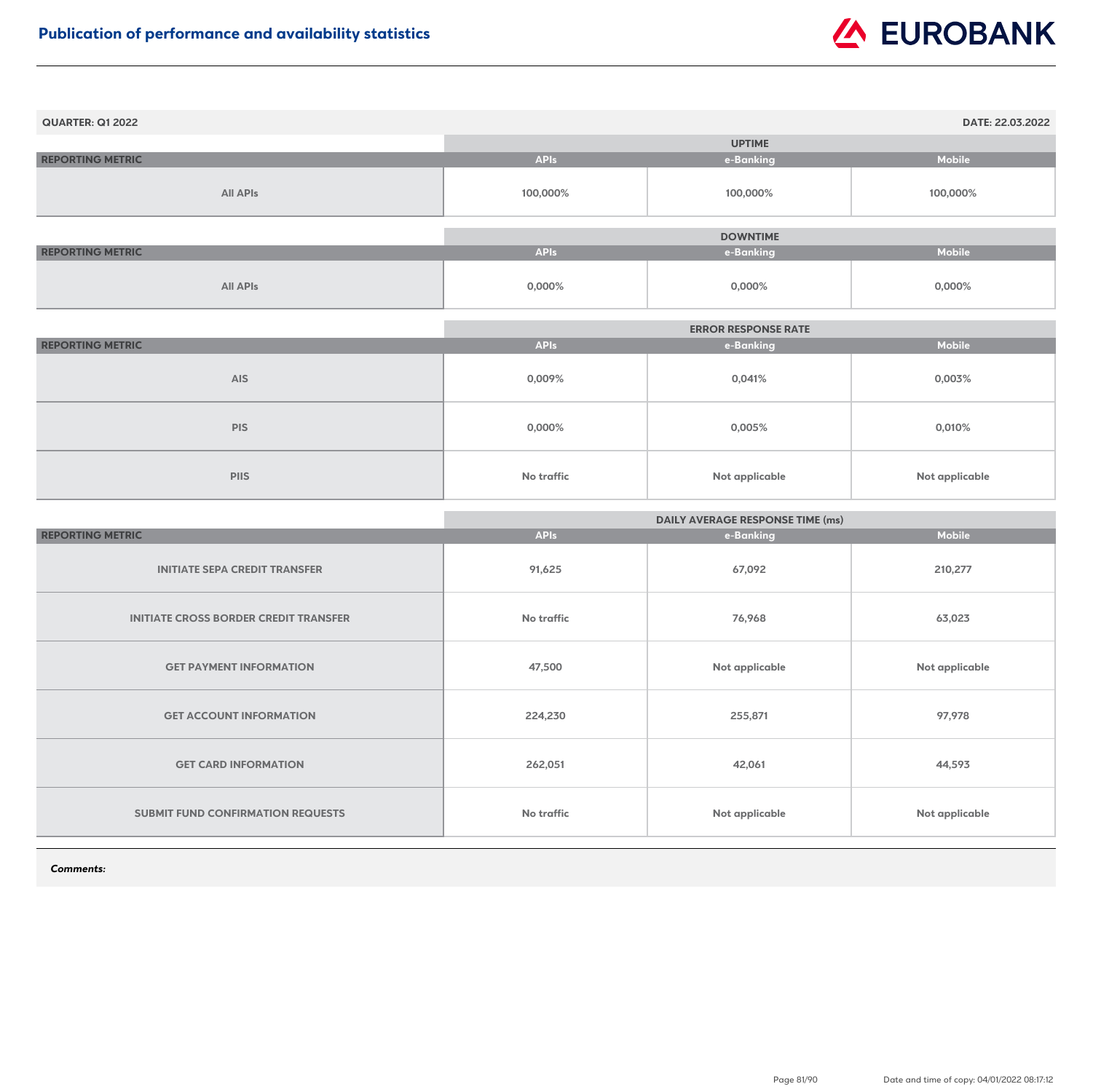## Publication of performance and availability statistics

**QUARTER: Q1 2022** | **DATE: 22.03.2022**

| REPORTING METRIC | UPTIME | | |
|---|---|---|---|
| | APIs | e-Banking | Mobile |
| All APIs | 100,000% | 100,000% | 100,000% |

| REPORTING METRIC | DOWNTIME | | |
|---|---|---|---|
| | APIs | e-Banking | Mobile |
| All APIs | 0,000% | 0,000% | 0,000% |

| REPORTING METRIC | ERROR RESPONSE RATE | | |
|---|---|---|---|
| | APIs | e-Banking | Mobile |
| AIS | 0,009% | 0,041% | 0,003% |
| PIS | 0,000% | 0,005% | 0,010% |
| PIIS | No traffic | Not applicable | Not applicable |

| REPORTING METRIC | DAILY AVERAGE RESPONSE TIME (ms) | | |
|---|---|---|---|
| | APIs | e-Banking | Mobile |
| INITIATE SEPA CREDIT TRANSFER | 91,625 | 67,092 | 210,277 |
| INITIATE CROSS BORDER CREDIT TRANSFER | No traffic | 76,968 | 63,023 |
| GET PAYMENT INFORMATION | 47,500 | Not applicable | Not applicable |
| GET ACCOUNT INFORMATION | 224,230 | 255,871 | 97,978 |
| GET CARD INFORMATION | 262,051 | 42,061 | 44,593 |
| SUBMIT FUND CONFIRMATION REQUESTS | No traffic | Not applicable | Not applicable |

***Comments:***

Date and time of copy: 04/01/2022 08:17:12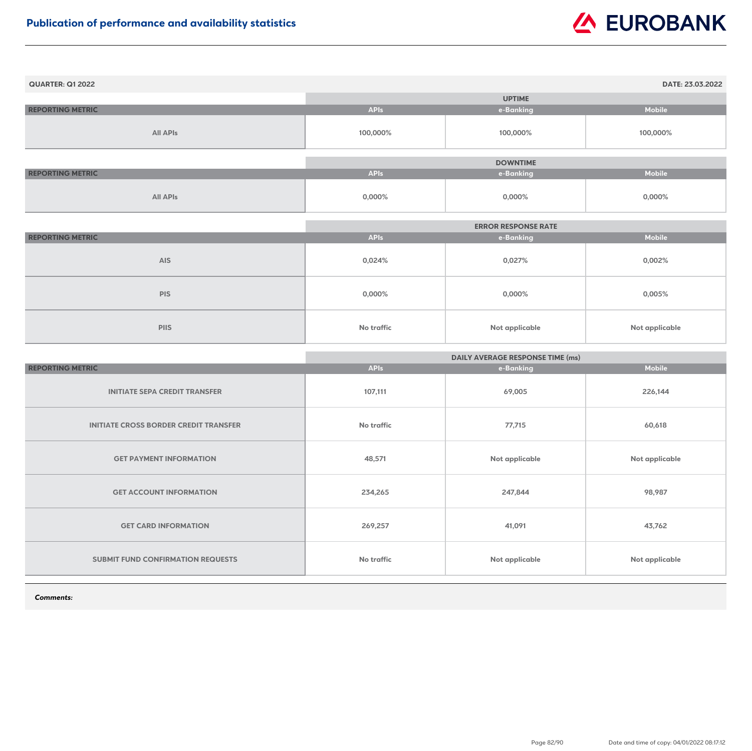# Publication of performance and availability statistics

**QUARTER: Q1 2022** | **DATE: 23.03.2022**

| | UPTIME | | |
|---|---|---|---|
| **REPORTING METRIC** | **APIs** | **e-Banking** | **Mobile** |
| All APIs | 100,000% | 100,000% | 100,000% |

| | DOWNTIME | | |
|---|---|---|---|
| **REPORTING METRIC** | **APIs** | **e-Banking** | **Mobile** |
| All APIs | 0,000% | 0,000% | 0,000% |

| | ERROR RESPONSE RATE | | |
|---|---|---|---|
| **REPORTING METRIC** | **APIs** | **e-Banking** | **Mobile** |
| AIS | 0,024% | 0,027% | 0,002% |
| PIS | 0,000% | 0,000% | 0,005% |
| PIIS | No traffic | Not applicable | Not applicable |

| | DAILY AVERAGE RESPONSE TIME (ms) | | |
|---|---|---|---|
| **REPORTING METRIC** | **APIs** | **e-Banking** | **Mobile** |
| INITIATE SEPA CREDIT TRANSFER | 107,111 | 69,005 | 226,144 |
| INITIATE CROSS BORDER CREDIT TRANSFER | No traffic | 77,715 | 60,618 |
| GET PAYMENT INFORMATION | 48,571 | Not applicable | Not applicable |
| GET ACCOUNT INFORMATION | 234,265 | 247,844 | 98,987 |
| GET CARD INFORMATION | 269,257 | 41,091 | 43,762 |
| SUBMIT FUND CONFIRMATION REQUESTS | No traffic | Not applicable | Not applicable |

***Comments:***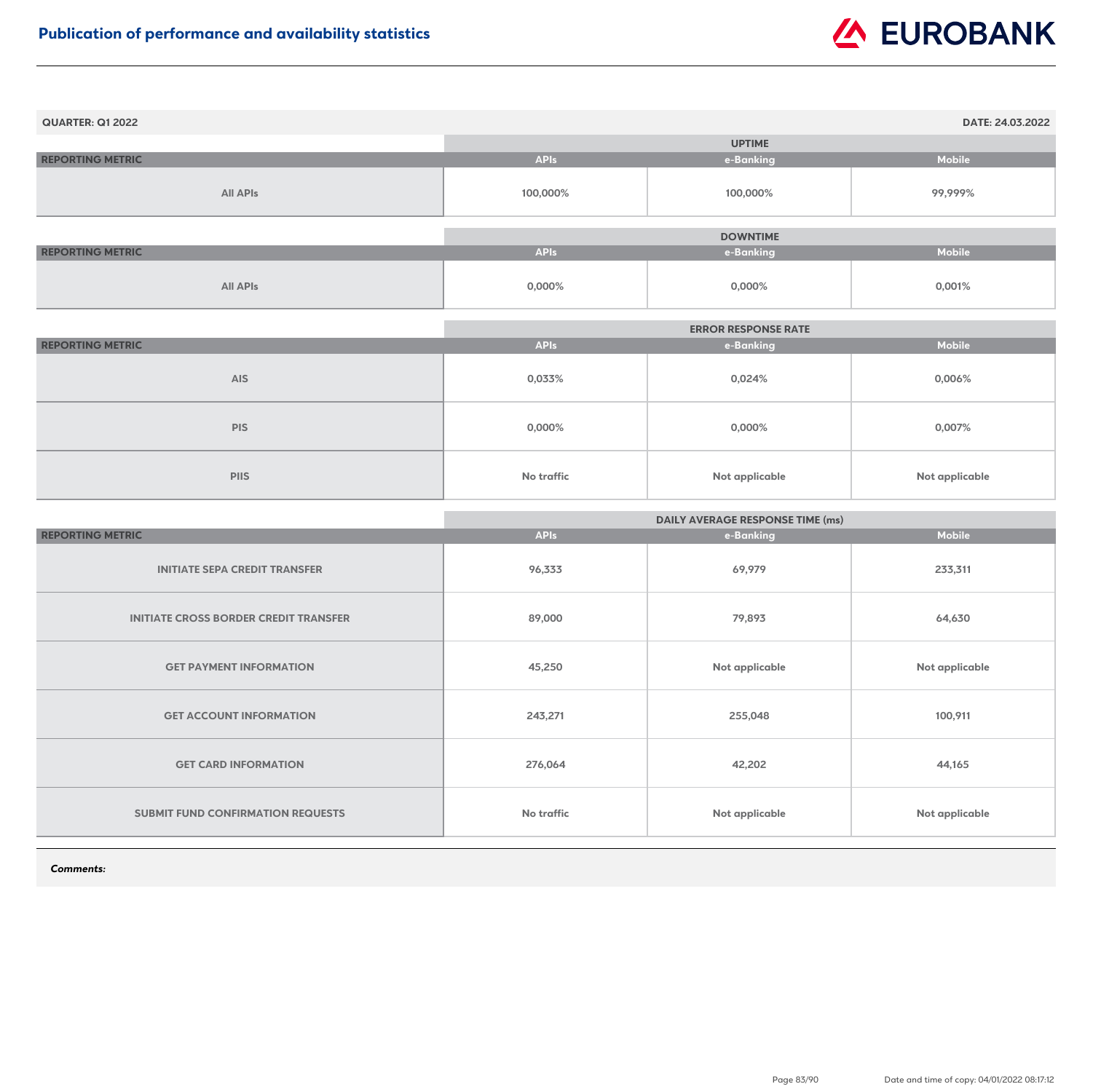# Publication of performance and availability statistics

**QUARTER: Q1 2022** **DATE: 24.03.2022**

| REPORTING METRIC | UPTIME | | |
|---|---|---|---|
| | APIs | e-Banking | Mobile |
| All APIs | 100,000% | 100,000% | 99,999% |

| REPORTING METRIC | DOWNTIME | | |
|---|---|---|---|
| | APIs | e-Banking | Mobile |
| All APIs | 0,000% | 0,000% | 0,001% |

| REPORTING METRIC | ERROR RESPONSE RATE | | |
|---|---|---|---|
| | APIs | e-Banking | Mobile |
| AIS | 0,033% | 0,024% | 0,006% |
| PIS | 0,000% | 0,000% | 0,007% |
| PIIS | No traffic | Not applicable | Not applicable |

| REPORTING METRIC | DAILY AVERAGE RESPONSE TIME (ms) | | |
|---|---|---|---|
| | APIs | e-Banking | Mobile |
| INITIATE SEPA CREDIT TRANSFER | 96,333 | 69,979 | 233,311 |
| INITIATE CROSS BORDER CREDIT TRANSFER | 89,000 | 79,893 | 64,630 |
| GET PAYMENT INFORMATION | 45,250 | Not applicable | Not applicable |
| GET ACCOUNT INFORMATION | 243,271 | 255,048 | 100,911 |
| GET CARD INFORMATION | 276,064 | 42,202 | 44,165 |
| SUBMIT FUND CONFIRMATION REQUESTS | No traffic | Not applicable | Not applicable |

***Comments:***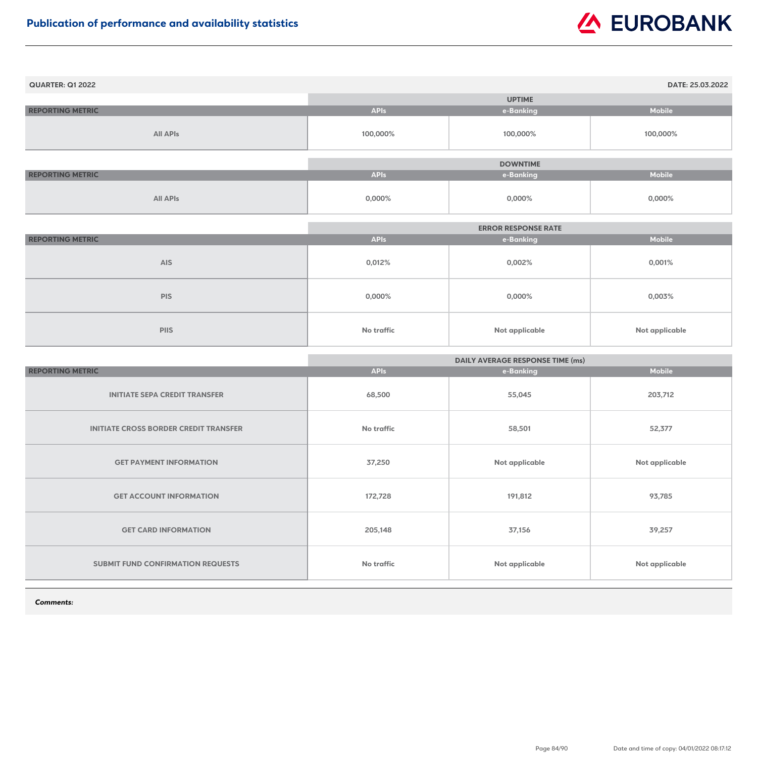# Publication of performance and availability statistics

QUARTER: Q1 2022 — DATE: 25.03.2022

| REPORTING METRIC | UPTIME | | |
|---|---|---|---|
| | APIs | e-Banking | Mobile |
| All APIs | 100,000% | 100,000% | 100,000% |

| REPORTING METRIC | DOWNTIME | | |
|---|---|---|---|
| | APIs | e-Banking | Mobile |
| All APIs | 0,000% | 0,000% | 0,000% |

| REPORTING METRIC | ERROR RESPONSE RATE | | |
|---|---|---|---|
| | APIs | e-Banking | Mobile |
| AIS | 0,012% | 0,002% | 0,001% |
| PIS | 0,000% | 0,000% | 0,003% |
| PIIS | No traffic | Not applicable | Not applicable |

| REPORTING METRIC | DAILY AVERAGE RESPONSE TIME (ms) | | |
|---|---|---|---|
| | APIs | e-Banking | Mobile |
| INITIATE SEPA CREDIT TRANSFER | 68,500 | 55,045 | 203,712 |
| INITIATE CROSS BORDER CREDIT TRANSFER | No traffic | 58,501 | 52,377 |
| GET PAYMENT INFORMATION | 37,250 | Not applicable | Not applicable |
| GET ACCOUNT INFORMATION | 172,728 | 191,812 | 93,785 |
| GET CARD INFORMATION | 205,148 | 37,156 | 39,257 |
| SUBMIT FUND CONFIRMATION REQUESTS | No traffic | Not applicable | Not applicable |

***Comments:***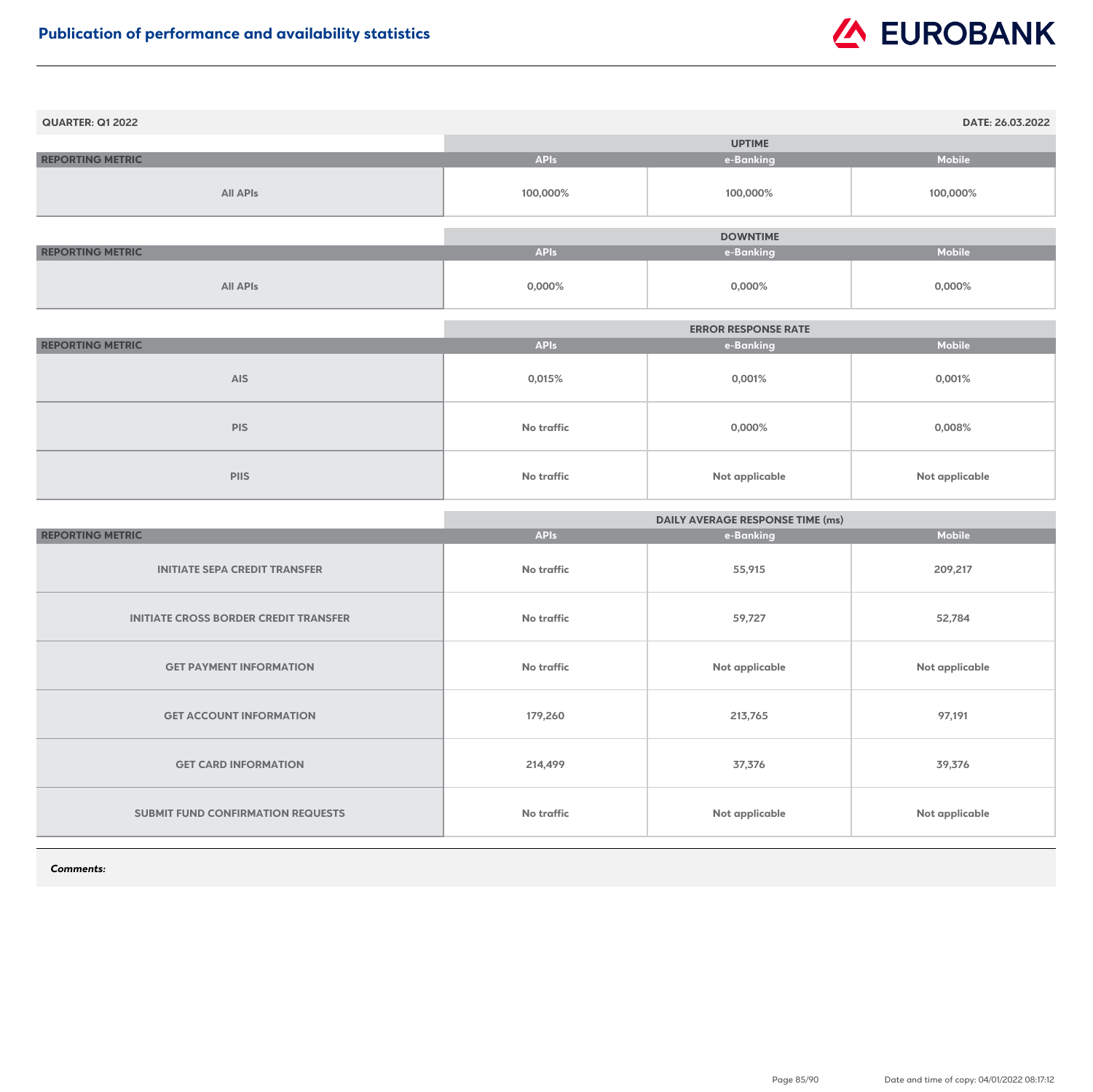# Publication of performance and availability statistics

**QUARTER: Q1 2022** | **DATE: 26.03.2022**

| REPORTING METRIC | UPTIME | | |
|---|---|---|---|
| | APIs | e-Banking | Mobile |
| All APIs | 100,000% | 100,000% | 100,000% |

| REPORTING METRIC | DOWNTIME | | |
|---|---|---|---|
| | APIs | e-Banking | Mobile |
| All APIs | 0,000% | 0,000% | 0,000% |

| REPORTING METRIC | ERROR RESPONSE RATE | | |
|---|---|---|---|
| | APIs | e-Banking | Mobile |
| AIS | 0,015% | 0,001% | 0,001% |
| PIS | No traffic | 0,000% | 0,008% |
| PIIS | No traffic | Not applicable | Not applicable |

| REPORTING METRIC | DAILY AVERAGE RESPONSE TIME (ms) | | |
|---|---|---|---|
| | APIs | e-Banking | Mobile |
| INITIATE SEPA CREDIT TRANSFER | No traffic | 55,915 | 209,217 |
| INITIATE CROSS BORDER CREDIT TRANSFER | No traffic | 59,727 | 52,784 |
| GET PAYMENT INFORMATION | No traffic | Not applicable | Not applicable |
| GET ACCOUNT INFORMATION | 179,260 | 213,765 | 97,191 |
| GET CARD INFORMATION | 214,499 | 37,376 | 39,376 |
| SUBMIT FUND CONFIRMATION REQUESTS | No traffic | Not applicable | Not applicable |

***Comments:***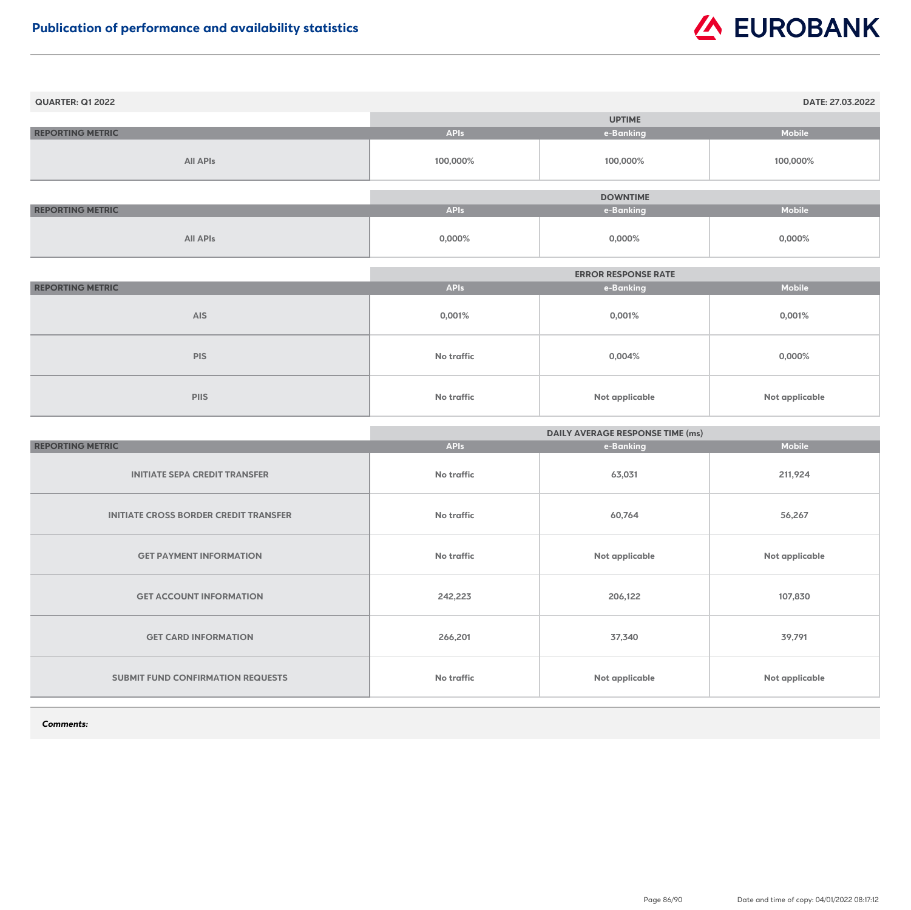# Publication of performance and availability statistics

**QUARTER: Q1 2022** | **DATE: 27.03.2022**

| REPORTING METRIC | UPTIME | | |
|---|---|---|---|
| | APIs | e-Banking | Mobile |
| All APIs | 100,000% | 100,000% | 100,000% |

| REPORTING METRIC | DOWNTIME | | |
|---|---|---|---|
| | APIs | e-Banking | Mobile |
| All APIs | 0,000% | 0,000% | 0,000% |

| REPORTING METRIC | ERROR RESPONSE RATE | | |
|---|---|---|---|
| | APIs | e-Banking | Mobile |
| AIS | 0,001% | 0,001% | 0,001% |
| PIS | No traffic | 0,004% | 0,000% |
| PIIS | No traffic | Not applicable | Not applicable |

| REPORTING METRIC | DAILY AVERAGE RESPONSE TIME (ms) | | |
|---|---|---|---|
| | APIs | e-Banking | Mobile |
| INITIATE SEPA CREDIT TRANSFER | No traffic | 63,031 | 211,924 |
| INITIATE CROSS BORDER CREDIT TRANSFER | No traffic | 60,764 | 56,267 |
| GET PAYMENT INFORMATION | No traffic | Not applicable | Not applicable |
| GET ACCOUNT INFORMATION | 242,223 | 206,122 | 107,830 |
| GET CARD INFORMATION | 266,201 | 37,340 | 39,791 |
| SUBMIT FUND CONFIRMATION REQUESTS | No traffic | Not applicable | Not applicable |

***Comments:***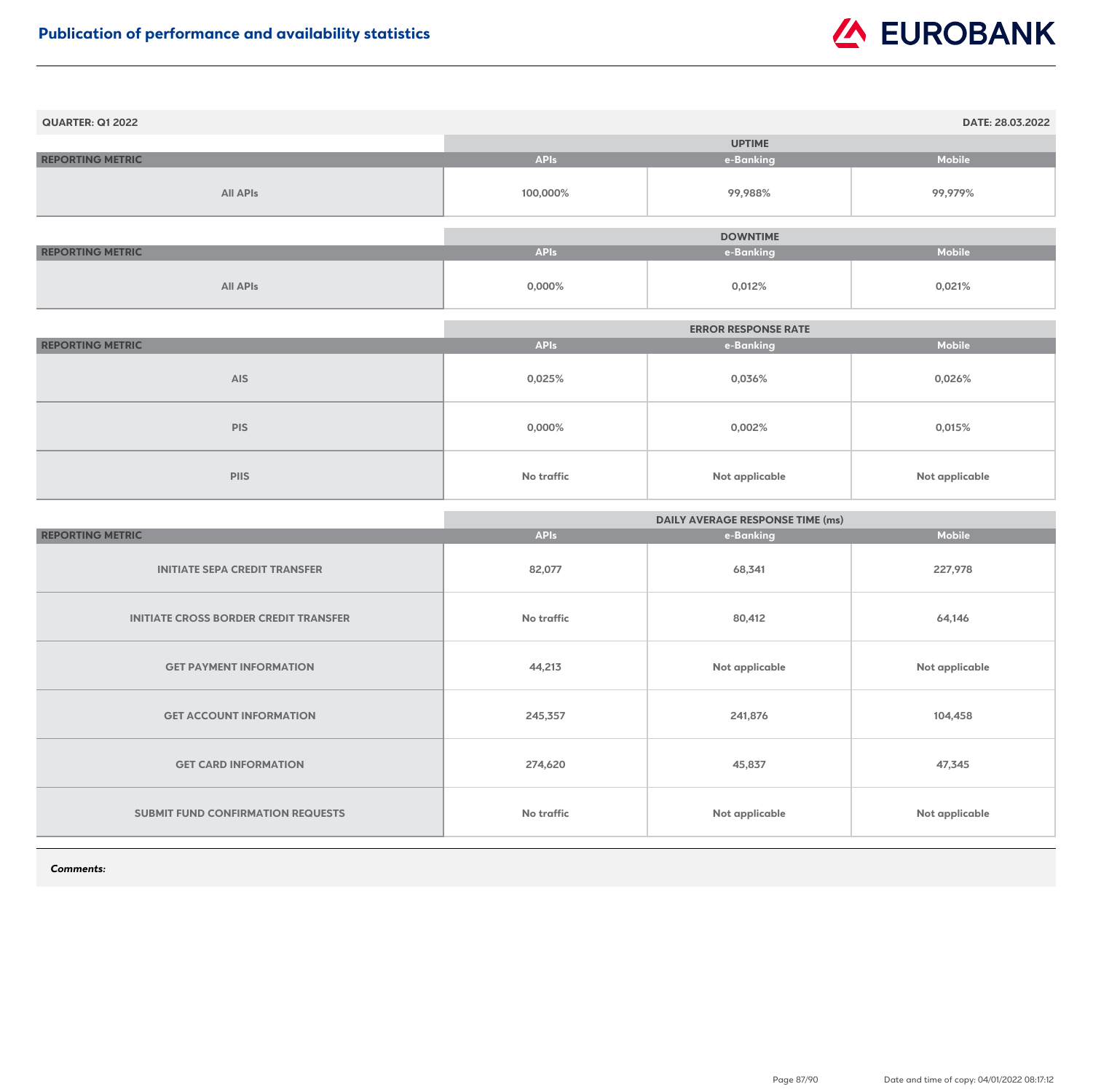# Publication of performance and availability statistics

**QUARTER: Q1 2022** **DATE: 28.03.2022**

| REPORTING METRIC | UPTIME | | |
|---|---|---|---|
| | APIs | e-Banking | Mobile |
| All APIs | 100,000% | 99,988% | 99,979% |

| REPORTING METRIC | DOWNTIME | | |
|---|---|---|---|
| | APIs | e-Banking | Mobile |
| All APIs | 0,000% | 0,012% | 0,021% |

| REPORTING METRIC | ERROR RESPONSE RATE | | |
|---|---|---|---|
| | APIs | e-Banking | Mobile |
| AIS | 0,025% | 0,036% | 0,026% |
| PIS | 0,000% | 0,002% | 0,015% |
| PIIS | No traffic | Not applicable | Not applicable |

| REPORTING METRIC | DAILY AVERAGE RESPONSE TIME (ms) | | |
|---|---|---|---|
| | APIs | e-Banking | Mobile |
| INITIATE SEPA CREDIT TRANSFER | 82,077 | 68,341 | 227,978 |
| INITIATE CROSS BORDER CREDIT TRANSFER | No traffic | 80,412 | 64,146 |
| GET PAYMENT INFORMATION | 44,213 | Not applicable | Not applicable |
| GET ACCOUNT INFORMATION | 245,357 | 241,876 | 104,458 |
| GET CARD INFORMATION | 274,620 | 45,837 | 47,345 |
| SUBMIT FUND CONFIRMATION REQUESTS | No traffic | Not applicable | Not applicable |

***Comments:***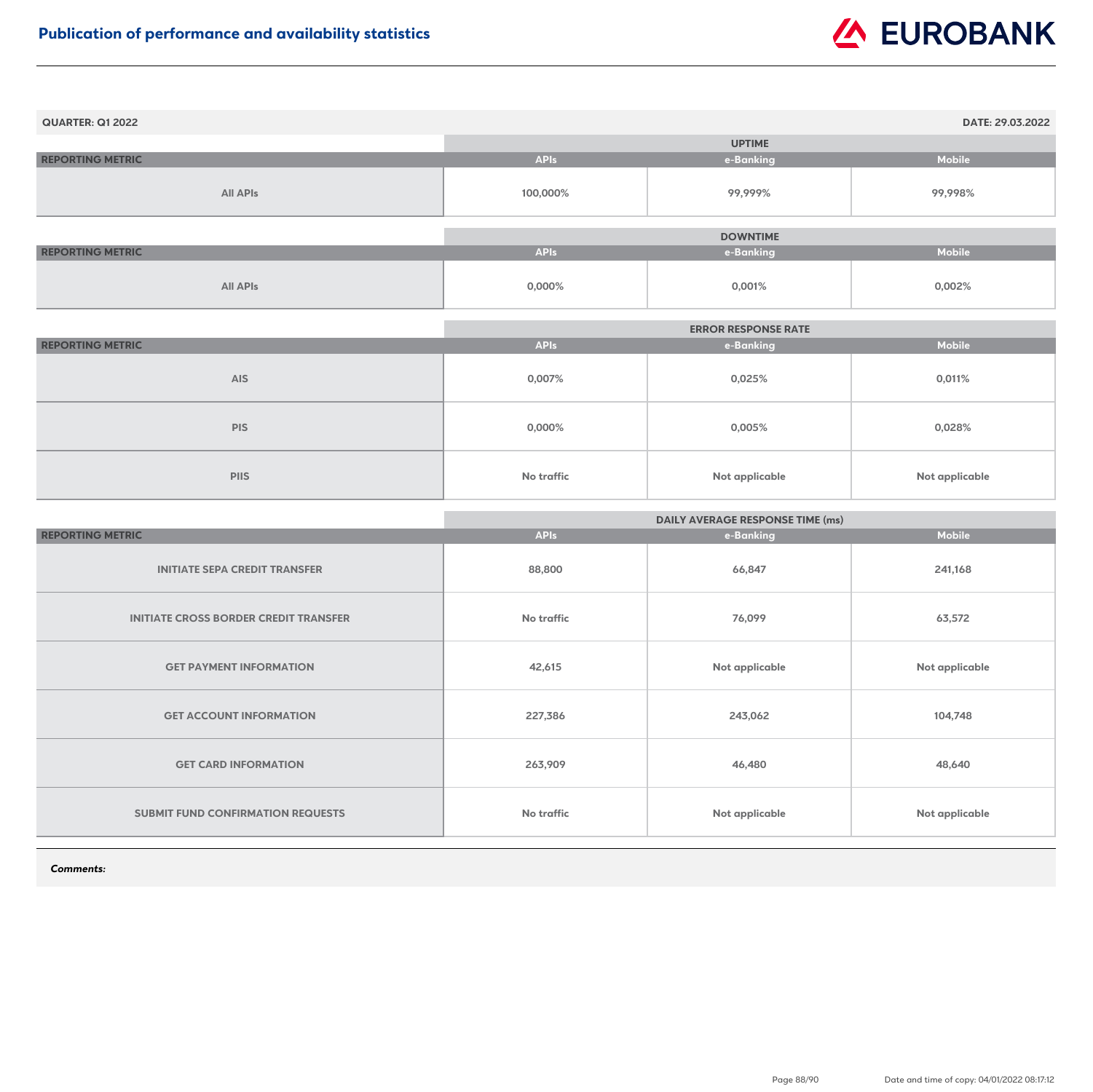# Publication of performance and availability statistics

**QUARTER: Q1 2022** **DATE: 29.03.2022**

| REPORTING METRIC | UPTIME | | |
|---|---|---|---|
| | APIs | e-Banking | Mobile |
| All APIs | 100,000% | 99,999% | 99,998% |

| REPORTING METRIC | DOWNTIME | | |
|---|---|---|---|
| | APIs | e-Banking | Mobile |
| All APIs | 0,000% | 0,001% | 0,002% |

| REPORTING METRIC | ERROR RESPONSE RATE | | |
|---|---|---|---|
| | APIs | e-Banking | Mobile |
| AIS | 0,007% | 0,025% | 0,011% |
| PIS | 0,000% | 0,005% | 0,028% |
| PIIS | No traffic | Not applicable | Not applicable |

| REPORTING METRIC | DAILY AVERAGE RESPONSE TIME (ms) | | |
|---|---|---|---|
| | APIs | e-Banking | Mobile |
| INITIATE SEPA CREDIT TRANSFER | 88,800 | 66,847 | 241,168 |
| INITIATE CROSS BORDER CREDIT TRANSFER | No traffic | 76,099 | 63,572 |
| GET PAYMENT INFORMATION | 42,615 | Not applicable | Not applicable |
| GET ACCOUNT INFORMATION | 227,386 | 243,062 | 104,748 |
| GET CARD INFORMATION | 263,909 | 46,480 | 48,640 |
| SUBMIT FUND CONFIRMATION REQUESTS | No traffic | Not applicable | Not applicable |

***Comments:***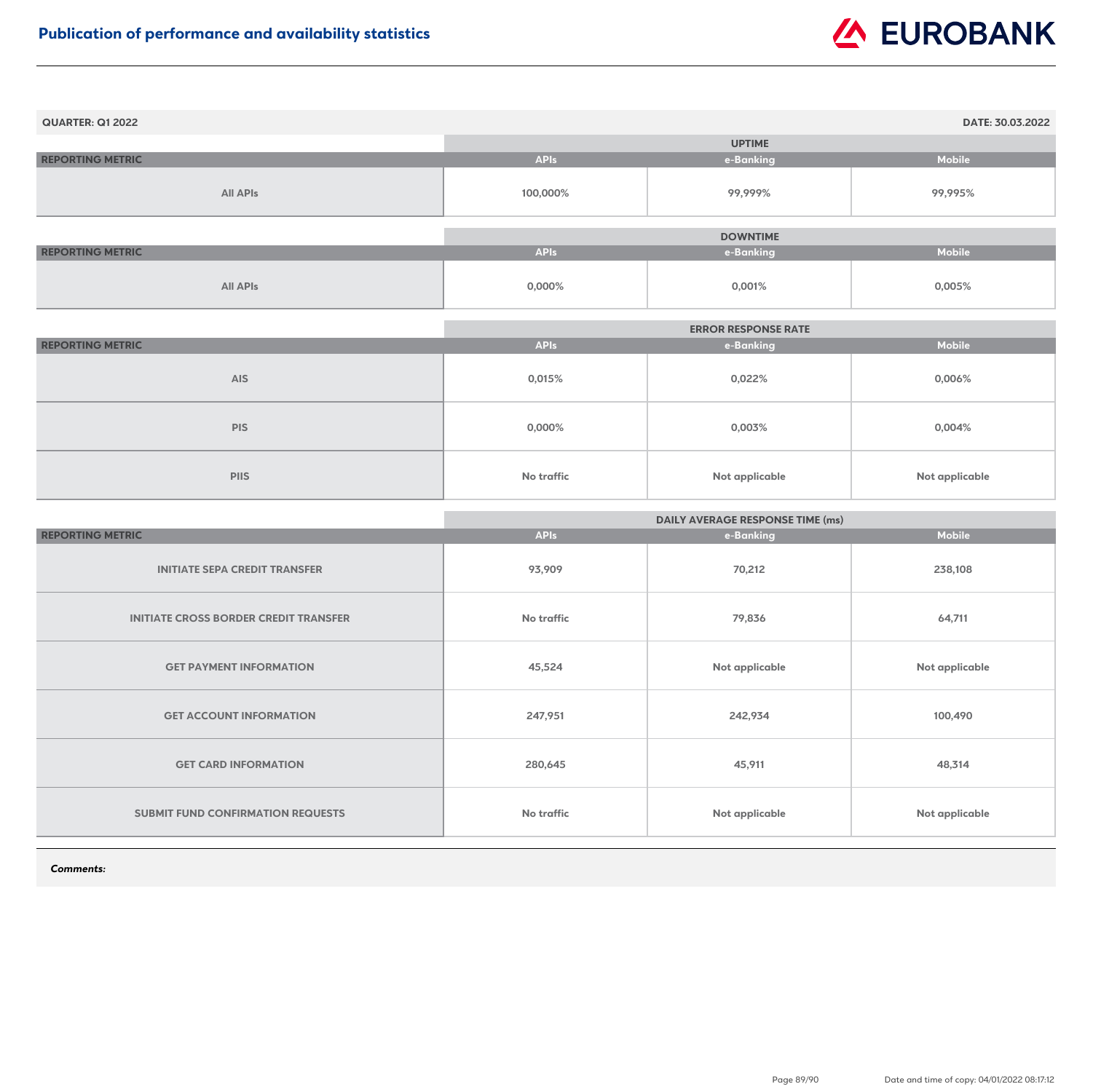# Publication of performance and availability statistics

**QUARTER: Q1 2022** | **DATE: 30.03.2022**

| REPORTING METRIC | UPTIME | | |
|---|---|---|---|
| | APIs | e-Banking | Mobile |
| All APIs | 100,000% | 99,999% | 99,995% |

| REPORTING METRIC | DOWNTIME | | |
|---|---|---|---|
| | APIs | e-Banking | Mobile |
| All APIs | 0,000% | 0,001% | 0,005% |

| REPORTING METRIC | ERROR RESPONSE RATE | | |
|---|---|---|---|
| | APIs | e-Banking | Mobile |
| AIS | 0,015% | 0,022% | 0,006% |
| PIS | 0,000% | 0,003% | 0,004% |
| PIIS | No traffic | Not applicable | Not applicable |

| REPORTING METRIC | DAILY AVERAGE RESPONSE TIME (ms) | | |
|---|---|---|---|
| | APIs | e-Banking | Mobile |
| INITIATE SEPA CREDIT TRANSFER | 93,909 | 70,212 | 238,108 |
| INITIATE CROSS BORDER CREDIT TRANSFER | No traffic | 79,836 | 64,711 |
| GET PAYMENT INFORMATION | 45,524 | Not applicable | Not applicable |
| GET ACCOUNT INFORMATION | 247,951 | 242,934 | 100,490 |
| GET CARD INFORMATION | 280,645 | 45,911 | 48,314 |
| SUBMIT FUND CONFIRMATION REQUESTS | No traffic | Not applicable | Not applicable |

***Comments:***

Date and time of copy: 04/01/2022 08:17:12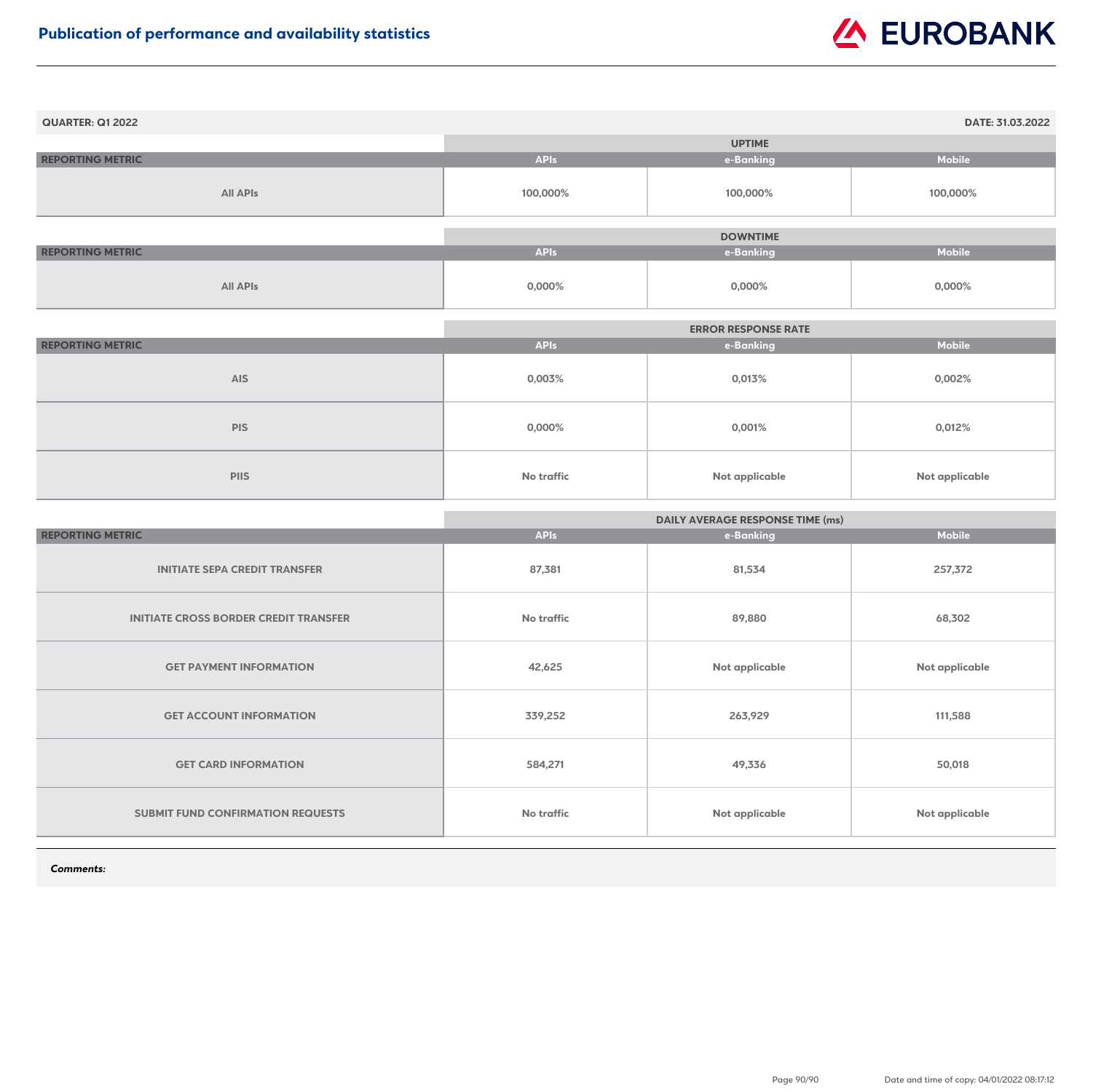# Publication of performance and availability statistics

**QUARTER: Q1 2022** | **DATE: 31.03.2022**

| REPORTING METRIC | UPTIME | | |
|---|---|---|---|
| | **APIs** | **e-Banking** | **Mobile** |
| All APIs | 100,000% | 100,000% | 100,000% |

| REPORTING METRIC | DOWNTIME | | |
|---|---|---|---|
| | **APIs** | **e-Banking** | **Mobile** |
| All APIs | 0,000% | 0,000% | 0,000% |

| REPORTING METRIC | ERROR RESPONSE RATE | | |
|---|---|---|---|
| | **APIs** | **e-Banking** | **Mobile** |
| AIS | 0,003% | 0,013% | 0,002% |
| PIS | 0,000% | 0,001% | 0,012% |
| PIIS | No traffic | Not applicable | Not applicable |

| REPORTING METRIC | DAILY AVERAGE RESPONSE TIME (ms) | | |
|---|---|---|---|
| | **APIs** | **e-Banking** | **Mobile** |
| INITIATE SEPA CREDIT TRANSFER | 87,381 | 81,534 | 257,372 |
| INITIATE CROSS BORDER CREDIT TRANSFER | No traffic | 89,880 | 68,302 |
| GET PAYMENT INFORMATION | 42,625 | Not applicable | Not applicable |
| GET ACCOUNT INFORMATION | 339,252 | 263,929 | 111,588 |
| GET CARD INFORMATION | 584,271 | 49,336 | 50,018 |
| SUBMIT FUND CONFIRMATION REQUESTS | No traffic | Not applicable | Not applicable |

***Comments:***